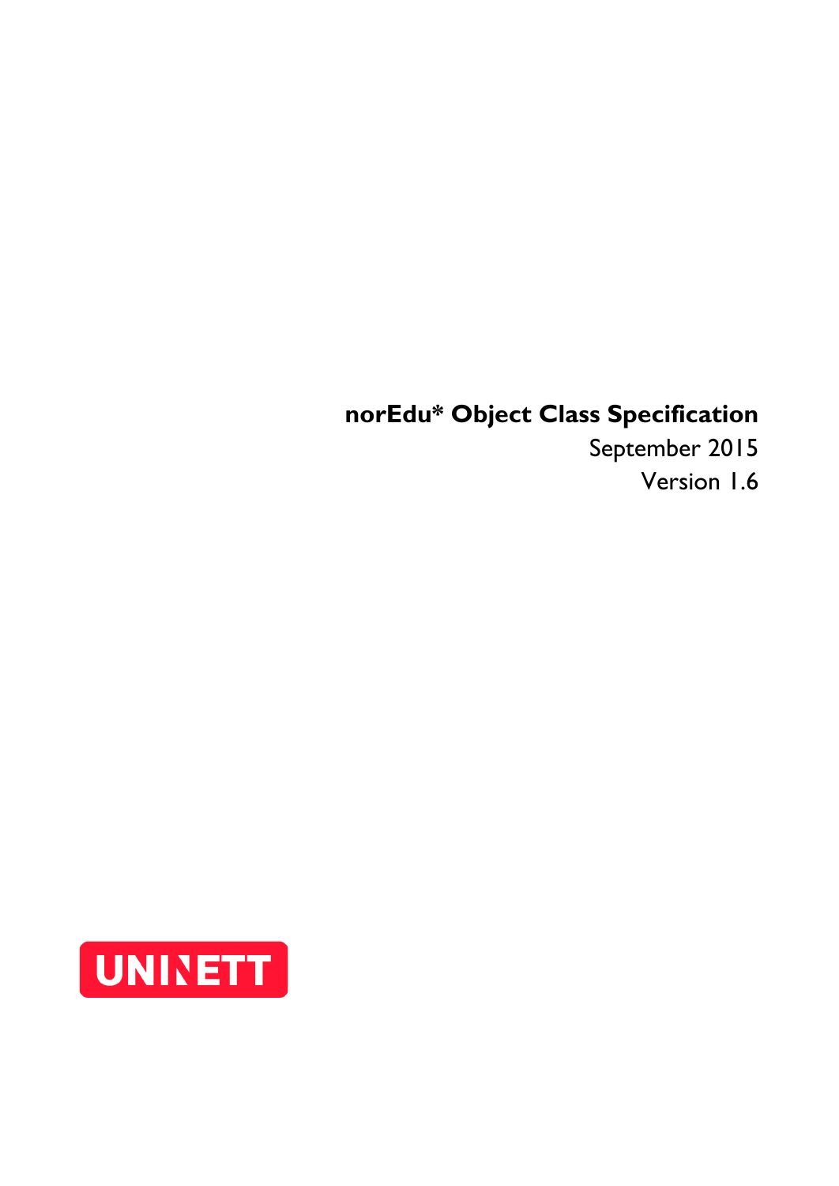**norEdu* Object Class Specification**

September 2015

Version 1.6

UNINETT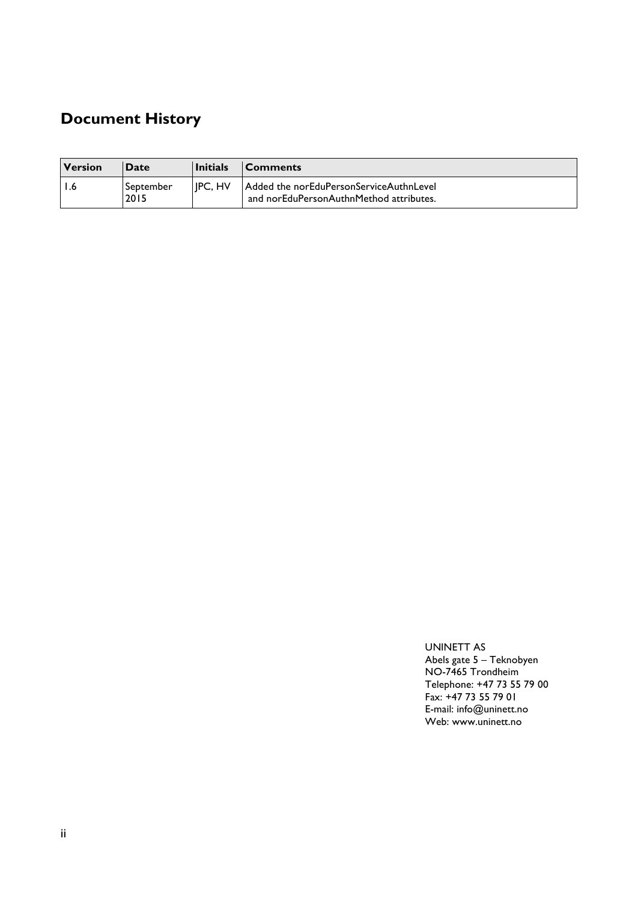## Document History

| Version | Date | Initials | Comments |
| --- | --- | --- | --- |
| 1.6 | September 2015 | JPC, HV | Added the norEduPersonServiceAuthnLevel and norEduPersonAuthnMethod attributes. |

UNINETT AS
Abels gate 5 – Teknobyen
NO-7465 Trondheim
Telephone: +47 73 55 79 00
Fax: +47 73 55 79 01
E-mail: info@uninett.no
Web: www.uninett.no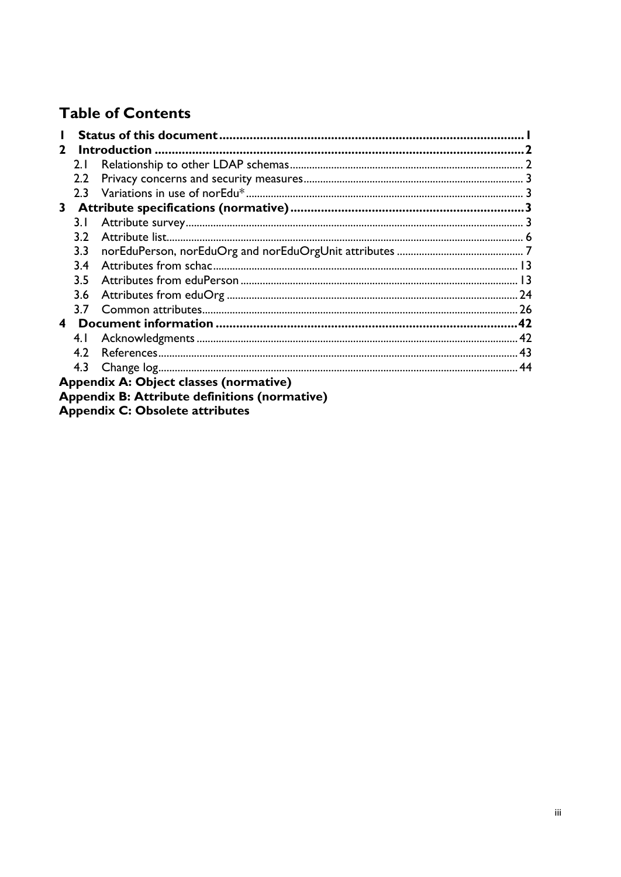## Table of Contents

- **1 Status of this document** .......... **1**
- **2 Introduction** .......... **2**
  - 2.1 Relationship to other LDAP schemas .......... 2
  - 2.2 Privacy concerns and security measures .......... 3
  - 2.3 Variations in use of norEdu* .......... 3
- **3 Attribute specifications (normative)** .......... **3**
  - 3.1 Attribute survey .......... 3
  - 3.2 Attribute list .......... 6
  - 3.3 norEduPerson, norEduOrg and norEduOrgUnit attributes .......... 7
  - 3.4 Attributes from schac .......... 13
  - 3.5 Attributes from eduPerson .......... 13
  - 3.6 Attributes from eduOrg .......... 24
  - 3.7 Common attributes .......... 26
- **4 Document information** .......... **42**
  - 4.1 Acknowledgments .......... 42
  - 4.2 References .......... 43
  - 4.3 Change log .......... 44
- **Appendix A: Object classes (normative)**
- **Appendix B: Attribute definitions (normative)**
- **Appendix C: Obsolete attributes**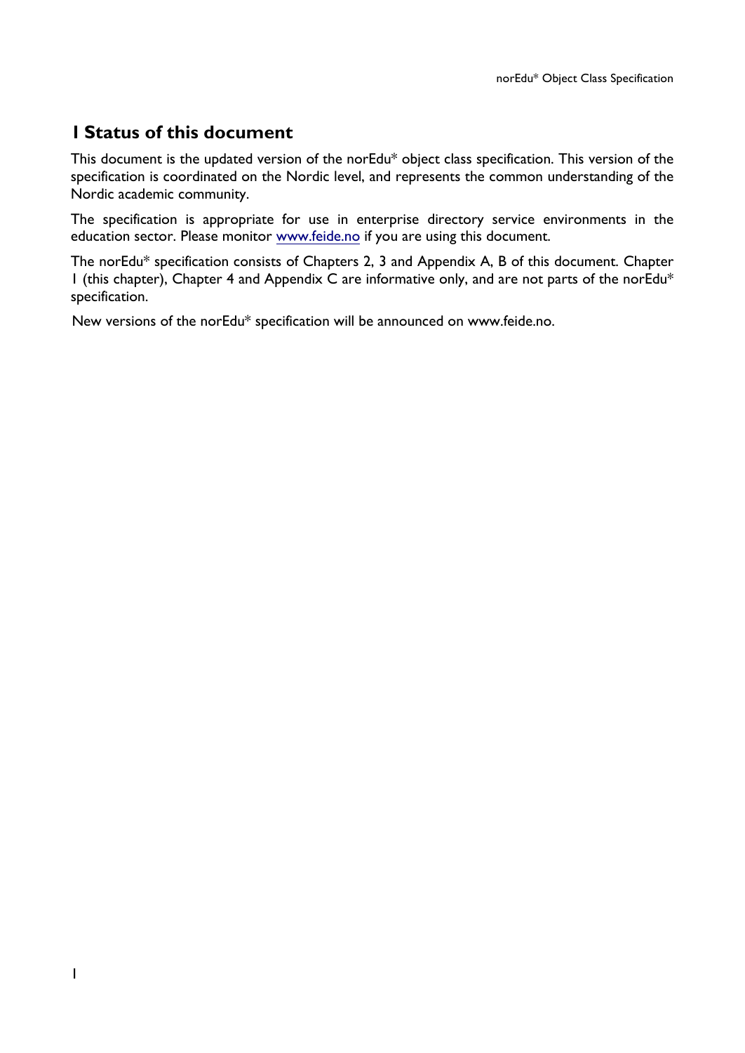# 1 Status of this document

This document is the updated version of the norEdu* object class specification. This version of the specification is coordinated on the Nordic level, and represents the common understanding of the Nordic academic community.

The specification is appropriate for use in enterprise directory service environments in the education sector. Please monitor www.feide.no if you are using this document.

The norEdu* specification consists of Chapters 2, 3 and Appendix A, B of this document. Chapter 1 (this chapter), Chapter 4 and Appendix C are informative only, and are not parts of the norEdu* specification.

New versions of the norEdu* specification will be announced on www.feide.no.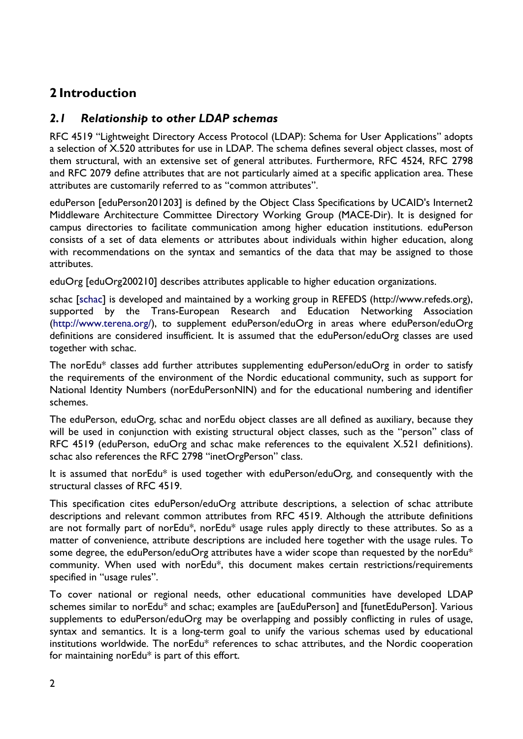# 2 Introduction

## *2.1 Relationship to other LDAP schemas*

RFC 4519 "Lightweight Directory Access Protocol (LDAP): Schema for User Applications" adopts a selection of X.520 attributes for use in LDAP. The schema defines several object classes, most of them structural, with an extensive set of general attributes. Furthermore, RFC 4524, RFC 2798 and RFC 2079 define attributes that are not particularly aimed at a specific application area. These attributes are customarily referred to as "common attributes".

eduPerson [eduPerson201203] is defined by the Object Class Specifications by UCAID's Internet2 Middleware Architecture Committee Directory Working Group (MACE-Dir). It is designed for campus directories to facilitate communication among higher education institutions. eduPerson consists of a set of data elements or attributes about individuals within higher education, along with recommendations on the syntax and semantics of the data that may be assigned to those attributes.

eduOrg [eduOrg200210] describes attributes applicable to higher education organizations.

schac [schac] is developed and maintained by a working group in REFEDS (http://www.refeds.org), supported by the Trans-European Research and Education Networking Association (http://www.terena.org/), to supplement eduPerson/eduOrg in areas where eduPerson/eduOrg definitions are considered insufficient. It is assumed that the eduPerson/eduOrg classes are used together with schac.

The norEdu* classes add further attributes supplementing eduPerson/eduOrg in order to satisfy the requirements of the environment of the Nordic educational community, such as support for National Identity Numbers (norEduPersonNIN) and for the educational numbering and identifier schemes.

The eduPerson, eduOrg, schac and norEdu object classes are all defined as auxiliary, because they will be used in conjunction with existing structural object classes, such as the "person" class of RFC 4519 (eduPerson, eduOrg and schac make references to the equivalent X.521 definitions). schac also references the RFC 2798 "inetOrgPerson" class.

It is assumed that norEdu* is used together with eduPerson/eduOrg, and consequently with the structural classes of RFC 4519.

This specification cites eduPerson/eduOrg attribute descriptions, a selection of schac attribute descriptions and relevant common attributes from RFC 4519. Although the attribute definitions are not formally part of norEdu*, norEdu* usage rules apply directly to these attributes. So as a matter of convenience, attribute descriptions are included here together with the usage rules. To some degree, the eduPerson/eduOrg attributes have a wider scope than requested by the norEdu* community. When used with norEdu*, this document makes certain restrictions/requirements specified in "usage rules".

To cover national or regional needs, other educational communities have developed LDAP schemes similar to norEdu* and schac; examples are [auEduPerson] and [funetEduPerson]. Various supplements to eduPerson/eduOrg may be overlapping and possibly conflicting in rules of usage, syntax and semantics. It is a long-term goal to unify the various schemas used by educational institutions worldwide. The norEdu* references to schac attributes, and the Nordic cooperation for maintaining norEdu* is part of this effort.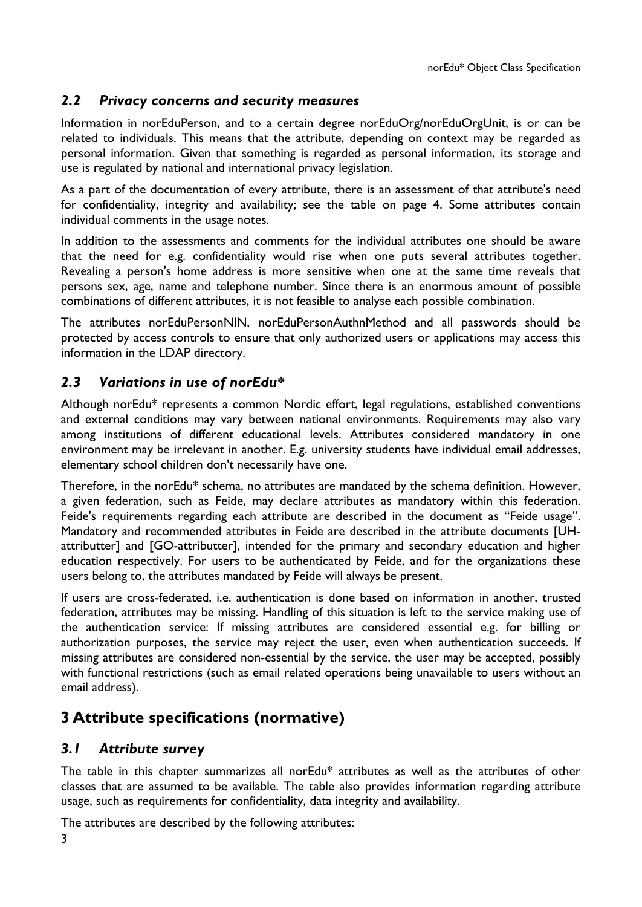### *2.2 Privacy concerns and security measures*

Information in norEduPerson, and to a certain degree norEduOrg/norEduOrgUnit, is or can be related to individuals. This means that the attribute, depending on context may be regarded as personal information. Given that something is regarded as personal information, its storage and use is regulated by national and international privacy legislation.

As a part of the documentation of every attribute, there is an assessment of that attribute's need for confidentiality, integrity and availability; see the table on page 4. Some attributes contain individual comments in the usage notes.

In addition to the assessments and comments for the individual attributes one should be aware that the need for e.g. confidentiality would rise when one puts several attributes together. Revealing a person's home address is more sensitive when one at the same time reveals that persons sex, age, name and telephone number. Since there is an enormous amount of possible combinations of different attributes, it is not feasible to analyse each possible combination.

The attributes norEduPersonNIN, norEduPersonAuthnMethod and all passwords should be protected by access controls to ensure that only authorized users or applications may access this information in the LDAP directory.

### *2.3 Variations in use of norEdu**

Although norEdu* represents a common Nordic effort, legal regulations, established conventions and external conditions may vary between national environments. Requirements may also vary among institutions of different educational levels. Attributes considered mandatory in one environment may be irrelevant in another. E.g. university students have individual email addresses, elementary school children don't necessarily have one.

Therefore, in the norEdu* schema, no attributes are mandated by the schema definition. However, a given federation, such as Feide, may declare attributes as mandatory within this federation. Feide's requirements regarding each attribute are described in the document as "Feide usage". Mandatory and recommended attributes in Feide are described in the attribute documents [UH-attributter] and [GO-attributter], intended for the primary and secondary education and higher education respectively. For users to be authenticated by Feide, and for the organizations these users belong to, the attributes mandated by Feide will always be present.

If users are cross-federated, i.e. authentication is done based on information in another, trusted federation, attributes may be missing. Handling of this situation is left to the service making use of the authentication service: If missing attributes are considered essential e.g. for billing or authorization purposes, the service may reject the user, even when authentication succeeds. If missing attributes are considered non-essential by the service, the user may be accepted, possibly with functional restrictions (such as email related operations being unavailable to users without an email address).

## 3 Attribute specifications (normative)

### *3.1 Attribute survey*

The table in this chapter summarizes all norEdu* attributes as well as the attributes of other classes that are assumed to be available. The table also provides information regarding attribute usage, such as requirements for confidentiality, data integrity and availability.

The attributes are described by the following attributes: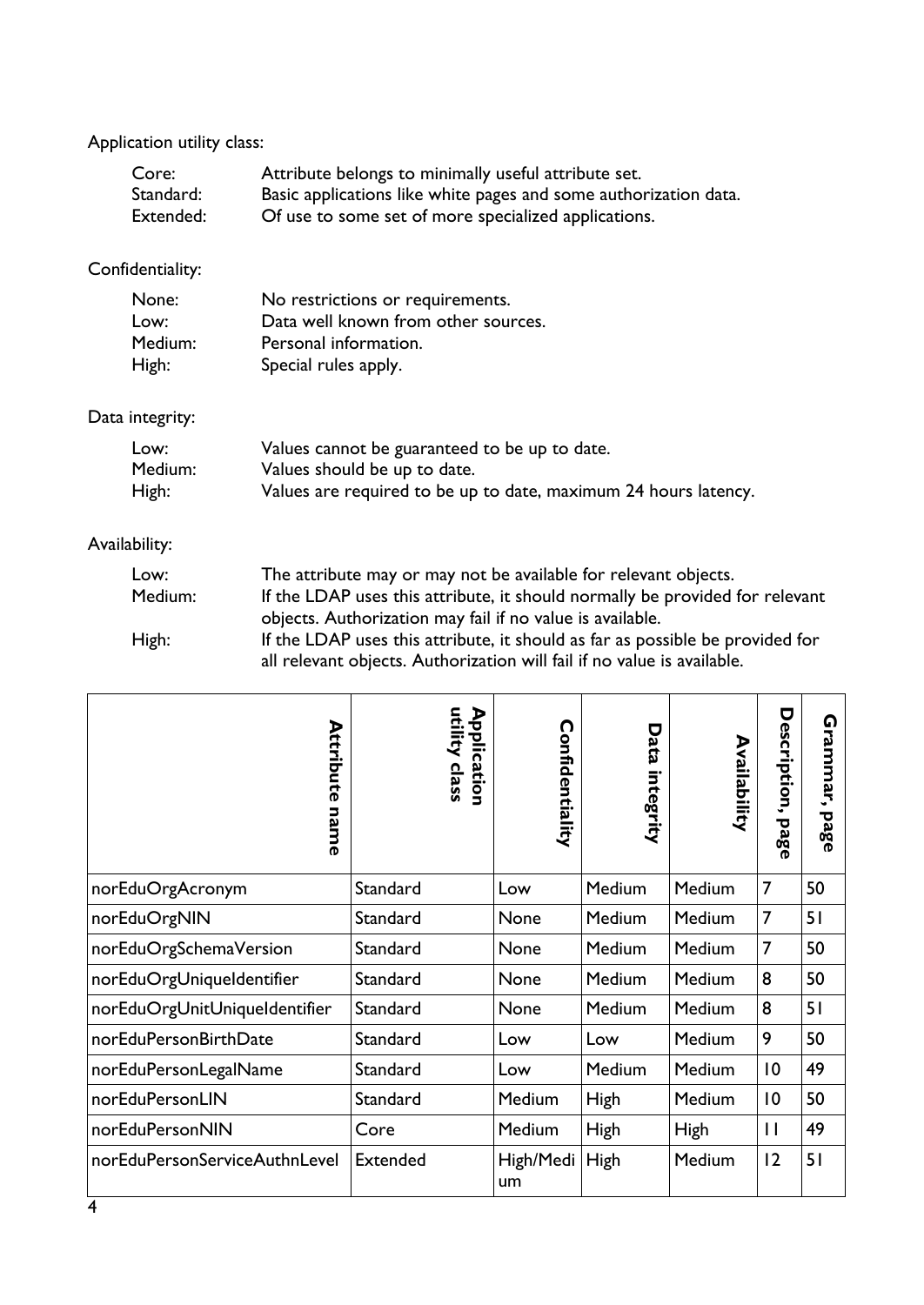Application utility class:

| | |
|---|---|
| Core: | Attribute belongs to minimally useful attribute set. |
| Standard: | Basic applications like white pages and some authorization data. |
| Extended: | Of use to some set of more specialized applications. |

Confidentiality:

| | |
|---|---|
| None: | No restrictions or requirements. |
| Low: | Data well known from other sources. |
| Medium: | Personal information. |
| High: | Special rules apply. |

Data integrity:

| | |
|---|---|
| Low: | Values cannot be guaranteed to be up to date. |
| Medium: | Values should be up to date. |
| High: | Values are required to be up to date, maximum 24 hours latency. |

Availability:

| | |
|---|---|
| Low: | The attribute may or may not be available for relevant objects. |
| Medium: | If the LDAP uses this attribute, it should normally be provided for relevant objects. Authorization may fail if no value is available. |
| High: | If the LDAP uses this attribute, it should as far as possible be provided for all relevant objects. Authorization will fail if no value is available. |

| Attribute name | Application utility class | Confidentiality | Data integrity | Availability | Description, page | Grammar, page |
|---|---|---|---|---|---|---|
| norEduOrgAcronym | Standard | Low | Medium | Medium | 7 | 50 |
| norEduOrgNIN | Standard | None | Medium | Medium | 7 | 51 |
| norEduOrgSchemaVersion | Standard | None | Medium | Medium | 7 | 50 |
| norEduOrgUniqueIdentifier | Standard | None | Medium | Medium | 8 | 50 |
| norEduOrgUnitUniqueIdentifier | Standard | None | Medium | Medium | 8 | 51 |
| norEduPersonBirthDate | Standard | Low | Low | Medium | 9 | 50 |
| norEduPersonLegalName | Standard | Low | Medium | Medium | 10 | 49 |
| norEduPersonLIN | Standard | Medium | High | Medium | 10 | 50 |
| norEduPersonNIN | Core | Medium | High | High | 11 | 49 |
| norEduPersonServiceAuthnLevel | Extended | High/Medium | High | Medium | 12 | 51 |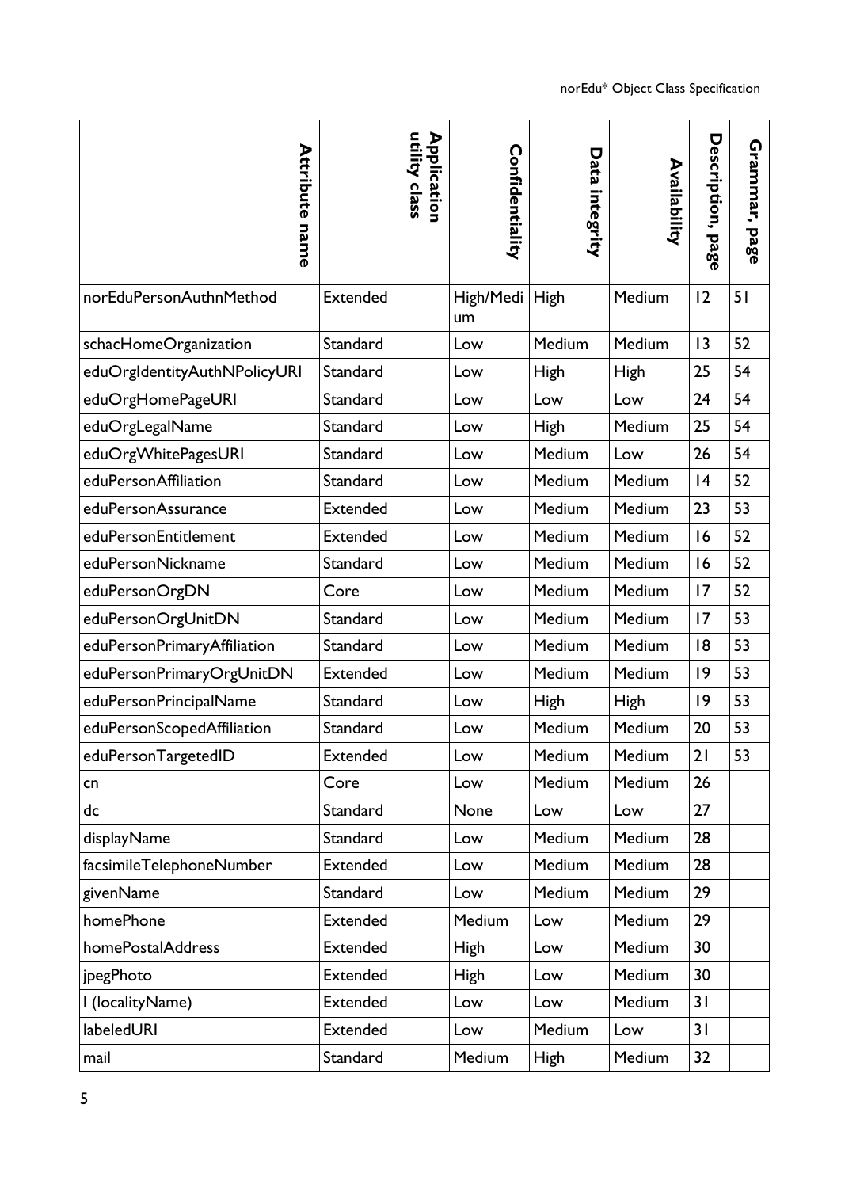| Attribute name | Application utility class | Confidentiality | Data integrity | Availability | Description, page | Grammar, page |
|---|---|---|---|---|---|---|
| norEduPersonAuthnMethod | Extended | High/Medium | High | Medium | 12 | 51 |
| schacHomeOrganization | Standard | Low | Medium | Medium | 13 | 52 |
| eduOrgIdentityAuthNPolicyURI | Standard | Low | High | High | 25 | 54 |
| eduOrgHomePageURI | Standard | Low | Low | Low | 24 | 54 |
| eduOrgLegalName | Standard | Low | High | Medium | 25 | 54 |
| eduOrgWhitePagesURI | Standard | Low | Medium | Low | 26 | 54 |
| eduPersonAffiliation | Standard | Low | Medium | Medium | 14 | 52 |
| eduPersonAssurance | Extended | Low | Medium | Medium | 23 | 53 |
| eduPersonEntitlement | Extended | Low | Medium | Medium | 16 | 52 |
| eduPersonNickname | Standard | Low | Medium | Medium | 16 | 52 |
| eduPersonOrgDN | Core | Low | Medium | Medium | 17 | 52 |
| eduPersonOrgUnitDN | Standard | Low | Medium | Medium | 17 | 53 |
| eduPersonPrimaryAffiliation | Standard | Low | Medium | Medium | 18 | 53 |
| eduPersonPrimaryOrgUnitDN | Extended | Low | Medium | Medium | 19 | 53 |
| eduPersonPrincipalName | Standard | Low | High | High | 19 | 53 |
| eduPersonScopedAffiliation | Standard | Low | Medium | Medium | 20 | 53 |
| eduPersonTargetedID | Extended | Low | Medium | Medium | 21 | 53 |
| cn | Core | Low | Medium | Medium | 26 | |
| dc | Standard | None | Low | Low | 27 | |
| displayName | Standard | Low | Medium | Medium | 28 | |
| facsimileTelephoneNumber | Extended | Low | Medium | Medium | 28 | |
| givenName | Standard | Low | Medium | Medium | 29 | |
| homePhone | Extended | Medium | Low | Medium | 29 | |
| homePostalAddress | Extended | High | Low | Medium | 30 | |
| jpegPhoto | Extended | High | Low | Medium | 30 | |
| l (localityName) | Extended | Low | Low | Medium | 31 | |
| labeledURI | Extended | Low | Medium | Low | 31 | |
| mail | Standard | Medium | High | Medium | 32 | |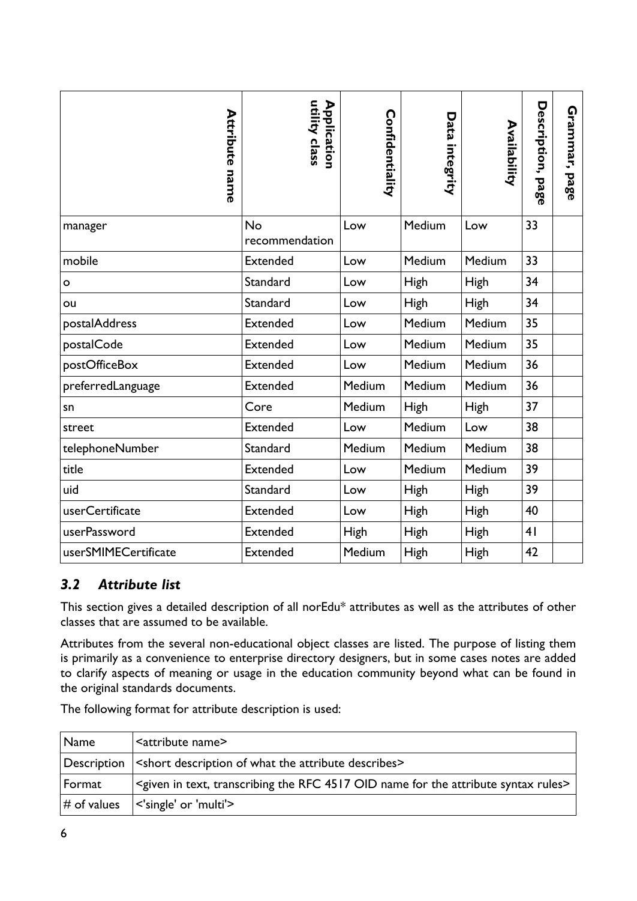| Attribute name | Application utility class | Confidentiality | Data integrity | Availability | Description, page | Grammar, page |
|---|---|---|---|---|---|---|
| manager | No recommendation | Low | Medium | Low | 33 | |
| mobile | Extended | Low | Medium | Medium | 33 | |
| o | Standard | Low | High | High | 34 | |
| ou | Standard | Low | High | High | 34 | |
| postalAddress | Extended | Low | Medium | Medium | 35 | |
| postalCode | Extended | Low | Medium | Medium | 35 | |
| postOfficeBox | Extended | Low | Medium | Medium | 36 | |
| preferredLanguage | Extended | Medium | Medium | Medium | 36 | |
| sn | Core | Medium | High | High | 37 | |
| street | Extended | Low | Medium | Low | 38 | |
| telephoneNumber | Standard | Medium | Medium | Medium | 38 | |
| title | Extended | Low | Medium | Medium | 39 | |
| uid | Standard | Low | High | High | 39 | |
| userCertificate | Extended | Low | High | High | 40 | |
| userPassword | Extended | High | High | High | 41 | |
| userSMIMECertificate | Extended | Medium | High | High | 42 | |

### *3.2 Attribute list*

This section gives a detailed description of all norEdu* attributes as well as the attributes of other classes that are assumed to be available.

Attributes from the several non-educational object classes are listed. The purpose of listing them is primarily as a convenience to enterprise directory designers, but in some cases notes are added to clarify aspects of meaning or usage in the education community beyond what can be found in the original standards documents.

The following format for attribute description is used:

| Name | <attribute name> |
|---|---|
| Description | <short description of what the attribute describes> |
| Format | <given in text, transcribing the RFC 4517 OID name for the attribute syntax rules> |
| # of values | <'single' or 'multi'> |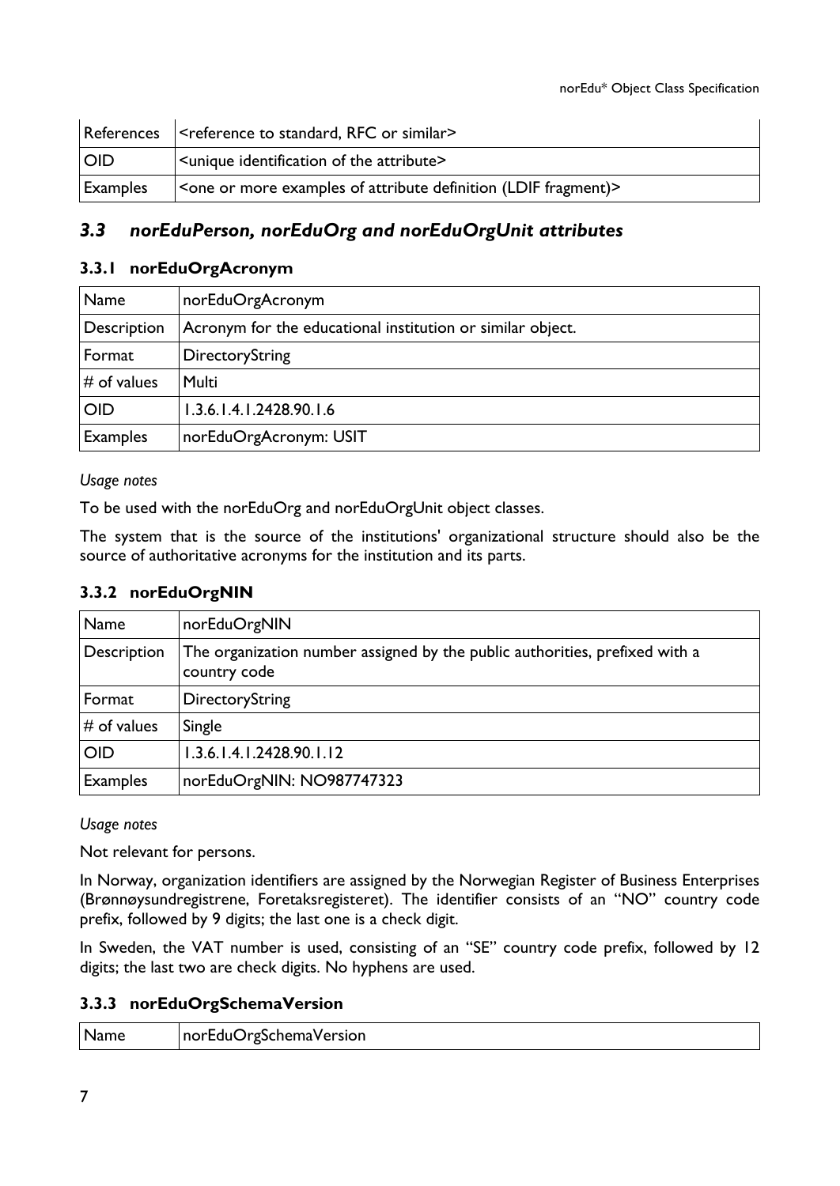| References | <reference to standard, RFC or similar> |
|---|---|
| OID | <unique identification of the attribute> |
| Examples | <one or more examples of attribute definition (LDIF fragment)> |

## *3.3 norEduPerson, norEduOrg and norEduOrgUnit attributes*

### 3.3.1 norEduOrgAcronym

| Name | norEduOrgAcronym |
|---|---|
| Description | Acronym for the educational institution or similar object. |
| Format | DirectoryString |
| # of values | Multi |
| OID | 1.3.6.1.4.1.2428.90.1.6 |
| Examples | norEduOrgAcronym: USIT |

*Usage notes*

To be used with the norEduOrg and norEduOrgUnit object classes.

The system that is the source of the institutions' organizational structure should also be the source of authoritative acronyms for the institution and its parts.

### 3.3.2 norEduOrgNIN

| Name | norEduOrgNIN |
|---|---|
| Description | The organization number assigned by the public authorities, prefixed with a country code |
| Format | DirectoryString |
| # of values | Single |
| OID | 1.3.6.1.4.1.2428.90.1.12 |
| Examples | norEduOrgNIN: NO987747323 |

*Usage notes*

Not relevant for persons.

In Norway, organization identifiers are assigned by the Norwegian Register of Business Enterprises (Brønnøysundregistrene, Foretaksregisteret). The identifier consists of an "NO" country code prefix, followed by 9 digits; the last one is a check digit.

In Sweden, the VAT number is used, consisting of an "SE" country code prefix, followed by 12 digits; the last two are check digits. No hyphens are used.

### 3.3.3 norEduOrgSchemaVersion

| Name | norEduOrgSchemaVersion |
|---|---|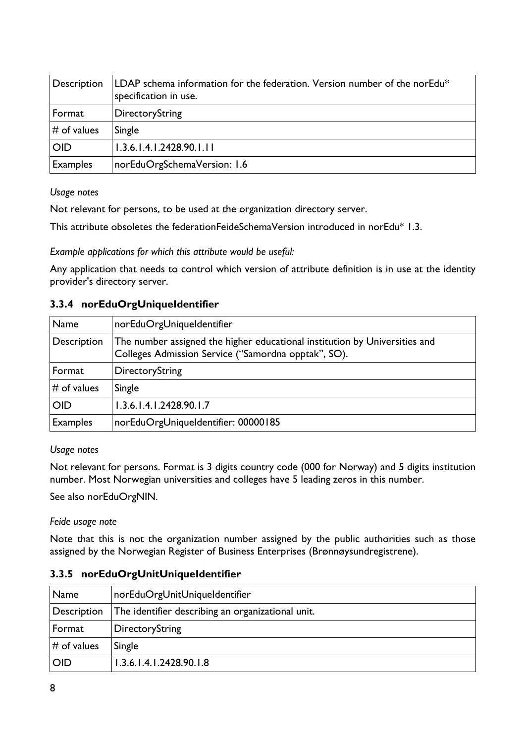| Description | LDAP schema information for the federation. Version number of the norEdu* specification in use. |
|---|---|
| Format | DirectoryString |
| # of values | Single |
| OID | 1.3.6.1.4.1.2428.90.1.11 |
| Examples | norEduOrgSchemaVersion: 1.6 |

*Usage notes*

Not relevant for persons, to be used at the organization directory server.

This attribute obsoletes the federationFeideSchemaVersion introduced in norEdu* 1.3.

*Example applications for which this attribute would be useful:*

Any application that needs to control which version of attribute definition is in use at the identity provider's directory server.

### 3.3.4 norEduOrgUniqueIdentifier

| Name | norEduOrgUniqueIdentifier |
|---|---|
| Description | The number assigned the higher educational institution by Universities and Colleges Admission Service ("Samordna opptak", SO). |
| Format | DirectoryString |
| # of values | Single |
| OID | 1.3.6.1.4.1.2428.90.1.7 |
| Examples | norEduOrgUniqueIdentifier: 00000185 |

*Usage notes*

Not relevant for persons. Format is 3 digits country code (000 for Norway) and 5 digits institution number. Most Norwegian universities and colleges have 5 leading zeros in this number.

See also norEduOrgNIN.

*Feide usage note*

Note that this is not the organization number assigned by the public authorities such as those assigned by the Norwegian Register of Business Enterprises (Brønnøysundregistrene).

### 3.3.5 norEduOrgUnitUniqueIdentifier

| Name | norEduOrgUnitUniqueIdentifier |
|---|---|
| Description | The identifier describing an organizational unit. |
| Format | DirectoryString |
| # of values | Single |
| OID | 1.3.6.1.4.1.2428.90.1.8 |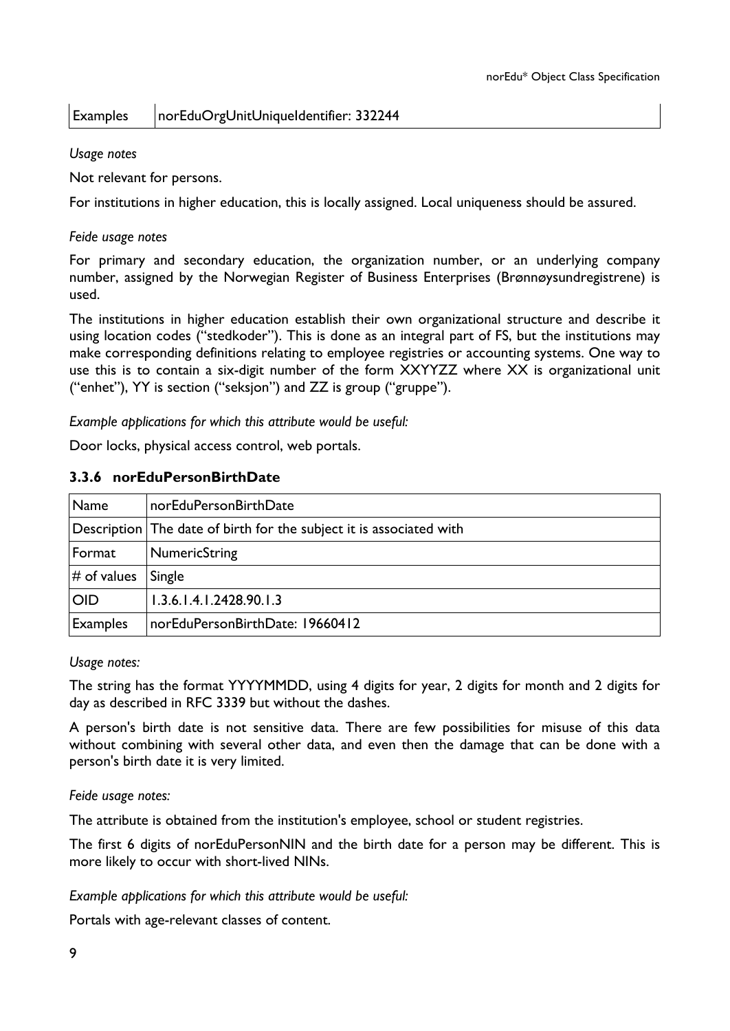| Examples | norEduOrgUnitUniqueIdentifier: 332244 |
|---|---|

*Usage notes*

Not relevant for persons.

For institutions in higher education, this is locally assigned. Local uniqueness should be assured.

*Feide usage notes*

For primary and secondary education, the organization number, or an underlying company number, assigned by the Norwegian Register of Business Enterprises (Brønnøysundregistrene) is used.

The institutions in higher education establish their own organizational structure and describe it using location codes ("stedkoder"). This is done as an integral part of FS, but the institutions may make corresponding definitions relating to employee registries or accounting systems. One way to use this is to contain a six-digit number of the form XXYYZZ where XX is organizational unit ("enhet"), YY is section ("seksjon") and ZZ is group ("gruppe").

*Example applications for which this attribute would be useful:*

Door locks, physical access control, web portals.

### 3.3.6 norEduPersonBirthDate

| Name | norEduPersonBirthDate |
|---|---|
| Description | The date of birth for the subject it is associated with |
| Format | NumericString |
| # of values | Single |
| OID | 1.3.6.1.4.1.2428.90.1.3 |
| Examples | norEduPersonBirthDate: 19660412 |

*Usage notes:*

The string has the format YYYYMMDD, using 4 digits for year, 2 digits for month and 2 digits for day as described in RFC 3339 but without the dashes.

A person's birth date is not sensitive data. There are few possibilities for misuse of this data without combining with several other data, and even then the damage that can be done with a person's birth date it is very limited.

*Feide usage notes:*

The attribute is obtained from the institution's employee, school or student registries.

The first 6 digits of norEduPersonNIN and the birth date for a person may be different. This is more likely to occur with short-lived NINs.

*Example applications for which this attribute would be useful:*

Portals with age-relevant classes of content.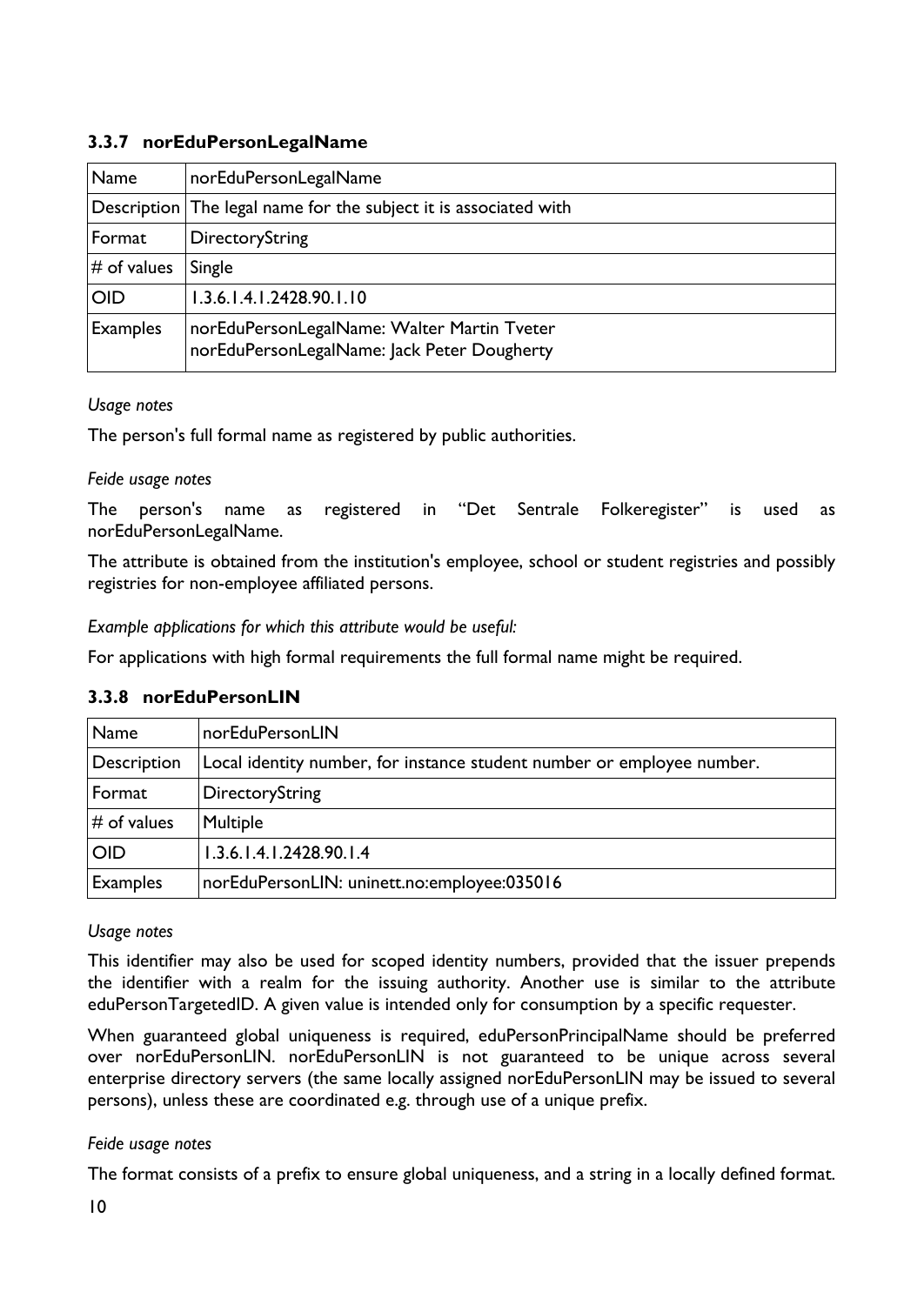### 3.3.7 norEduPersonLegalName

| Name | norEduPersonLegalName |
|---|---|
| Description | The legal name for the subject it is associated with |
| Format | DirectoryString |
| # of values | Single |
| OID | 1.3.6.1.4.1.2428.90.1.10 |
| Examples | norEduPersonLegalName: Walter Martin Tveter<br>norEduPersonLegalName: Jack Peter Dougherty |

*Usage notes*

The person's full formal name as registered by public authorities.

*Feide usage notes*

The person's name as registered in "Det Sentrale Folkeregister" is used as norEduPersonLegalName.

The attribute is obtained from the institution's employee, school or student registries and possibly registries for non-employee affiliated persons.

*Example applications for which this attribute would be useful:*

For applications with high formal requirements the full formal name might be required.

### 3.3.8 norEduPersonLIN

| Name | norEduPersonLIN |
|---|---|
| Description | Local identity number, for instance student number or employee number. |
| Format | DirectoryString |
| # of values | Multiple |
| OID | 1.3.6.1.4.1.2428.90.1.4 |
| Examples | norEduPersonLIN: uninett.no:employee:035016 |

*Usage notes*

This identifier may also be used for scoped identity numbers, provided that the issuer prepends the identifier with a realm for the issuing authority. Another use is similar to the attribute eduPersonTargetedID. A given value is intended only for consumption by a specific requester.

When guaranteed global uniqueness is required, eduPersonPrincipalName should be preferred over norEduPersonLIN. norEduPersonLIN is not guaranteed to be unique across several enterprise directory servers (the same locally assigned norEduPersonLIN may be issued to several persons), unless these are coordinated e.g. through use of a unique prefix.

*Feide usage notes*

The format consists of a prefix to ensure global uniqueness, and a string in a locally defined format.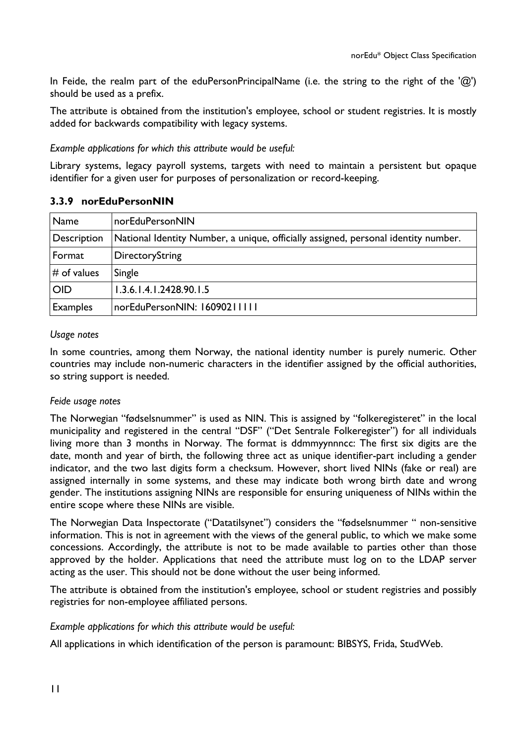In Feide, the realm part of the eduPersonPrincipalName (i.e. the string to the right of the '@') should be used as a prefix.

The attribute is obtained from the institution's employee, school or student registries. It is mostly added for backwards compatibility with legacy systems.

*Example applications for which this attribute would be useful:*

Library systems, legacy payroll systems, targets with need to maintain a persistent but opaque identifier for a given user for purposes of personalization or record-keeping.

### 3.3.9 norEduPersonNIN

| Name | norEduPersonNIN |
|---|---|
| Description | National Identity Number, a unique, officially assigned, personal identity number. |
| Format | DirectoryString |
| # of values | Single |
| OID | 1.3.6.1.4.1.2428.90.1.5 |
| Examples | norEduPersonNIN: 16090211111 |

*Usage notes*

In some countries, among them Norway, the national identity number is purely numeric. Other countries may include non-numeric characters in the identifier assigned by the official authorities, so string support is needed.

*Feide usage notes*

The Norwegian "fødselsnummer" is used as NIN. This is assigned by "folkeregisteret" in the local municipality and registered in the central "DSF" ("Det Sentrale Folkeregister") for all individuals living more than 3 months in Norway. The format is ddmmyynnncc: The first six digits are the date, month and year of birth, the following three act as unique identifier-part including a gender indicator, and the two last digits form a checksum. However, short lived NINs (fake or real) are assigned internally in some systems, and these may indicate both wrong birth date and wrong gender. The institutions assigning NINs are responsible for ensuring uniqueness of NINs within the entire scope where these NINs are visible.

The Norwegian Data Inspectorate ("Datatilsynet") considers the "fødselsnummer " non-sensitive information. This is not in agreement with the views of the general public, to which we make some concessions. Accordingly, the attribute is not to be made available to parties other than those approved by the holder. Applications that need the attribute must log on to the LDAP server acting as the user. This should not be done without the user being informed.

The attribute is obtained from the institution's employee, school or student registries and possibly registries for non-employee affiliated persons.

*Example applications for which this attribute would be useful:*

All applications in which identification of the person is paramount: BIBSYS, Frida, StudWeb.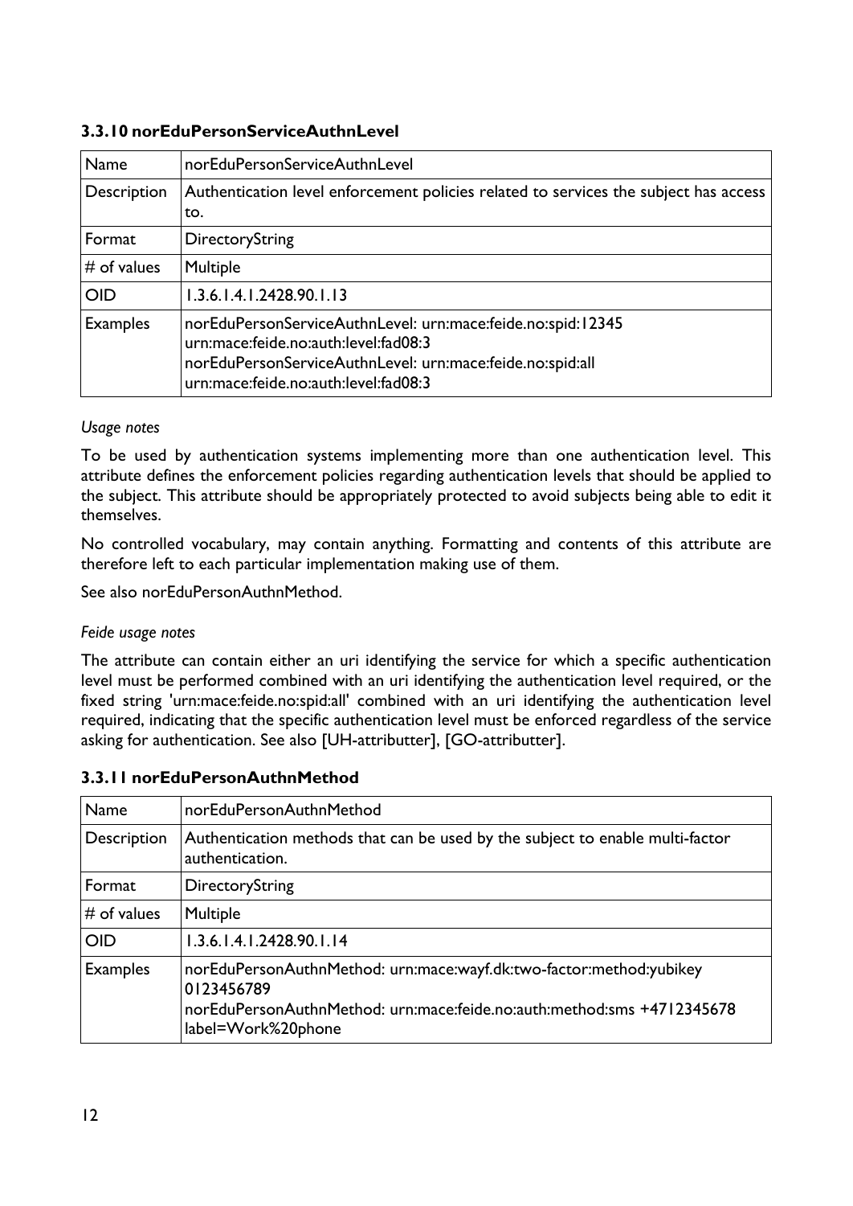### 3.3.10 norEduPersonServiceAuthnLevel

| Name | norEduPersonServiceAuthnLevel |
|---|---|
| Description | Authentication level enforcement policies related to services the subject has access to. |
| Format | DirectoryString |
| # of values | Multiple |
| OID | 1.3.6.1.4.1.2428.90.1.13 |
| Examples | norEduPersonServiceAuthnLevel: urn:mace:feide.no:spid:12345 urn:mace:feide.no:auth:level:fad08:3<br>norEduPersonServiceAuthnLevel: urn:mace:feide.no:spid:all urn:mace:feide.no:auth:level:fad08:3 |

*Usage notes*

To be used by authentication systems implementing more than one authentication level. This attribute defines the enforcement policies regarding authentication levels that should be applied to the subject. This attribute should be appropriately protected to avoid subjects being able to edit it themselves.

No controlled vocabulary, may contain anything. Formatting and contents of this attribute are therefore left to each particular implementation making use of them.

See also norEduPersonAuthnMethod.

*Feide usage notes*

The attribute can contain either an uri identifying the service for which a specific authentication level must be performed combined with an uri identifying the authentication level required, or the fixed string 'urn:mace:feide.no:spid:all' combined with an uri identifying the authentication level required, indicating that the specific authentication level must be enforced regardless of the service asking for authentication. See also [UH-attributter], [GO-attributter].

### 3.3.11 norEduPersonAuthnMethod

| Name | norEduPersonAuthnMethod |
|---|---|
| Description | Authentication methods that can be used by the subject to enable multi-factor authentication. |
| Format | DirectoryString |
| # of values | Multiple |
| OID | 1.3.6.1.4.1.2428.90.1.14 |
| Examples | norEduPersonAuthnMethod: urn:mace:wayf.dk:two-factor:method:yubikey 0123456789<br>norEduPersonAuthnMethod: urn:mace:feide.no:auth:method:sms +4712345678 label=Work%20phone |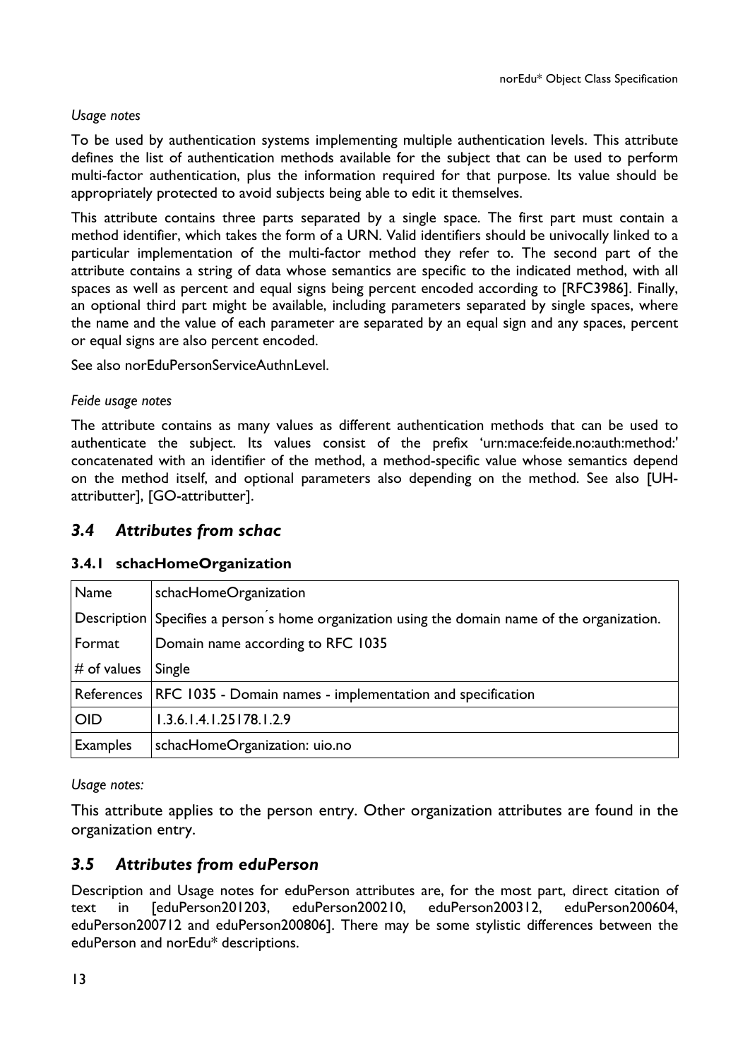*Usage notes*

To be used by authentication systems implementing multiple authentication levels. This attribute defines the list of authentication methods available for the subject that can be used to perform multi-factor authentication, plus the information required for that purpose. Its value should be appropriately protected to avoid subjects being able to edit it themselves.

This attribute contains three parts separated by a single space. The first part must contain a method identifier, which takes the form of a URN. Valid identifiers should be univocally linked to a particular implementation of the multi-factor method they refer to. The second part of the attribute contains a string of data whose semantics are specific to the indicated method, with all spaces as well as percent and equal signs being percent encoded according to [RFC3986]. Finally, an optional third part might be available, including parameters separated by single spaces, where the name and the value of each parameter are separated by an equal sign and any spaces, percent or equal signs are also percent encoded.

See also norEduPersonServiceAuthnLevel.

*Feide usage notes*

The attribute contains as many values as different authentication methods that can be used to authenticate the subject. Its values consist of the prefix 'urn:mace:feide.no:auth:method:' concatenated with an identifier of the method, a method-specific value whose semantics depend on the method itself, and optional parameters also depending on the method. See also [UH-attributter], [GO-attributter].

## *3.4 Attributes from schac*

### 3.4.1 schacHomeOrganization

| Name | schacHomeOrganization |
|---|---|
| Description | Specifies a person´s home organization using the domain name of the organization. |
| Format | Domain name according to RFC 1035 |
| # of values | Single |
| References | RFC 1035 - Domain names - implementation and specification |
| OID | 1.3.6.1.4.1.25178.1.2.9 |
| Examples | schacHomeOrganization: uio.no |

*Usage notes:*

This attribute applies to the person entry. Other organization attributes are found in the organization entry.

## *3.5 Attributes from eduPerson*

Description and Usage notes for eduPerson attributes are, for the most part, direct citation of text in [eduPerson201203, eduPerson200210, eduPerson200312, eduPerson200604, eduPerson200712 and eduPerson200806]. There may be some stylistic differences between the eduPerson and norEdu* descriptions.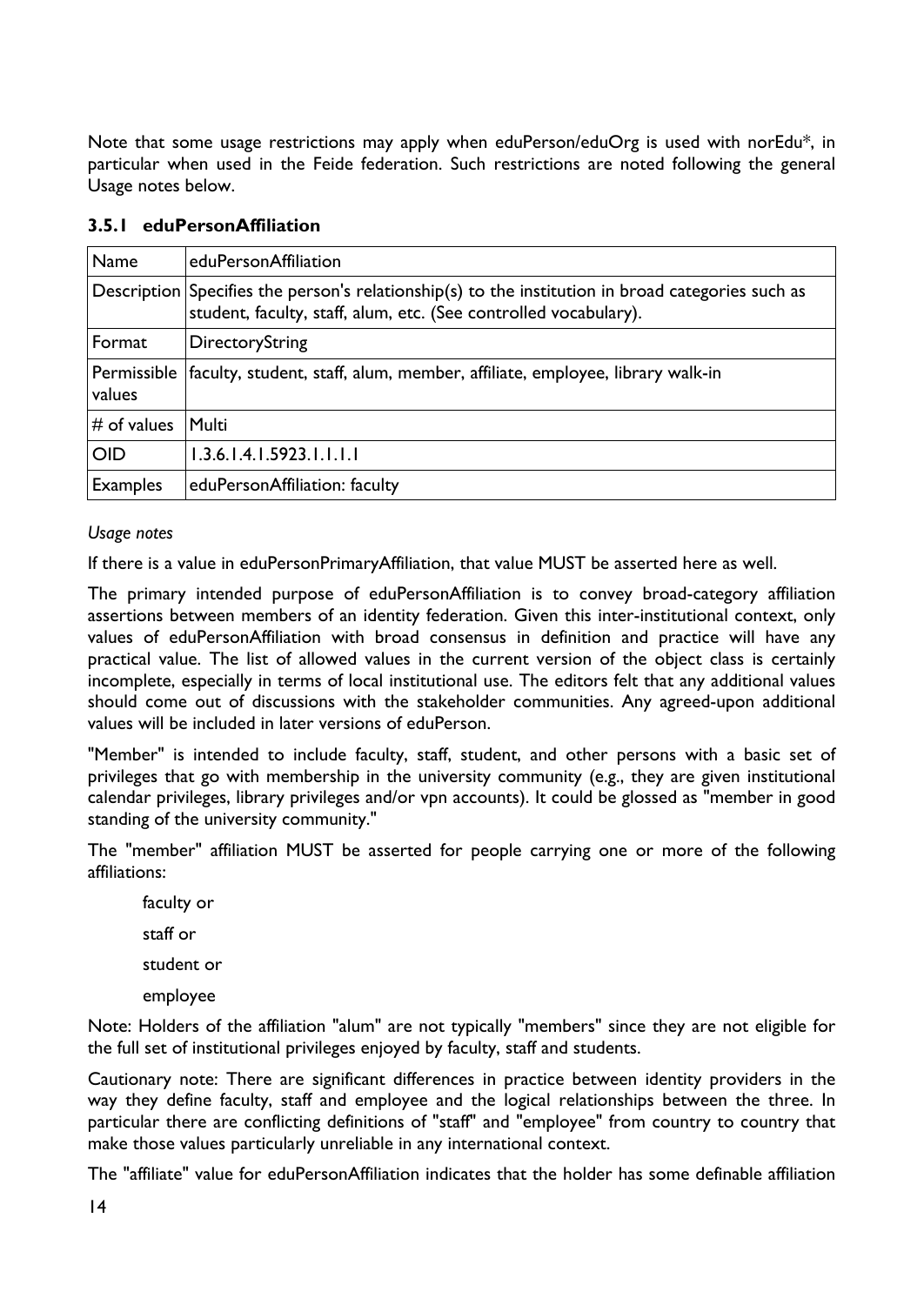Note that some usage restrictions may apply when eduPerson/eduOrg is used with norEdu*, in particular when used in the Feide federation. Such restrictions are noted following the general Usage notes below.

### 3.5.1 eduPersonAffiliation

| Name | eduPersonAffiliation |
|---|---|
| Description | Specifies the person's relationship(s) to the institution in broad categories such as student, faculty, staff, alum, etc. (See controlled vocabulary). |
| Format | DirectoryString |
| Permissible values | faculty, student, staff, alum, member, affiliate, employee, library walk-in |
| # of values | Multi |
| OID | 1.3.6.1.4.1.5923.1.1.1.1 |
| Examples | eduPersonAffiliation: faculty |

*Usage notes*

If there is a value in eduPersonPrimaryAffiliation, that value MUST be asserted here as well.

The primary intended purpose of eduPersonAffiliation is to convey broad-category affiliation assertions between members of an identity federation. Given this inter-institutional context, only values of eduPersonAffiliation with broad consensus in definition and practice will have any practical value. The list of allowed values in the current version of the object class is certainly incomplete, especially in terms of local institutional use. The editors felt that any additional values should come out of discussions with the stakeholder communities. Any agreed-upon additional values will be included in later versions of eduPerson.

"Member" is intended to include faculty, staff, student, and other persons with a basic set of privileges that go with membership in the university community (e.g., they are given institutional calendar privileges, library privileges and/or vpn accounts). It could be glossed as "member in good standing of the university community."

The "member" affiliation MUST be asserted for people carrying one or more of the following affiliations:

faculty or

staff or

student or

employee

Note: Holders of the affiliation "alum" are not typically "members" since they are not eligible for the full set of institutional privileges enjoyed by faculty, staff and students.

Cautionary note: There are significant differences in practice between identity providers in the way they define faculty, staff and employee and the logical relationships between the three. In particular there are conflicting definitions of "staff" and "employee" from country to country that make those values particularly unreliable in any international context.

The "affiliate" value for eduPersonAffiliation indicates that the holder has some definable affiliation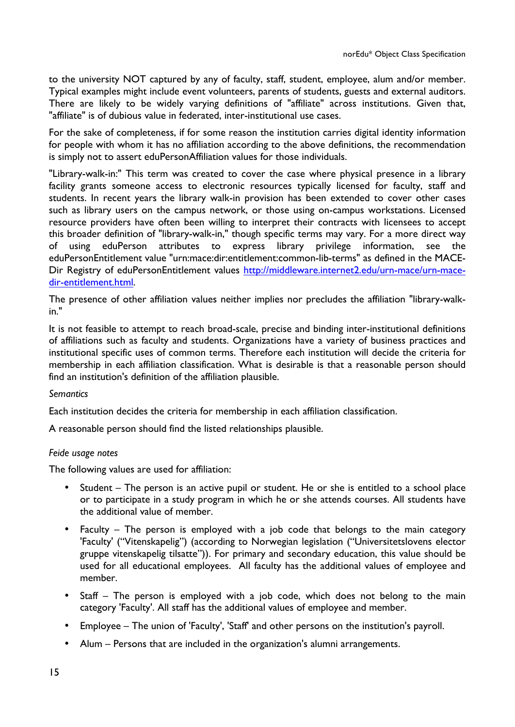to the university NOT captured by any of faculty, staff, student, employee, alum and/or member. Typical examples might include event volunteers, parents of students, guests and external auditors. There are likely to be widely varying definitions of "affiliate" across institutions. Given that, "affiliate" is of dubious value in federated, inter-institutional use cases.

For the sake of completeness, if for some reason the institution carries digital identity information for people with whom it has no affiliation according to the above definitions, the recommendation is simply not to assert eduPersonAffiliation values for those individuals.

"Library-walk-in:" This term was created to cover the case where physical presence in a library facility grants someone access to electronic resources typically licensed for faculty, staff and students. In recent years the library walk-in provision has been extended to cover other cases such as library users on the campus network, or those using on-campus workstations. Licensed resource providers have often been willing to interpret their contracts with licensees to accept this broader definition of "library-walk-in," though specific terms may vary. For a more direct way of using eduPerson attributes to express library privilege information, see the eduPersonEntitlement value "urn:mace:dir:entitlement:common-lib-terms" as defined in the MACE-Dir Registry of eduPersonEntitlement values http://middleware.internet2.edu/urn-mace/urn-mace-dir-entitlement.html.

The presence of other affiliation values neither implies nor precludes the affiliation "library-walk-in."

It is not feasible to attempt to reach broad-scale, precise and binding inter-institutional definitions of affiliations such as faculty and students. Organizations have a variety of business practices and institutional specific uses of common terms. Therefore each institution will decide the criteria for membership in each affiliation classification. What is desirable is that a reasonable person should find an institution's definition of the affiliation plausible.

*Semantics*

Each institution decides the criteria for membership in each affiliation classification.

A reasonable person should find the listed relationships plausible.

*Feide usage notes*

The following values are used for affiliation:

- Student – The person is an active pupil or student. He or she is entitled to a school place or to participate in a study program in which he or she attends courses. All students have the additional value of member.
- Faculty – The person is employed with a job code that belongs to the main category 'Faculty' ("Vitenskapelig") (according to Norwegian legislation ("Universitetslovens elector gruppe vitenskapelig tilsatte")). For primary and secondary education, this value should be used for all educational employees. All faculty has the additional values of employee and member.
- Staff – The person is employed with a job code, which does not belong to the main category 'Faculty'. All staff has the additional values of employee and member.
- Employee – The union of 'Faculty', 'Staff' and other persons on the institution's payroll.
- Alum – Persons that are included in the organization's alumni arrangements.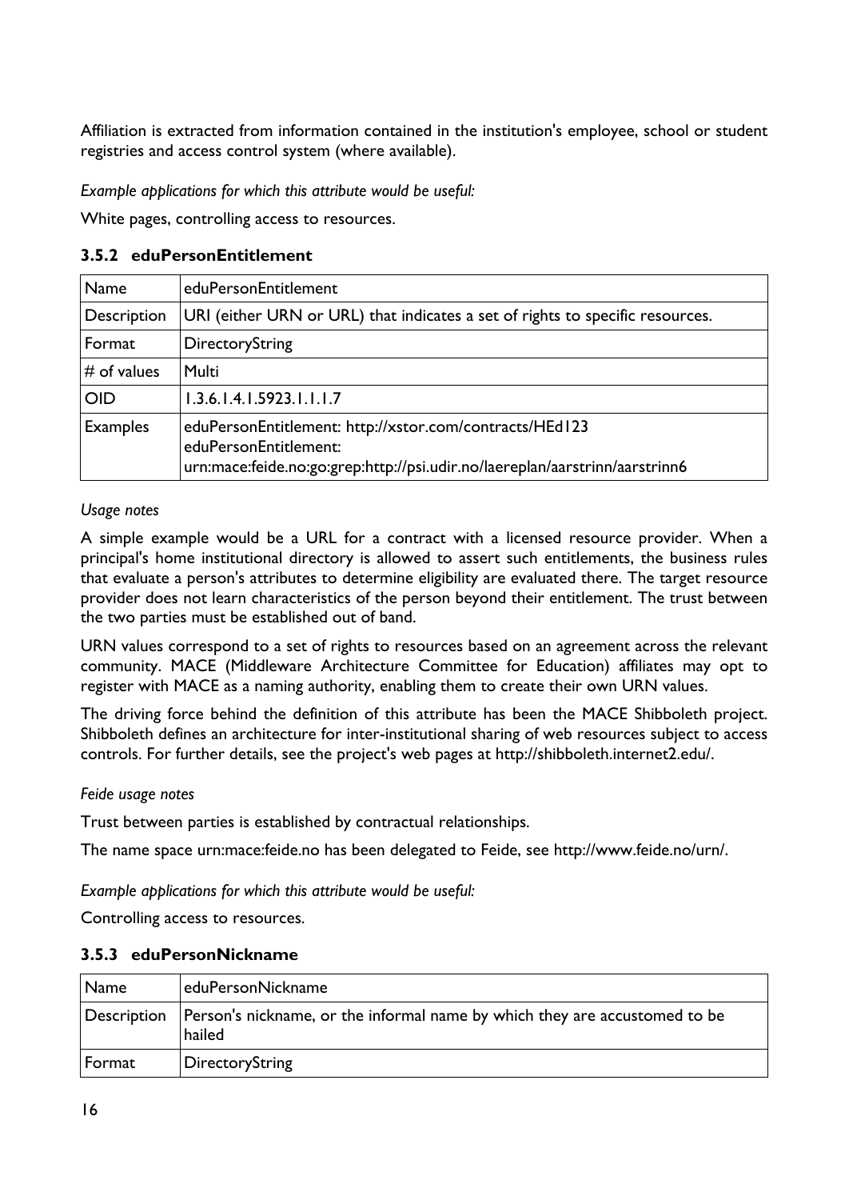Affiliation is extracted from information contained in the institution's employee, school or student registries and access control system (where available).

*Example applications for which this attribute would be useful:*

White pages, controlling access to resources.

### 3.5.2 eduPersonEntitlement

| Name | eduPersonEntitlement |
|---|---|
| Description | URI (either URN or URL) that indicates a set of rights to specific resources. |
| Format | DirectoryString |
| # of values | Multi |
| OID | 1.3.6.1.4.1.5923.1.1.1.7 |
| Examples | eduPersonEntitlement: http://xstor.com/contracts/HEd123<br>eduPersonEntitlement:<br>urn:mace:feide.no:go:grep:http://psi.udir.no/laereplan/aarstrinn/aarstrinn6 |

*Usage notes*

A simple example would be a URL for a contract with a licensed resource provider. When a principal's home institutional directory is allowed to assert such entitlements, the business rules that evaluate a person's attributes to determine eligibility are evaluated there. The target resource provider does not learn characteristics of the person beyond their entitlement. The trust between the two parties must be established out of band.

URN values correspond to a set of rights to resources based on an agreement across the relevant community. MACE (Middleware Architecture Committee for Education) affiliates may opt to register with MACE as a naming authority, enabling them to create their own URN values.

The driving force behind the definition of this attribute has been the MACE Shibboleth project. Shibboleth defines an architecture for inter-institutional sharing of web resources subject to access controls. For further details, see the project's web pages at http://shibboleth.internet2.edu/.

*Feide usage notes*

Trust between parties is established by contractual relationships.

The name space urn:mace:feide.no has been delegated to Feide, see http://www.feide.no/urn/.

*Example applications for which this attribute would be useful:*

Controlling access to resources.

### 3.5.3 eduPersonNickname

| Name | eduPersonNickname |
|---|---|
| Description | Person's nickname, or the informal name by which they are accustomed to be hailed |
| Format | DirectoryString |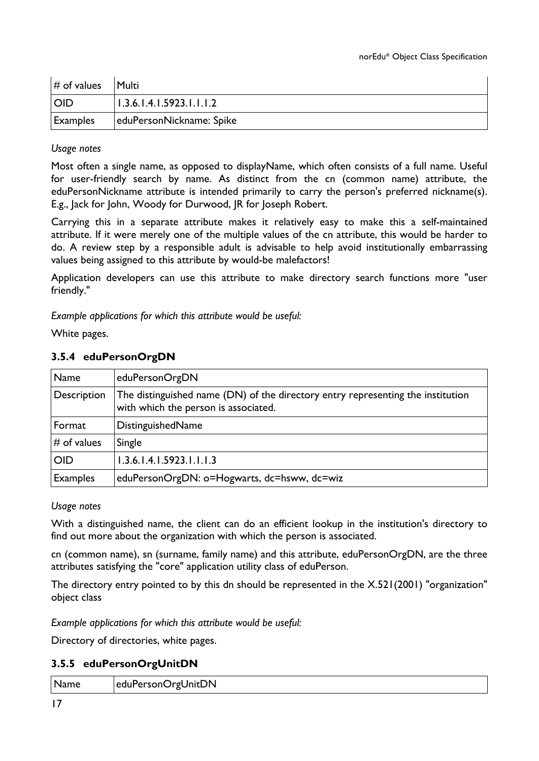| # of values | Multi |
| --- | --- |
| OID | 1.3.6.1.4.1.5923.1.1.1.2 |
| Examples | eduPersonNickname: Spike |

*Usage notes*

Most often a single name, as opposed to displayName, which often consists of a full name. Useful for user-friendly search by name. As distinct from the cn (common name) attribute, the eduPersonNickname attribute is intended primarily to carry the person's preferred nickname(s). E.g., Jack for John, Woody for Durwood, JR for Joseph Robert.

Carrying this in a separate attribute makes it relatively easy to make this a self-maintained attribute. If it were merely one of the multiple values of the cn attribute, this would be harder to do. A review step by a responsible adult is advisable to help avoid institutionally embarrassing values being assigned to this attribute by would-be malefactors!

Application developers can use this attribute to make directory search functions more "user friendly."

*Example applications for which this attribute would be useful:*

White pages.

### 3.5.4 eduPersonOrgDN

| Name | eduPersonOrgDN |
| --- | --- |
| Description | The distinguished name (DN) of the directory entry representing the institution with which the person is associated. |
| Format | DistinguishedName |
| # of values | Single |
| OID | 1.3.6.1.4.1.5923.1.1.1.3 |
| Examples | eduPersonOrgDN: o=Hogwarts, dc=hsww, dc=wiz |

*Usage notes*

With a distinguished name, the client can do an efficient lookup in the institution's directory to find out more about the organization with which the person is associated.

cn (common name), sn (surname, family name) and this attribute, eduPersonOrgDN, are the three attributes satisfying the "core" application utility class of eduPerson.

The directory entry pointed to by this dn should be represented in the X.521(2001) "organization" object class

*Example applications for which this attribute would be useful:*

Directory of directories, white pages.

### 3.5.5 eduPersonOrgUnitDN

| Name | eduPersonOrgUnitDN |
| --- | --- |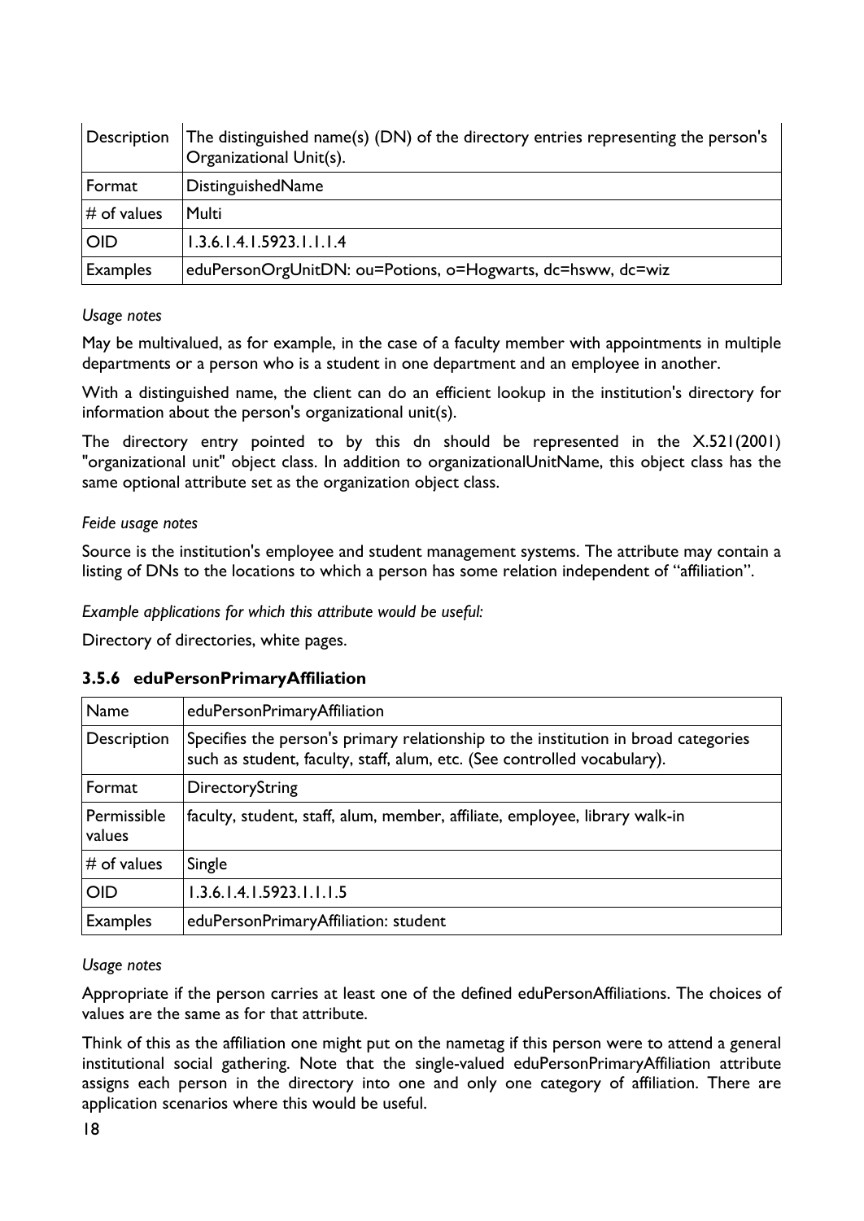| Description | The distinguished name(s) (DN) of the directory entries representing the person's Organizational Unit(s). |
|---|---|
| Format | DistinguishedName |
| # of values | Multi |
| OID | 1.3.6.1.4.1.5923.1.1.1.4 |
| Examples | eduPersonOrgUnitDN: ou=Potions, o=Hogwarts, dc=hsww, dc=wiz |

*Usage notes*

May be multivalued, as for example, in the case of a faculty member with appointments in multiple departments or a person who is a student in one department and an employee in another.

With a distinguished name, the client can do an efficient lookup in the institution's directory for information about the person's organizational unit(s).

The directory entry pointed to by this dn should be represented in the X.521(2001) "organizational unit" object class. In addition to organizationalUnitName, this object class has the same optional attribute set as the organization object class.

*Feide usage notes*

Source is the institution's employee and student management systems. The attribute may contain a listing of DNs to the locations to which a person has some relation independent of "affiliation".

*Example applications for which this attribute would be useful:*

Directory of directories, white pages.

### 3.5.6 eduPersonPrimaryAffiliation

| Name | eduPersonPrimaryAffiliation |
|---|---|
| Description | Specifies the person's primary relationship to the institution in broad categories such as student, faculty, staff, alum, etc. (See controlled vocabulary). |
| Format | DirectoryString |
| Permissible values | faculty, student, staff, alum, member, affiliate, employee, library walk-in |
| # of values | Single |
| OID | 1.3.6.1.4.1.5923.1.1.1.5 |
| Examples | eduPersonPrimaryAffiliation: student |

*Usage notes*

Appropriate if the person carries at least one of the defined eduPersonAffiliations. The choices of values are the same as for that attribute.

Think of this as the affiliation one might put on the nametag if this person were to attend a general institutional social gathering. Note that the single-valued eduPersonPrimaryAffiliation attribute assigns each person in the directory into one and only one category of affiliation. There are application scenarios where this would be useful.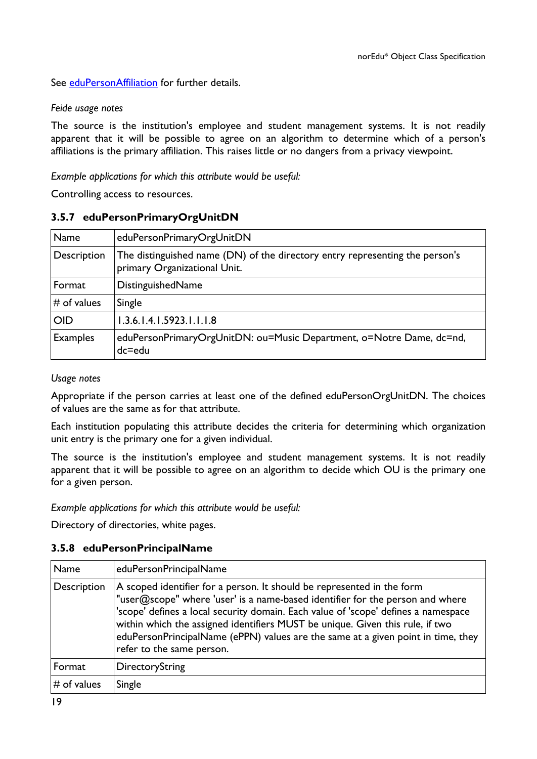See eduPersonAffiliation for further details.

*Feide usage notes*

The source is the institution's employee and student management systems. It is not readily apparent that it will be possible to agree on an algorithm to determine which of a person's affiliations is the primary affiliation. This raises little or no dangers from a privacy viewpoint.

*Example applications for which this attribute would be useful:*

Controlling access to resources.

### 3.5.7 eduPersonPrimaryOrgUnitDN

| Name | eduPersonPrimaryOrgUnitDN |
|---|---|
| Description | The distinguished name (DN) of the directory entry representing the person's primary Organizational Unit. |
| Format | DistinguishedName |
| # of values | Single |
| OID | 1.3.6.1.4.1.5923.1.1.1.8 |
| Examples | eduPersonPrimaryOrgUnitDN: ou=Music Department, o=Notre Dame, dc=nd, dc=edu |

*Usage notes*

Appropriate if the person carries at least one of the defined eduPersonOrgUnitDN. The choices of values are the same as for that attribute.

Each institution populating this attribute decides the criteria for determining which organization unit entry is the primary one for a given individual.

The source is the institution's employee and student management systems. It is not readily apparent that it will be possible to agree on an algorithm to decide which OU is the primary one for a given person.

*Example applications for which this attribute would be useful:*

Directory of directories, white pages.

### 3.5.8 eduPersonPrincipalName

| Name | eduPersonPrincipalName |
|---|---|
| Description | A scoped identifier for a person. It should be represented in the form "user@scope" where 'user' is a name-based identifier for the person and where 'scope' defines a local security domain. Each value of 'scope' defines a namespace within which the assigned identifiers MUST be unique. Given this rule, if two eduPersonPrincipalName (ePPN) values are the same at a given point in time, they refer to the same person. |
| Format | DirectoryString |
| # of values | Single |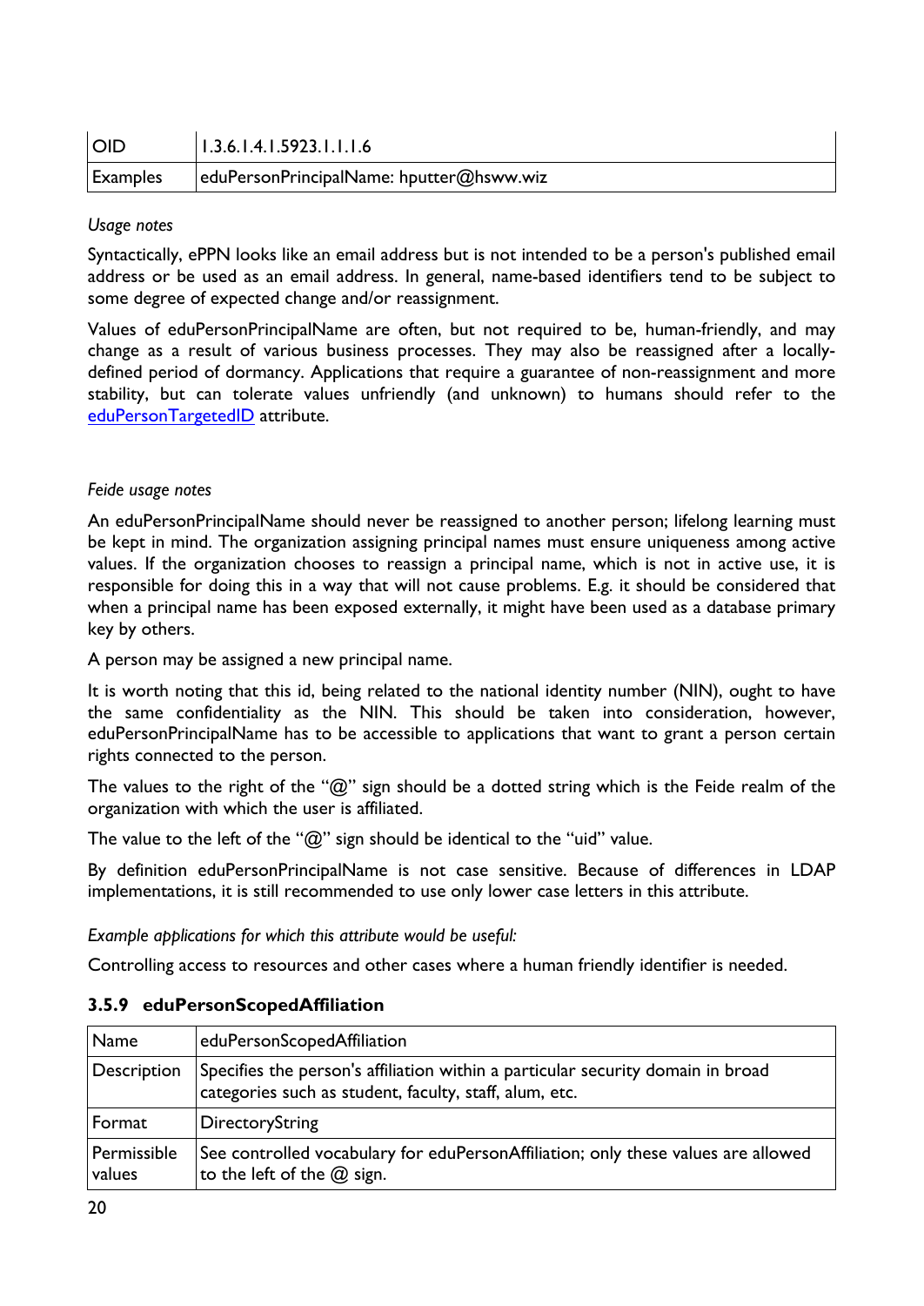| OID | 1.3.6.1.4.1.5923.1.1.1.6 |
|---|---|
| Examples | eduPersonPrincipalName: hputter@hsww.wiz |

*Usage notes*

Syntactically, ePPN looks like an email address but is not intended to be a person's published email address or be used as an email address. In general, name-based identifiers tend to be subject to some degree of expected change and/or reassignment.

Values of eduPersonPrincipalName are often, but not required to be, human-friendly, and may change as a result of various business processes. They may also be reassigned after a locally-defined period of dormancy. Applications that require a guarantee of non-reassignment and more stability, but can tolerate values unfriendly (and unknown) to humans should refer to the eduPersonTargetedID attribute.

*Feide usage notes*

An eduPersonPrincipalName should never be reassigned to another person; lifelong learning must be kept in mind. The organization assigning principal names must ensure uniqueness among active values. If the organization chooses to reassign a principal name, which is not in active use, it is responsible for doing this in a way that will not cause problems. E.g. it should be considered that when a principal name has been exposed externally, it might have been used as a database primary key by others.

A person may be assigned a new principal name.

It is worth noting that this id, being related to the national identity number (NIN), ought to have the same confidentiality as the NIN. This should be taken into consideration, however, eduPersonPrincipalName has to be accessible to applications that want to grant a person certain rights connected to the person.

The values to the right of the "@" sign should be a dotted string which is the Feide realm of the organization with which the user is affiliated.

The value to the left of the "@" sign should be identical to the "uid" value.

By definition eduPersonPrincipalName is not case sensitive. Because of differences in LDAP implementations, it is still recommended to use only lower case letters in this attribute.

*Example applications for which this attribute would be useful:*

Controlling access to resources and other cases where a human friendly identifier is needed.

### 3.5.9 eduPersonScopedAffiliation

| Name | eduPersonScopedAffiliation |
|---|---|
| Description | Specifies the person's affiliation within a particular security domain in broad categories such as student, faculty, staff, alum, etc. |
| Format | DirectoryString |
| Permissible values | See controlled vocabulary for eduPersonAffiliation; only these values are allowed to the left of the @ sign. |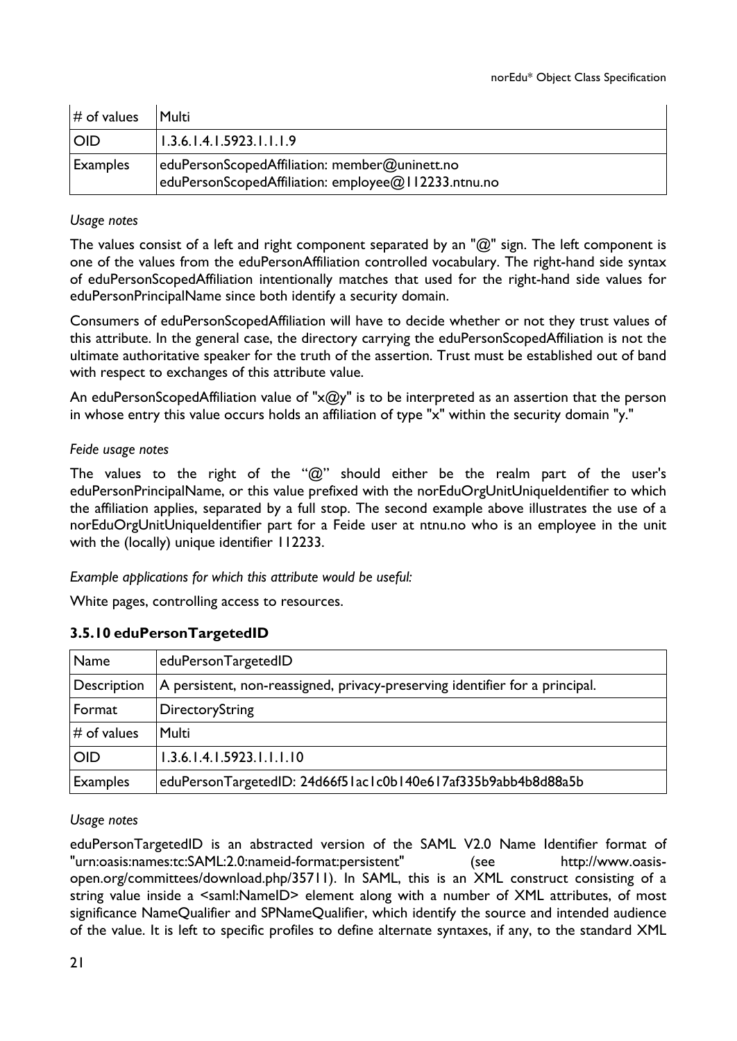| # of values | Multi |
|---|---|
| OID | 1.3.6.1.4.1.5923.1.1.1.9 |
| Examples | eduPersonScopedAffiliation: member@uninett.no<br>eduPersonScopedAffiliation: employee@112233.ntnu.no |

*Usage notes*

The values consist of a left and right component separated by an "@" sign. The left component is one of the values from the eduPersonAffiliation controlled vocabulary. The right-hand side syntax of eduPersonScopedAffiliation intentionally matches that used for the right-hand side values for eduPersonPrincipalName since both identify a security domain.

Consumers of eduPersonScopedAffiliation will have to decide whether or not they trust values of this attribute. In the general case, the directory carrying the eduPersonScopedAffiliation is not the ultimate authoritative speaker for the truth of the assertion. Trust must be established out of band with respect to exchanges of this attribute value.

An eduPersonScopedAffiliation value of "x@y" is to be interpreted as an assertion that the person in whose entry this value occurs holds an affiliation of type "x" within the security domain "y."

*Feide usage notes*

The values to the right of the "@" should either be the realm part of the user's eduPersonPrincipalName, or this value prefixed with the norEduOrgUnitUniqueIdentifier to which the affiliation applies, separated by a full stop. The second example above illustrates the use of a norEduOrgUnitUniqueIdentifier part for a Feide user at ntnu.no who is an employee in the unit with the (locally) unique identifier 112233.

*Example applications for which this attribute would be useful:*

White pages, controlling access to resources.

### 3.5.10 eduPersonTargetedID

| Name | eduPersonTargetedID |
|---|---|
| Description | A persistent, non-reassigned, privacy-preserving identifier for a principal. |
| Format | DirectoryString |
| # of values | Multi |
| OID | 1.3.6.1.4.1.5923.1.1.1.10 |
| Examples | eduPersonTargetedID: 24d66f51ac1c0b140e617af335b9abb4b8d88a5b |

*Usage notes*

eduPersonTargetedID is an abstracted version of the SAML V2.0 Name Identifier format of "urn:oasis:names:tc:SAML:2.0:nameid-format:persistent" (see http://www.oasis-open.org/committees/download.php/35711). In SAML, this is an XML construct consisting of a string value inside a <saml:NameID> element along with a number of XML attributes, of most significance NameQualifier and SPNameQualifier, which identify the source and intended audience of the value. It is left to specific profiles to define alternate syntaxes, if any, to the standard XML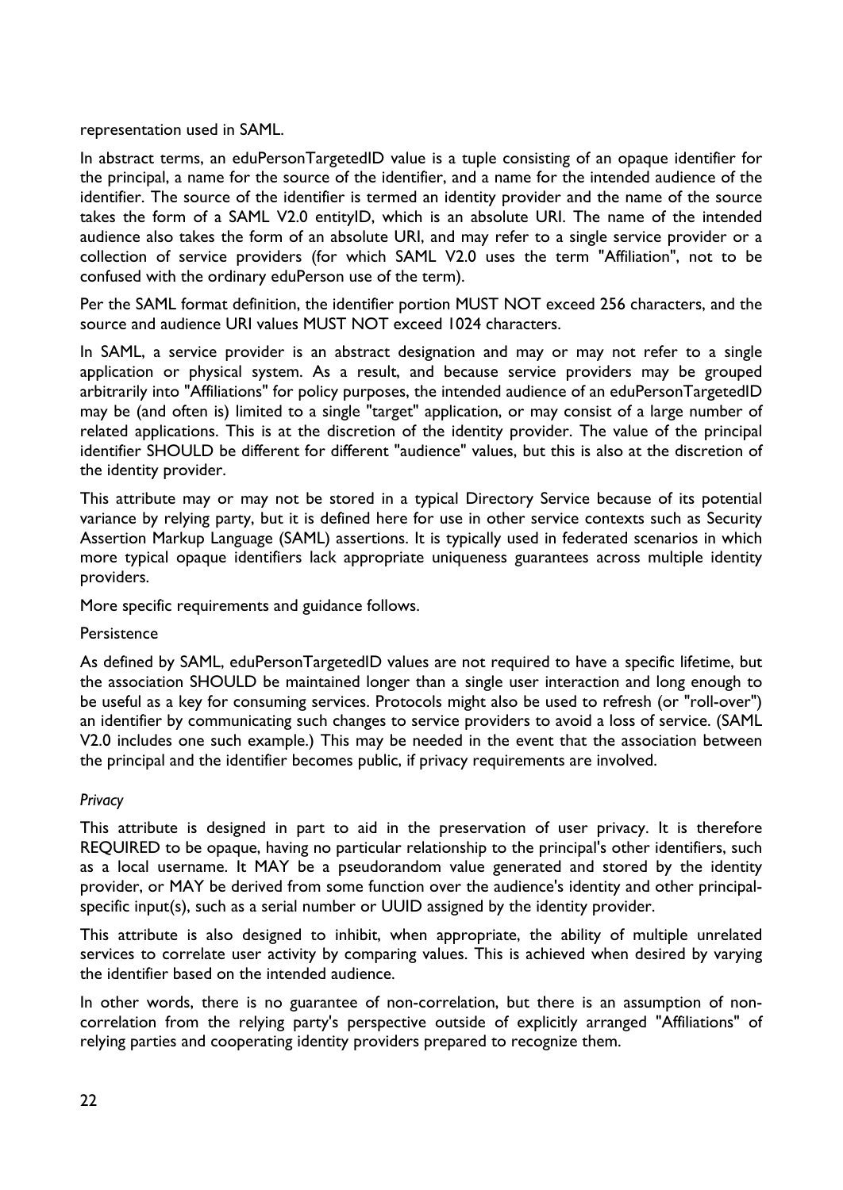representation used in SAML.

In abstract terms, an eduPersonTargetedID value is a tuple consisting of an opaque identifier for the principal, a name for the source of the identifier, and a name for the intended audience of the identifier. The source of the identifier is termed an identity provider and the name of the source takes the form of a SAML V2.0 entityID, which is an absolute URI. The name of the intended audience also takes the form of an absolute URI, and may refer to a single service provider or a collection of service providers (for which SAML V2.0 uses the term "Affiliation", not to be confused with the ordinary eduPerson use of the term).

Per the SAML format definition, the identifier portion MUST NOT exceed 256 characters, and the source and audience URI values MUST NOT exceed 1024 characters.

In SAML, a service provider is an abstract designation and may or may not refer to a single application or physical system. As a result, and because service providers may be grouped arbitrarily into "Affiliations" for policy purposes, the intended audience of an eduPersonTargetedID may be (and often is) limited to a single "target" application, or may consist of a large number of related applications. This is at the discretion of the identity provider. The value of the principal identifier SHOULD be different for different "audience" values, but this is also at the discretion of the identity provider.

This attribute may or may not be stored in a typical Directory Service because of its potential variance by relying party, but it is defined here for use in other service contexts such as Security Assertion Markup Language (SAML) assertions. It is typically used in federated scenarios in which more typical opaque identifiers lack appropriate uniqueness guarantees across multiple identity providers.

More specific requirements and guidance follows.

Persistence

As defined by SAML, eduPersonTargetedID values are not required to have a specific lifetime, but the association SHOULD be maintained longer than a single user interaction and long enough to be useful as a key for consuming services. Protocols might also be used to refresh (or "roll-over") an identifier by communicating such changes to service providers to avoid a loss of service. (SAML V2.0 includes one such example.) This may be needed in the event that the association between the principal and the identifier becomes public, if privacy requirements are involved.

*Privacy*

This attribute is designed in part to aid in the preservation of user privacy. It is therefore REQUIRED to be opaque, having no particular relationship to the principal's other identifiers, such as a local username. It MAY be a pseudorandom value generated and stored by the identity provider, or MAY be derived from some function over the audience's identity and other principal-specific input(s), such as a serial number or UUID assigned by the identity provider.

This attribute is also designed to inhibit, when appropriate, the ability of multiple unrelated services to correlate user activity by comparing values. This is achieved when desired by varying the identifier based on the intended audience.

In other words, there is no guarantee of non-correlation, but there is an assumption of non-correlation from the relying party's perspective outside of explicitly arranged "Affiliations" of relying parties and cooperating identity providers prepared to recognize them.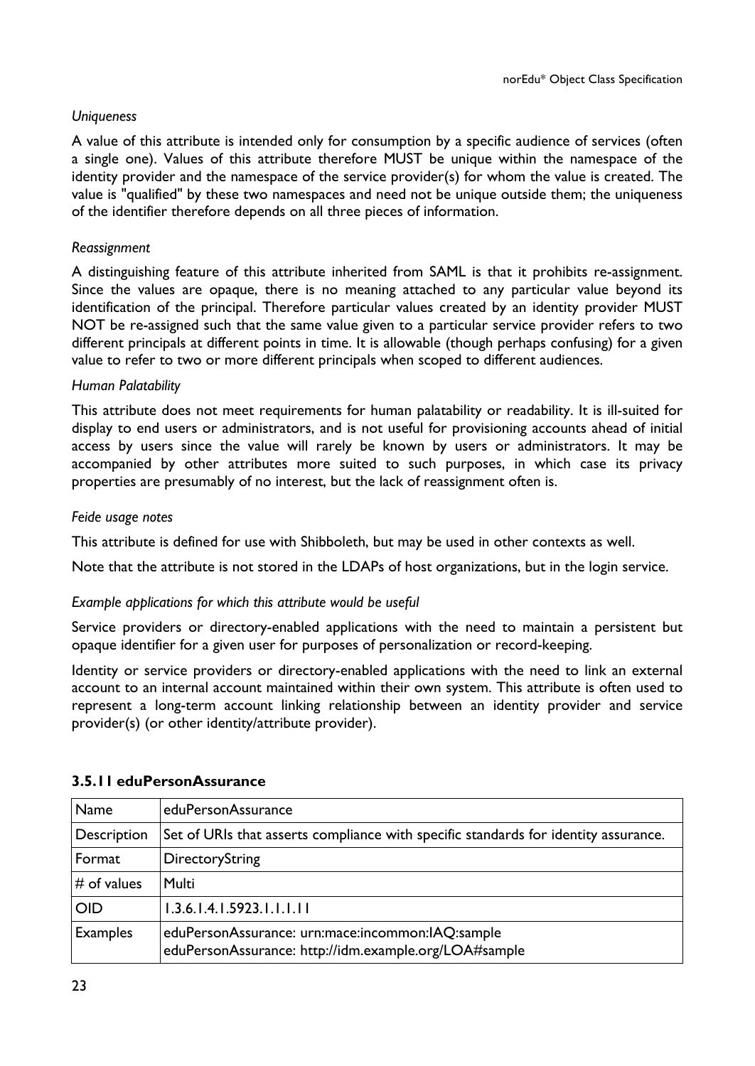*Uniqueness*

A value of this attribute is intended only for consumption by a specific audience of services (often a single one). Values of this attribute therefore MUST be unique within the namespace of the identity provider and the namespace of the service provider(s) for whom the value is created. The value is "qualified" by these two namespaces and need not be unique outside them; the uniqueness of the identifier therefore depends on all three pieces of information.

*Reassignment*

A distinguishing feature of this attribute inherited from SAML is that it prohibits re-assignment. Since the values are opaque, there is no meaning attached to any particular value beyond its identification of the principal. Therefore particular values created by an identity provider MUST NOT be re-assigned such that the same value given to a particular service provider refers to two different principals at different points in time. It is allowable (though perhaps confusing) for a given value to refer to two or more different principals when scoped to different audiences.

*Human Palatability*

This attribute does not meet requirements for human palatability or readability. It is ill-suited for display to end users or administrators, and is not useful for provisioning accounts ahead of initial access by users since the value will rarely be known by users or administrators. It may be accompanied by other attributes more suited to such purposes, in which case its privacy properties are presumably of no interest, but the lack of reassignment often is.

*Feide usage notes*

This attribute is defined for use with Shibboleth, but may be used in other contexts as well.

Note that the attribute is not stored in the LDAPs of host organizations, but in the login service.

*Example applications for which this attribute would be useful*

Service providers or directory-enabled applications with the need to maintain a persistent but opaque identifier for a given user for purposes of personalization or record-keeping.

Identity or service providers or directory-enabled applications with the need to link an external account to an internal account maintained within their own system. This attribute is often used to represent a long-term account linking relationship between an identity provider and service provider(s) (or other identity/attribute provider).

### 3.5.11 eduPersonAssurance

| Name | eduPersonAssurance |
|---|---|
| Description | Set of URIs that asserts compliance with specific standards for identity assurance. |
| Format | DirectoryString |
| # of values | Multi |
| OID | 1.3.6.1.4.1.5923.1.1.1.11 |
| Examples | eduPersonAssurance: urn:mace:incommon:IAQ:sample<br>eduPersonAssurance: http://idm.example.org/LOA#sample |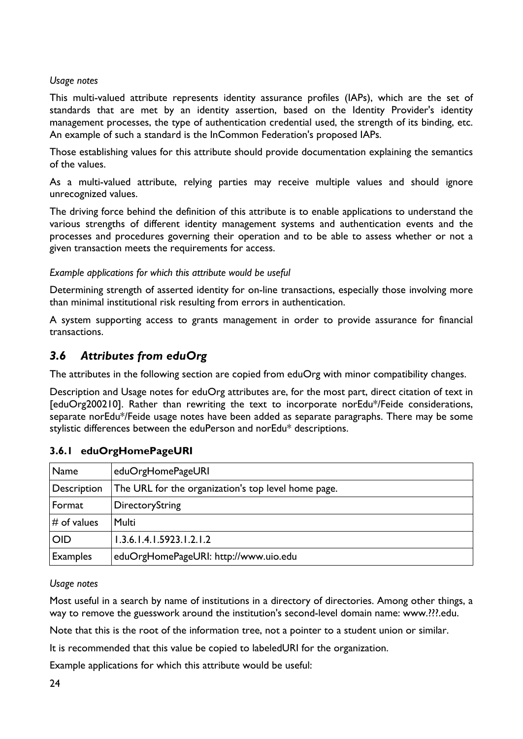*Usage notes*

This multi-valued attribute represents identity assurance profiles (IAPs), which are the set of standards that are met by an identity assertion, based on the Identity Provider's identity management processes, the type of authentication credential used, the strength of its binding, etc. An example of such a standard is the InCommon Federation's proposed IAPs.

Those establishing values for this attribute should provide documentation explaining the semantics of the values.

As a multi-valued attribute, relying parties may receive multiple values and should ignore unrecognized values.

The driving force behind the definition of this attribute is to enable applications to understand the various strengths of different identity management systems and authentication events and the processes and procedures governing their operation and to be able to assess whether or not a given transaction meets the requirements for access.

*Example applications for which this attribute would be useful*

Determining strength of asserted identity for on-line transactions, especially those involving more than minimal institutional risk resulting from errors in authentication.

A system supporting access to grants management in order to provide assurance for financial transactions.

## *3.6 Attributes from eduOrg*

The attributes in the following section are copied from eduOrg with minor compatibility changes.

Description and Usage notes for eduOrg attributes are, for the most part, direct citation of text in [eduOrg200210]. Rather than rewriting the text to incorporate norEdu*/Feide considerations, separate norEdu*/Feide usage notes have been added as separate paragraphs. There may be some stylistic differences between the eduPerson and norEdu* descriptions.

### 3.6.1 eduOrgHomePageURI

| Name | eduOrgHomePageURI |
|---|---|
| Description | The URL for the organization's top level home page. |
| Format | DirectoryString |
| # of values | Multi |
| OID | 1.3.6.1.4.1.5923.1.2.1.2 |
| Examples | eduOrgHomePageURI: http://www.uio.edu |

*Usage notes*

Most useful in a search by name of institutions in a directory of directories. Among other things, a way to remove the guesswork around the institution's second-level domain name: www.???.edu.

Note that this is the root of the information tree, not a pointer to a student union or similar.

It is recommended that this value be copied to labeledURI for the organization.

Example applications for which this attribute would be useful: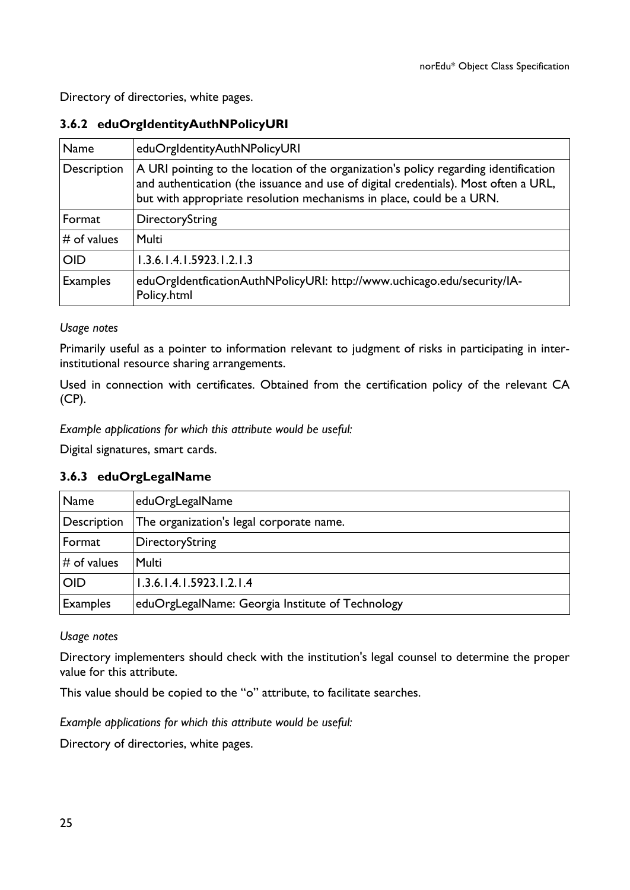Directory of directories, white pages.

### 3.6.2 eduOrgIdentityAuthNPolicyURI

| Name | eduOrgIdentityAuthNPolicyURI |
|---|---|
| Description | A URI pointing to the location of the organization's policy regarding identification and authentication (the issuance and use of digital credentials). Most often a URL, but with appropriate resolution mechanisms in place, could be a URN. |
| Format | DirectoryString |
| # of values | Multi |
| OID | 1.3.6.1.4.1.5923.1.2.1.3 |
| Examples | eduOrgIdentficationAuthNPolicyURI: http://www.uchicago.edu/security/IA-Policy.html |

*Usage notes*

Primarily useful as a pointer to information relevant to judgment of risks in participating in inter-institutional resource sharing arrangements.

Used in connection with certificates. Obtained from the certification policy of the relevant CA (CP).

*Example applications for which this attribute would be useful:*

Digital signatures, smart cards.

### 3.6.3 eduOrgLegalName

| Name | eduOrgLegalName |
|---|---|
| Description | The organization's legal corporate name. |
| Format | DirectoryString |
| # of values | Multi |
| OID | 1.3.6.1.4.1.5923.1.2.1.4 |
| Examples | eduOrgLegalName: Georgia Institute of Technology |

*Usage notes*

Directory implementers should check with the institution's legal counsel to determine the proper value for this attribute.

This value should be copied to the "o" attribute, to facilitate searches.

*Example applications for which this attribute would be useful:*

Directory of directories, white pages.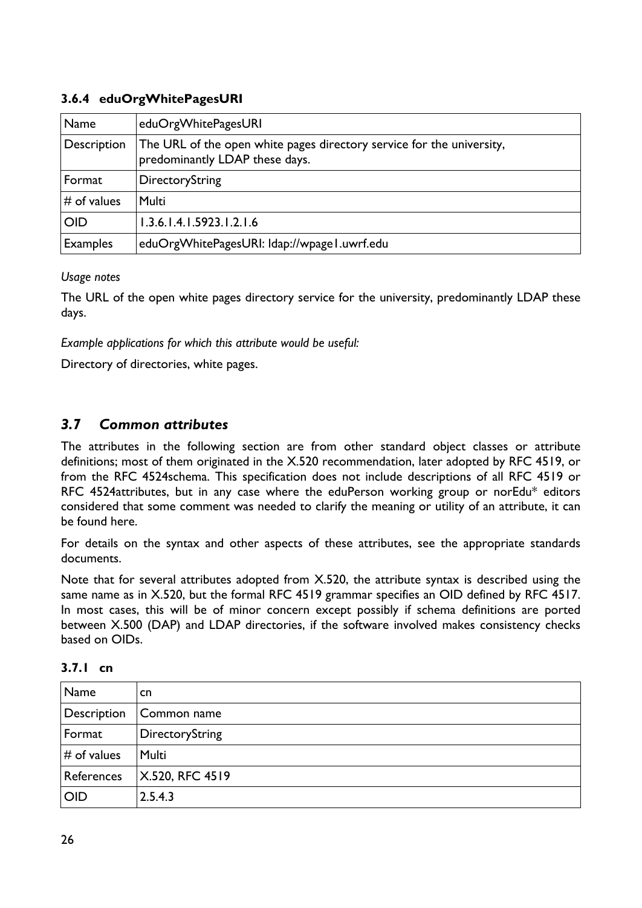#### 3.6.4 eduOrgWhitePagesURI

| Name | eduOrgWhitePagesURI |
|---|---|
| Description | The URL of the open white pages directory service for the university, predominantly LDAP these days. |
| Format | DirectoryString |
| # of values | Multi |
| OID | 1.3.6.1.4.1.5923.1.2.1.6 |
| Examples | eduOrgWhitePagesURI: ldap://wpage1.uwrf.edu |

*Usage notes*

The URL of the open white pages directory service for the university, predominantly LDAP these days.

*Example applications for which this attribute would be useful:*

Directory of directories, white pages.

### 3.7 Common attributes

The attributes in the following section are from other standard object classes or attribute definitions; most of them originated in the X.520 recommendation, later adopted by RFC 4519, or from the RFC 4524schema. This specification does not include descriptions of all RFC 4519 or RFC 4524attributes, but in any case where the eduPerson working group or norEdu* editors considered that some comment was needed to clarify the meaning or utility of an attribute, it can be found here.

For details on the syntax and other aspects of these attributes, see the appropriate standards documents.

Note that for several attributes adopted from X.520, the attribute syntax is described using the same name as in X.520, but the formal RFC 4519 grammar specifies an OID defined by RFC 4517. In most cases, this will be of minor concern except possibly if schema definitions are ported between X.500 (DAP) and LDAP directories, if the software involved makes consistency checks based on OIDs.

#### 3.7.1 cn

| Name | cn |
|---|---|
| Description | Common name |
| Format | DirectoryString |
| # of values | Multi |
| References | X.520, RFC 4519 |
| OID | 2.5.4.3 |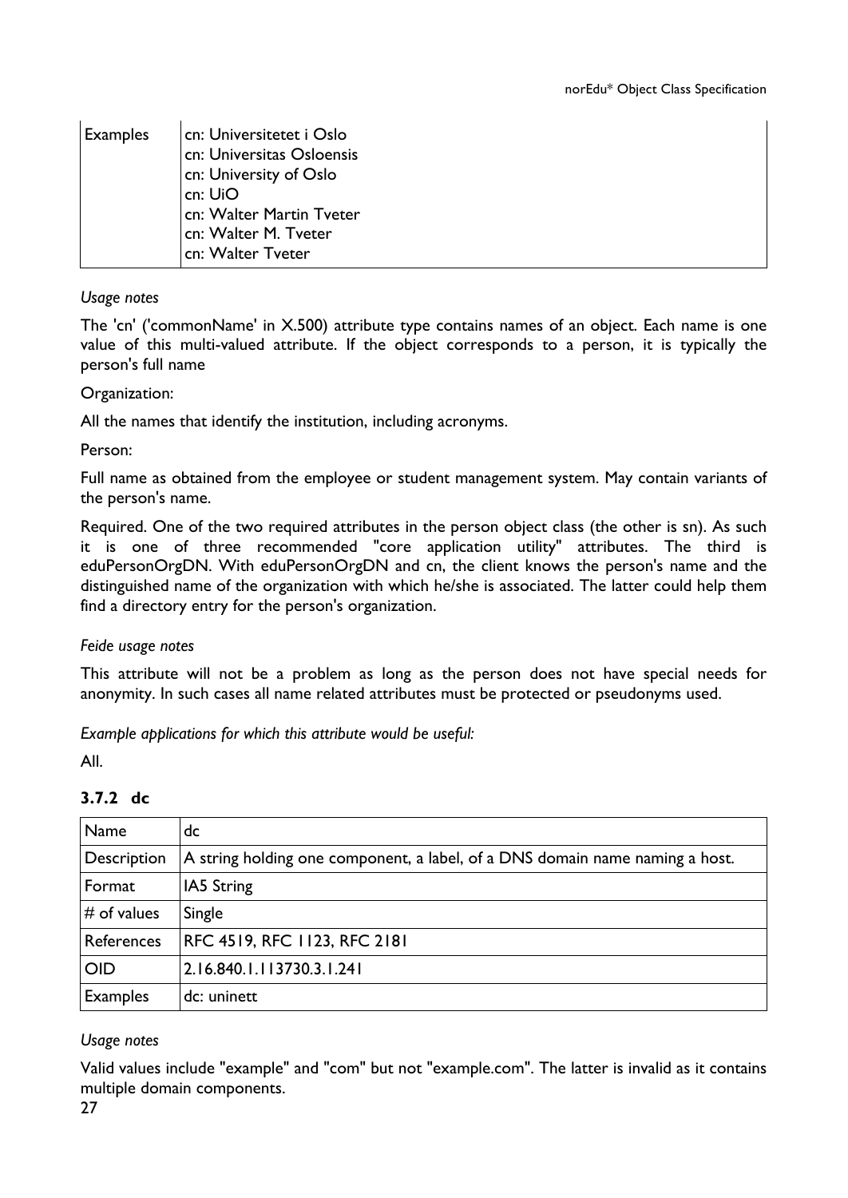| Examples | cn: Universitetet i Oslo<br>cn: Universitas Osloensis<br>cn: University of Oslo<br>cn: UiO<br>cn: Walter Martin Tveter<br>cn: Walter M. Tveter<br>cn: Walter Tveter |
|---|---|

*Usage notes*

The 'cn' ('commonName' in X.500) attribute type contains names of an object. Each name is one value of this multi-valued attribute. If the object corresponds to a person, it is typically the person's full name

Organization:

All the names that identify the institution, including acronyms.

Person:

Full name as obtained from the employee or student management system. May contain variants of the person's name.

Required. One of the two required attributes in the person object class (the other is sn). As such it is one of three recommended "core application utility" attributes. The third is eduPersonOrgDN. With eduPersonOrgDN and cn, the client knows the person's name and the distinguished name of the organization with which he/she is associated. The latter could help them find a directory entry for the person's organization.

*Feide usage notes*

This attribute will not be a problem as long as the person does not have special needs for anonymity. In such cases all name related attributes must be protected or pseudonyms used.

*Example applications for which this attribute would be useful:*

All.

### 3.7.2 dc

| Name | dc |
|---|---|
| Description | A string holding one component, a label, of a DNS domain name naming a host. |
| Format | IA5 String |
| # of values | Single |
| References | RFC 4519, RFC 1123, RFC 2181 |
| OID | 2.16.840.1.113730.3.1.241 |
| Examples | dc: uninett |

*Usage notes*

Valid values include "example" and "com" but not "example.com". The latter is invalid as it contains multiple domain components.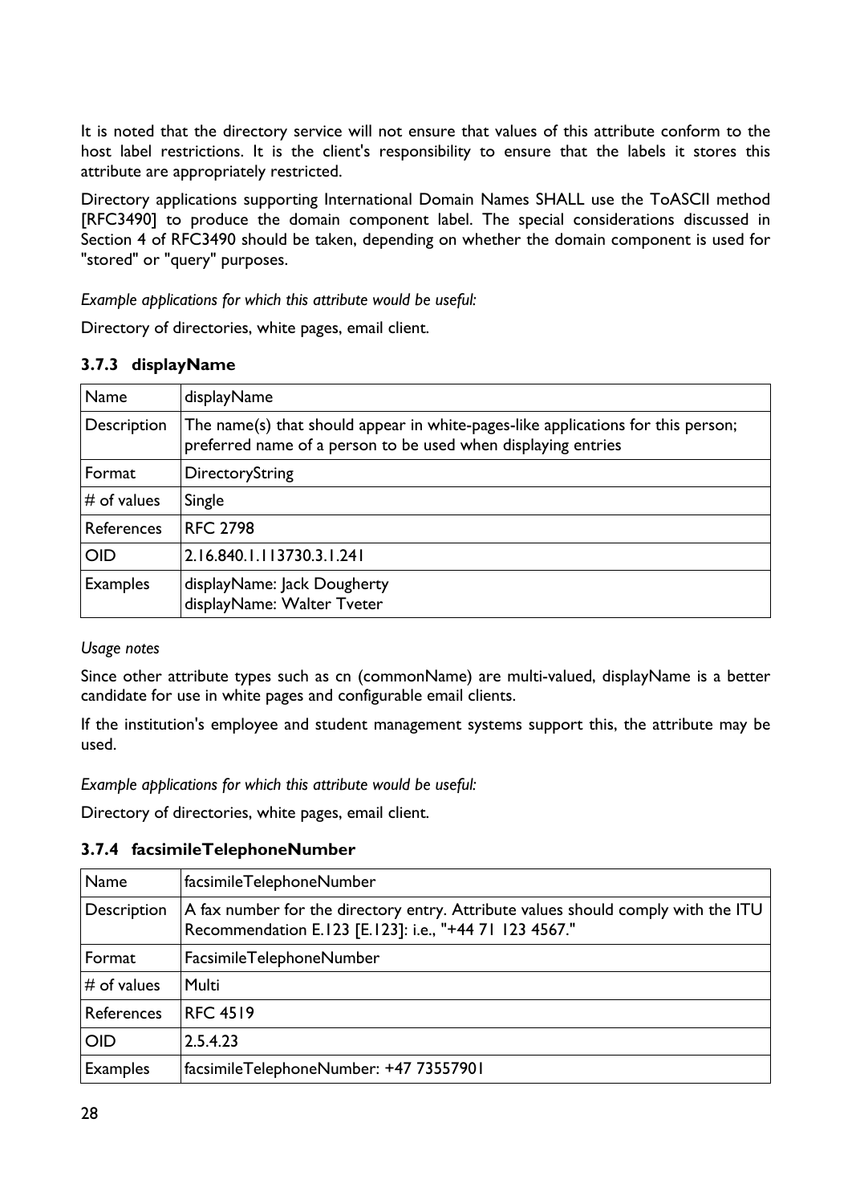It is noted that the directory service will not ensure that values of this attribute conform to the host label restrictions. It is the client's responsibility to ensure that the labels it stores this attribute are appropriately restricted.

Directory applications supporting International Domain Names SHALL use the ToASCII method [RFC3490] to produce the domain component label. The special considerations discussed in Section 4 of RFC3490 should be taken, depending on whether the domain component is used for "stored" or "query" purposes.

*Example applications for which this attribute would be useful:*

Directory of directories, white pages, email client.

### 3.7.3 displayName

| Name | displayName |
|---|---|
| Description | The name(s) that should appear in white-pages-like applications for this person; preferred name of a person to be used when displaying entries |
| Format | DirectoryString |
| # of values | Single |
| References | RFC 2798 |
| OID | 2.16.840.1.113730.3.1.241 |
| Examples | displayName: Jack Dougherty<br>displayName: Walter Tveter |

*Usage notes*

Since other attribute types such as cn (commonName) are multi-valued, displayName is a better candidate for use in white pages and configurable email clients.

If the institution's employee and student management systems support this, the attribute may be used.

*Example applications for which this attribute would be useful:*

Directory of directories, white pages, email client.

### 3.7.4 facsimileTelephoneNumber

| Name | facsimileTelephoneNumber |
|---|---|
| Description | A fax number for the directory entry. Attribute values should comply with the ITU Recommendation E.123 [E.123]: i.e., "+44 71 123 4567." |
| Format | FacsimileTelephoneNumber |
| # of values | Multi |
| References | RFC 4519 |
| OID | 2.5.4.23 |
| Examples | facsimileTelephoneNumber: +47 73557901 |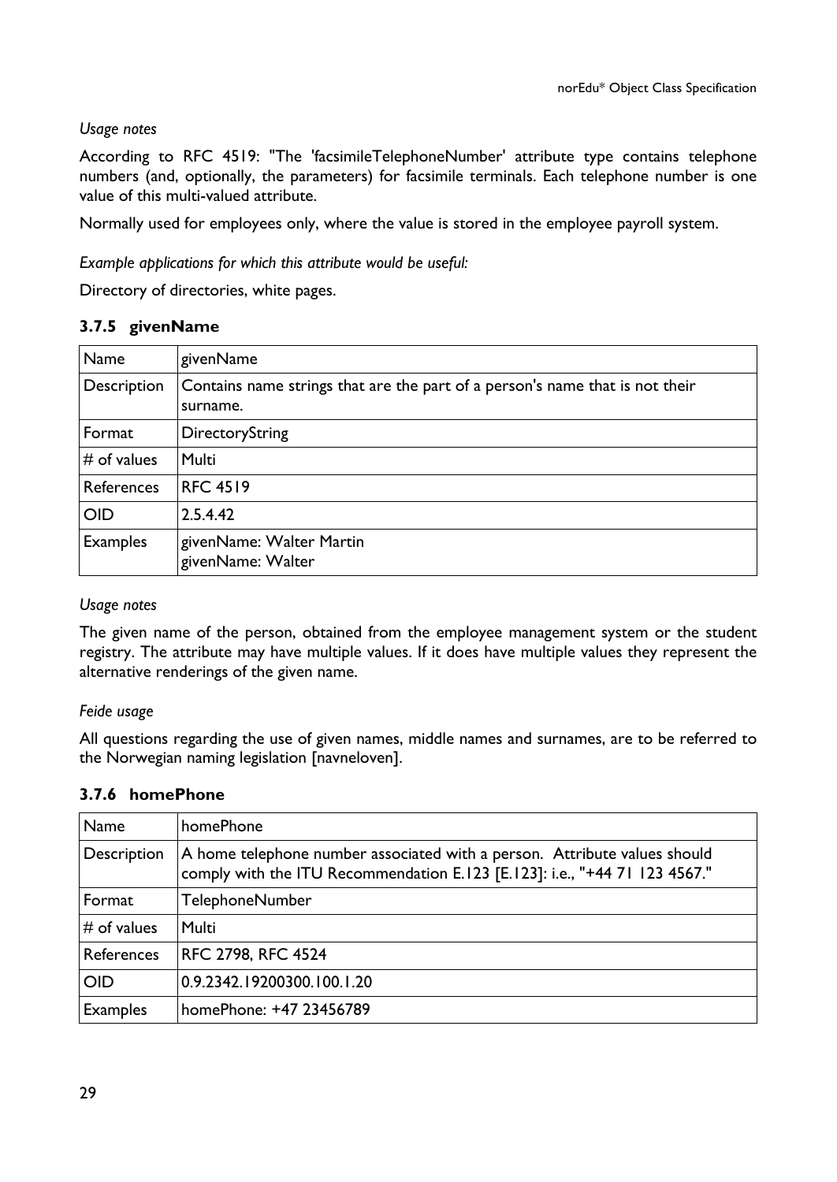*Usage notes*

According to RFC 4519: "The 'facsimileTelephoneNumber' attribute type contains telephone numbers (and, optionally, the parameters) for facsimile terminals. Each telephone number is one value of this multi-valued attribute.

Normally used for employees only, where the value is stored in the employee payroll system.

*Example applications for which this attribute would be useful:*

Directory of directories, white pages.

### 3.7.5 givenName

| Name | givenName |
|---|---|
| Description | Contains name strings that are the part of a person's name that is not their surname. |
| Format | DirectoryString |
| # of values | Multi |
| References | RFC 4519 |
| OID | 2.5.4.42 |
| Examples | givenName: Walter Martin<br>givenName: Walter |

*Usage notes*

The given name of the person, obtained from the employee management system or the student registry. The attribute may have multiple values. If it does have multiple values they represent the alternative renderings of the given name.

*Feide usage*

All questions regarding the use of given names, middle names and surnames, are to be referred to the Norwegian naming legislation [navneloven].

### 3.7.6 homePhone

| Name | homePhone |
|---|---|
| Description | A home telephone number associated with a person. Attribute values should comply with the ITU Recommendation E.123 [E.123]: i.e., "+44 71 123 4567." |
| Format | TelephoneNumber |
| # of values | Multi |
| References | RFC 2798, RFC 4524 |
| OID | 0.9.2342.19200300.100.1.20 |
| Examples | homePhone: +47 23456789 |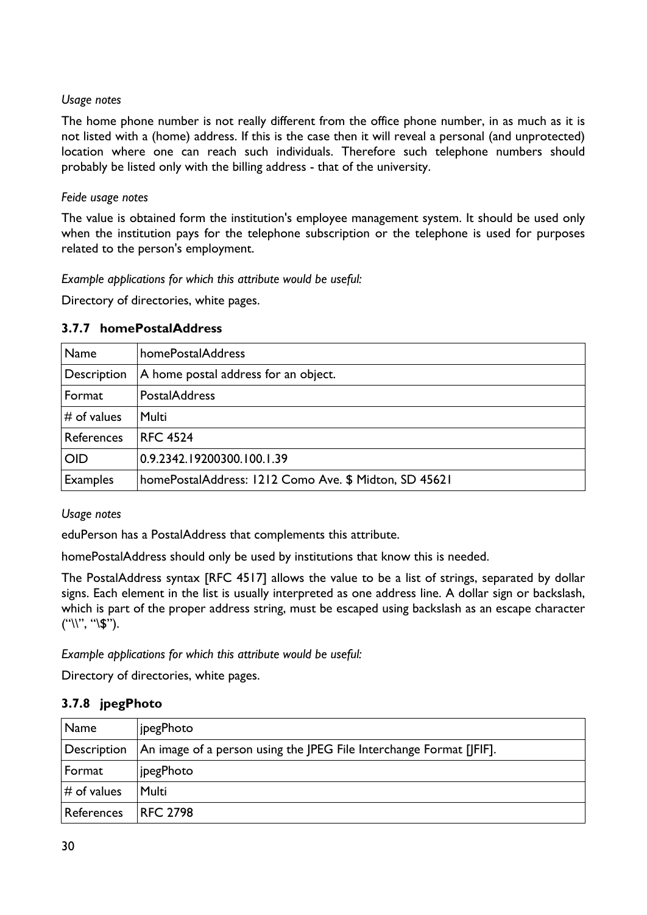*Usage notes*

The home phone number is not really different from the office phone number, in as much as it is not listed with a (home) address. If this is the case then it will reveal a personal (and unprotected) location where one can reach such individuals. Therefore such telephone numbers should probably be listed only with the billing address - that of the university.

*Feide usage notes*

The value is obtained form the institution's employee management system. It should be used only when the institution pays for the telephone subscription or the telephone is used for purposes related to the person's employment.

*Example applications for which this attribute would be useful:*

Directory of directories, white pages.

### 3.7.7 homePostalAddress

| Name | homePostalAddress |
|---|---|
| Description | A home postal address for an object. |
| Format | PostalAddress |
| # of values | Multi |
| References | RFC 4524 |
| OID | 0.9.2342.19200300.100.1.39 |
| Examples | homePostalAddress: 1212 Como Ave. $ Midton, SD 45621 |

*Usage notes*

eduPerson has a PostalAddress that complements this attribute.

homePostalAddress should only be used by institutions that know this is needed.

The PostalAddress syntax [RFC 4517] allows the value to be a list of strings, separated by dollar signs. Each element in the list is usually interpreted as one address line. A dollar sign or backslash, which is part of the proper address string, must be escaped using backslash as an escape character ("\\", "\$").

*Example applications for which this attribute would be useful:*

Directory of directories, white pages.

### 3.7.8 jpegPhoto

| Name | jpegPhoto |
|---|---|
| Description | An image of a person using the JPEG File Interchange Format [JFIF]. |
| Format | jpegPhoto |
| # of values | Multi |
| References | RFC 2798 |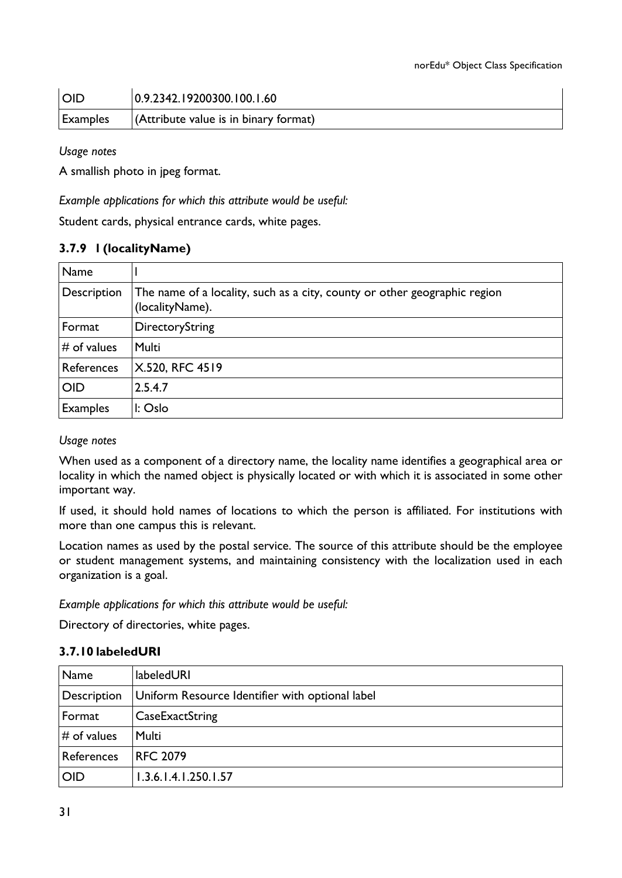| OID | 0.9.2342.19200300.100.1.60 |
|---|---|
| Examples | (Attribute value is in binary format) |

*Usage notes*

A smallish photo in jpeg format.

*Example applications for which this attribute would be useful:*

Student cards, physical entrance cards, white pages.

### 3.7.9 l (localityName)

| Name | l |
|---|---|
| Description | The name of a locality, such as a city, county or other geographic region (localityName). |
| Format | DirectoryString |
| # of values | Multi |
| References | X.520, RFC 4519 |
| OID | 2.5.4.7 |
| Examples | l: Oslo |

*Usage notes*

When used as a component of a directory name, the locality name identifies a geographical area or locality in which the named object is physically located or with which it is associated in some other important way.

If used, it should hold names of locations to which the person is affiliated. For institutions with more than one campus this is relevant.

Location names as used by the postal service. The source of this attribute should be the employee or student management systems, and maintaining consistency with the localization used in each organization is a goal.

*Example applications for which this attribute would be useful:*

Directory of directories, white pages.

### 3.7.10 labeledURI

| Name | labeledURI |
|---|---|
| Description | Uniform Resource Identifier with optional label |
| Format | CaseExactString |
| # of values | Multi |
| References | RFC 2079 |
| OID | 1.3.6.1.4.1.250.1.57 |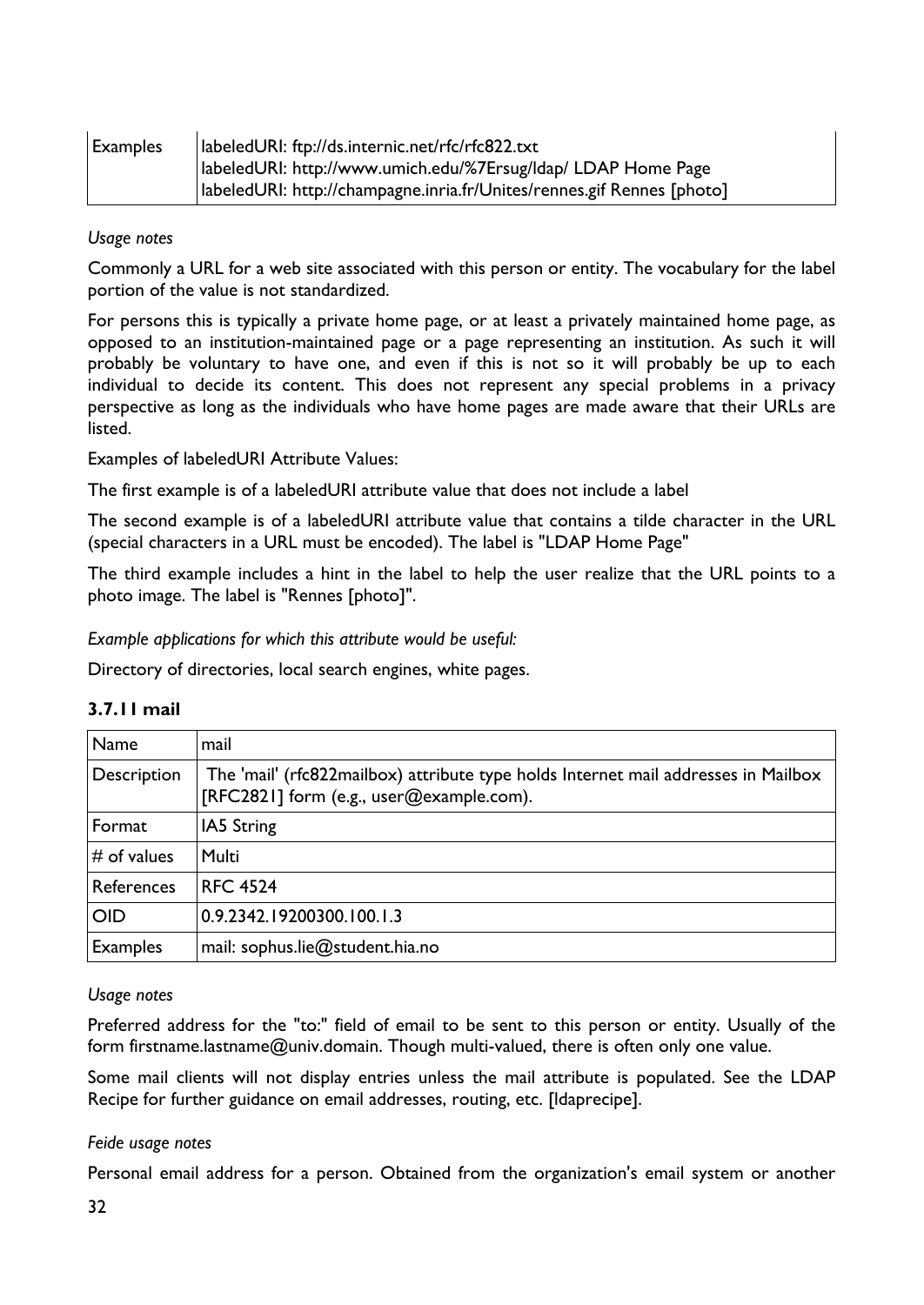| Examples | labeledURI: ftp://ds.internic.net/rfc/rfc822.txt<br>labeledURI: http://www.umich.edu/%7Ersug/ldap/ LDAP Home Page<br>labeledURI: http://champagne.inria.fr/Unites/rennes.gif Rennes [photo] |
|---|---|

*Usage notes*

Commonly a URL for a web site associated with this person or entity. The vocabulary for the label portion of the value is not standardized.

For persons this is typically a private home page, or at least a privately maintained home page, as opposed to an institution-maintained page or a page representing an institution. As such it will probably be voluntary to have one, and even if this is not so it will probably be up to each individual to decide its content. This does not represent any special problems in a privacy perspective as long as the individuals who have home pages are made aware that their URLs are listed.

Examples of labeledURI Attribute Values:

The first example is of a labeledURI attribute value that does not include a label

The second example is of a labeledURI attribute value that contains a tilde character in the URL (special characters in a URL must be encoded). The label is "LDAP Home Page"

The third example includes a hint in the label to help the user realize that the URL points to a photo image. The label is "Rennes [photo]".

*Example applications for which this attribute would be useful:*

Directory of directories, local search engines, white pages.

### 3.7.11 mail

| Name | mail |
|---|---|
| Description | The 'mail' (rfc822mailbox) attribute type holds Internet mail addresses in Mailbox [RFC2821] form (e.g., user@example.com). |
| Format | IA5 String |
| # of values | Multi |
| References | RFC 4524 |
| OID | 0.9.2342.19200300.100.1.3 |
| Examples | mail: sophus.lie@student.hia.no |

*Usage notes*

Preferred address for the "to:" field of email to be sent to this person or entity. Usually of the form firstname.lastname@univ.domain. Though multi-valued, there is often only one value.

Some mail clients will not display entries unless the mail attribute is populated. See the LDAP Recipe for further guidance on email addresses, routing, etc. [ldaprecipe].

*Feide usage notes*

Personal email address for a person. Obtained from the organization's email system or another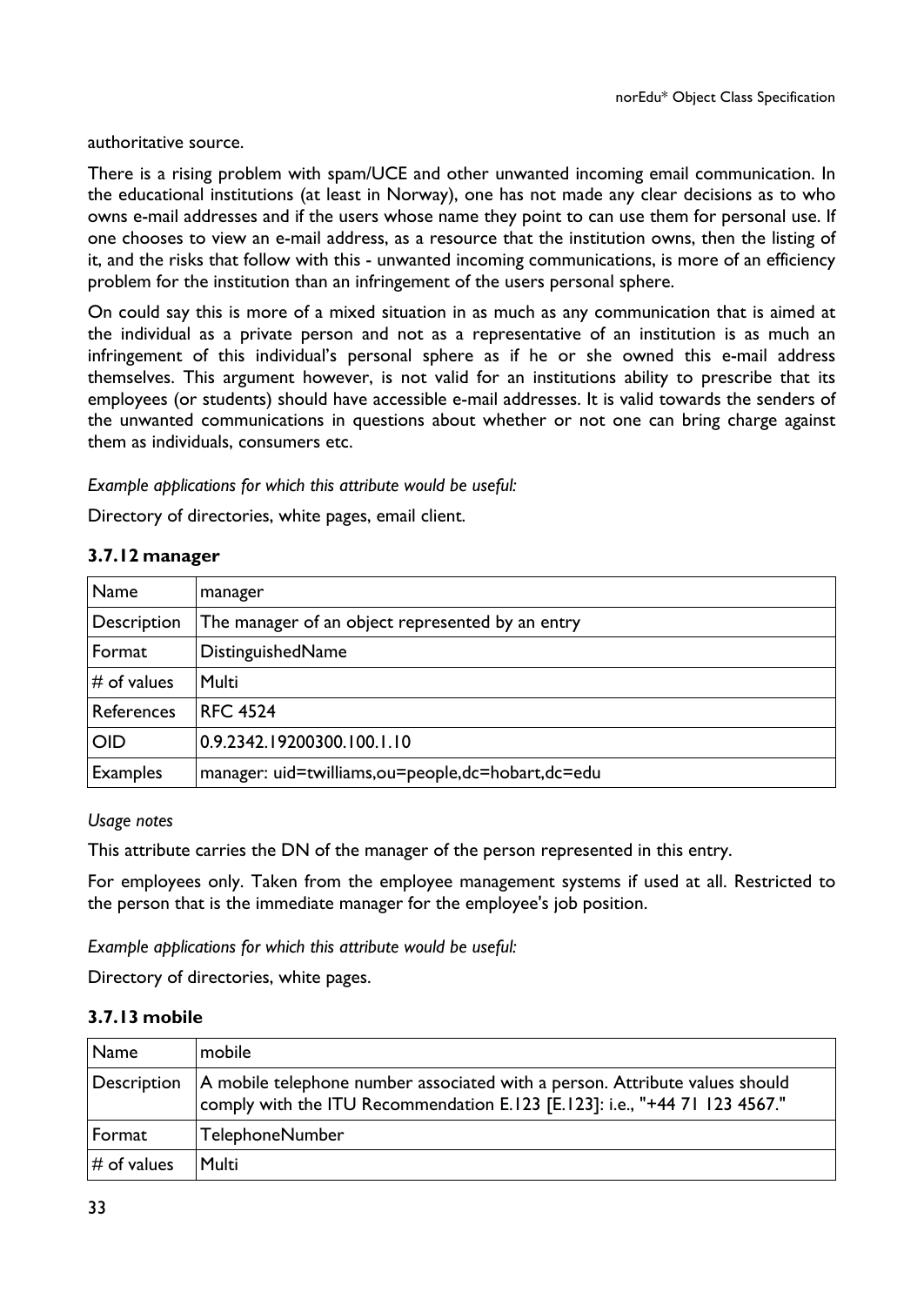authoritative source.

There is a rising problem with spam/UCE and other unwanted incoming email communication. In the educational institutions (at least in Norway), one has not made any clear decisions as to who owns e-mail addresses and if the users whose name they point to can use them for personal use. If one chooses to view an e-mail address, as a resource that the institution owns, then the listing of it, and the risks that follow with this - unwanted incoming communications, is more of an efficiency problem for the institution than an infringement of the users personal sphere.

On could say this is more of a mixed situation in as much as any communication that is aimed at the individual as a private person and not as a representative of an institution is as much an infringement of this individual's personal sphere as if he or she owned this e-mail address themselves. This argument however, is not valid for an institutions ability to prescribe that its employees (or students) should have accessible e-mail addresses. It is valid towards the senders of the unwanted communications in questions about whether or not one can bring charge against them as individuals, consumers etc.

*Example applications for which this attribute would be useful:*

Directory of directories, white pages, email client.

### 3.7.12 manager

| Name | manager |
|---|---|
| Description | The manager of an object represented by an entry |
| Format | DistinguishedName |
| # of values | Multi |
| References | RFC 4524 |
| OID | 0.9.2342.19200300.100.1.10 |
| Examples | manager: uid=twilliams,ou=people,dc=hobart,dc=edu |

*Usage notes*

This attribute carries the DN of the manager of the person represented in this entry.

For employees only. Taken from the employee management systems if used at all. Restricted to the person that is the immediate manager for the employee's job position.

*Example applications for which this attribute would be useful:*

Directory of directories, white pages.

### 3.7.13 mobile

| Name | mobile |
|---|---|
| Description | A mobile telephone number associated with a person. Attribute values should comply with the ITU Recommendation E.123 [E.123]: i.e., "+44 71 123 4567." |
| Format | TelephoneNumber |
| # of values | Multi |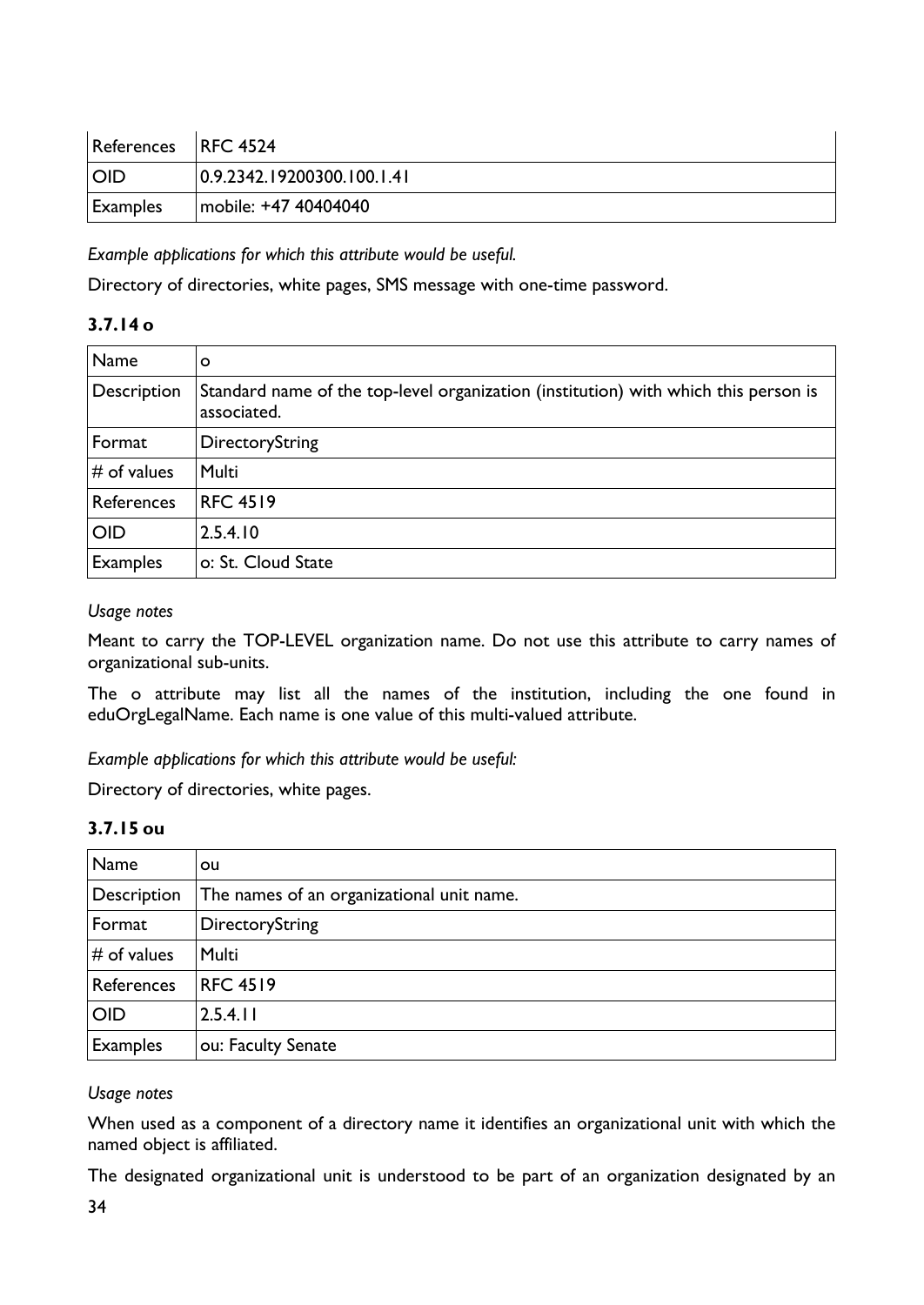| References | RFC 4524 |
|---|---|
| OID | 0.9.2342.19200300.100.1.41 |
| Examples | mobile: +47 40404040 |

*Example applications for which this attribute would be useful.*

Directory of directories, white pages, SMS message with one-time password.

### 3.7.14 o

| Name | o |
|---|---|
| Description | Standard name of the top-level organization (institution) with which this person is associated. |
| Format | DirectoryString |
| # of values | Multi |
| References | RFC 4519 |
| OID | 2.5.4.10 |
| Examples | o: St. Cloud State |

*Usage notes*

Meant to carry the TOP-LEVEL organization name. Do not use this attribute to carry names of organizational sub-units.

The o attribute may list all the names of the institution, including the one found in eduOrgLegalName. Each name is one value of this multi-valued attribute.

*Example applications for which this attribute would be useful:*

Directory of directories, white pages.

### 3.7.15 ou

| Name | ou |
|---|---|
| Description | The names of an organizational unit name. |
| Format | DirectoryString |
| # of values | Multi |
| References | RFC 4519 |
| OID | 2.5.4.11 |
| Examples | ou: Faculty Senate |

*Usage notes*

When used as a component of a directory name it identifies an organizational unit with which the named object is affiliated.

The designated organizational unit is understood to be part of an organization designated by an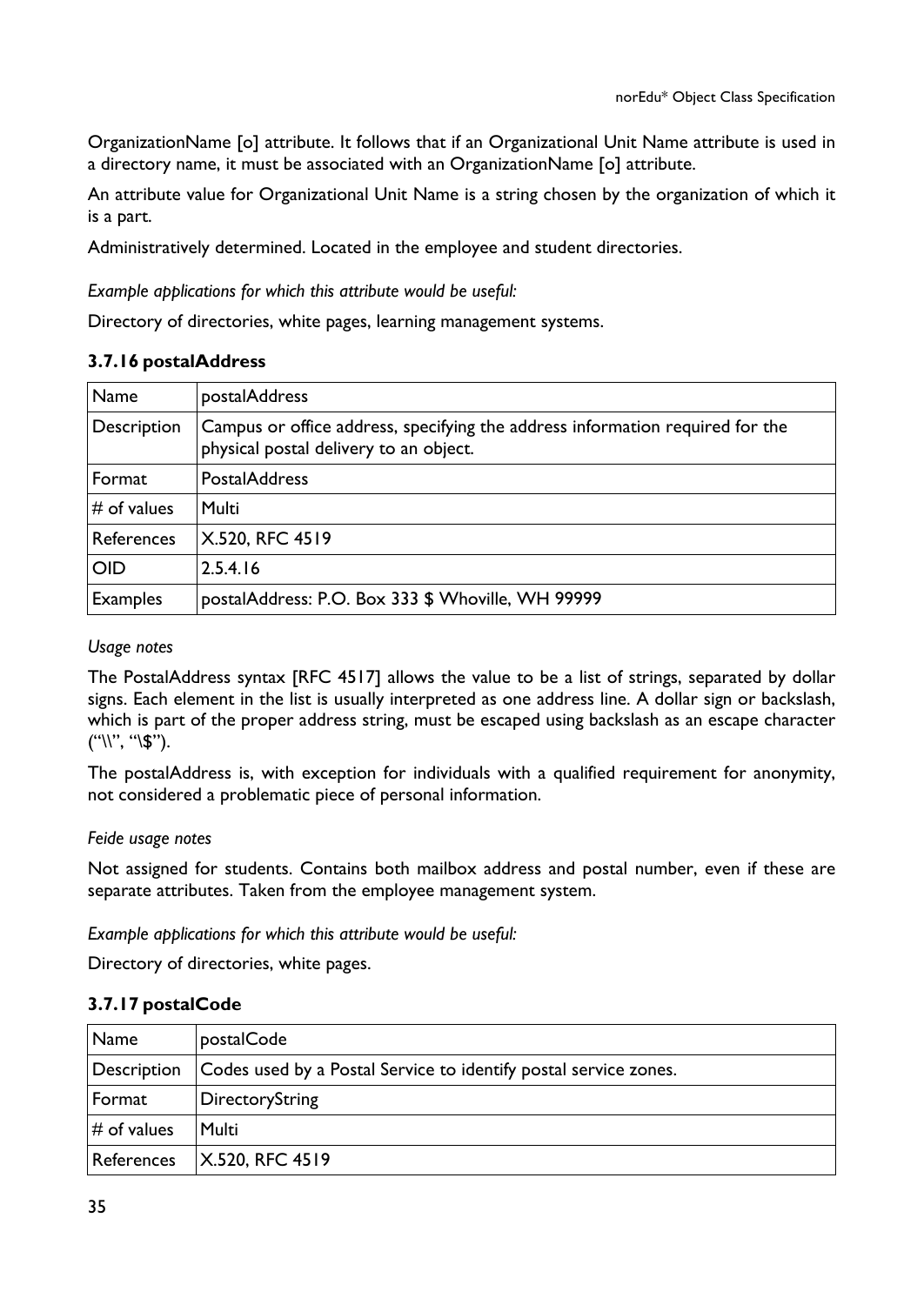OrganizationName [o] attribute. It follows that if an Organizational Unit Name attribute is used in a directory name, it must be associated with an OrganizationName [o] attribute.

An attribute value for Organizational Unit Name is a string chosen by the organization of which it is a part.

Administratively determined. Located in the employee and student directories.

*Example applications for which this attribute would be useful:*

Directory of directories, white pages, learning management systems.

### 3.7.16 postalAddress

| Name | postalAddress |
|---|---|
| Description | Campus or office address, specifying the address information required for the physical postal delivery to an object. |
| Format | PostalAddress |
| # of values | Multi |
| References | X.520, RFC 4519 |
| OID | 2.5.4.16 |
| Examples | postalAddress: P.O. Box 333 $ Whoville, WH 99999 |

*Usage notes*

The PostalAddress syntax [RFC 4517] allows the value to be a list of strings, separated by dollar signs. Each element in the list is usually interpreted as one address line. A dollar sign or backslash, which is part of the proper address string, must be escaped using backslash as an escape character ("\\", "\$").

The postalAddress is, with exception for individuals with a qualified requirement for anonymity, not considered a problematic piece of personal information.

*Feide usage notes*

Not assigned for students. Contains both mailbox address and postal number, even if these are separate attributes. Taken from the employee management system.

*Example applications for which this attribute would be useful:*

Directory of directories, white pages.

### 3.7.17 postalCode

| Name | postalCode |
|---|---|
| Description | Codes used by a Postal Service to identify postal service zones. |
| Format | DirectoryString |
| # of values | Multi |
| References | X.520, RFC 4519 |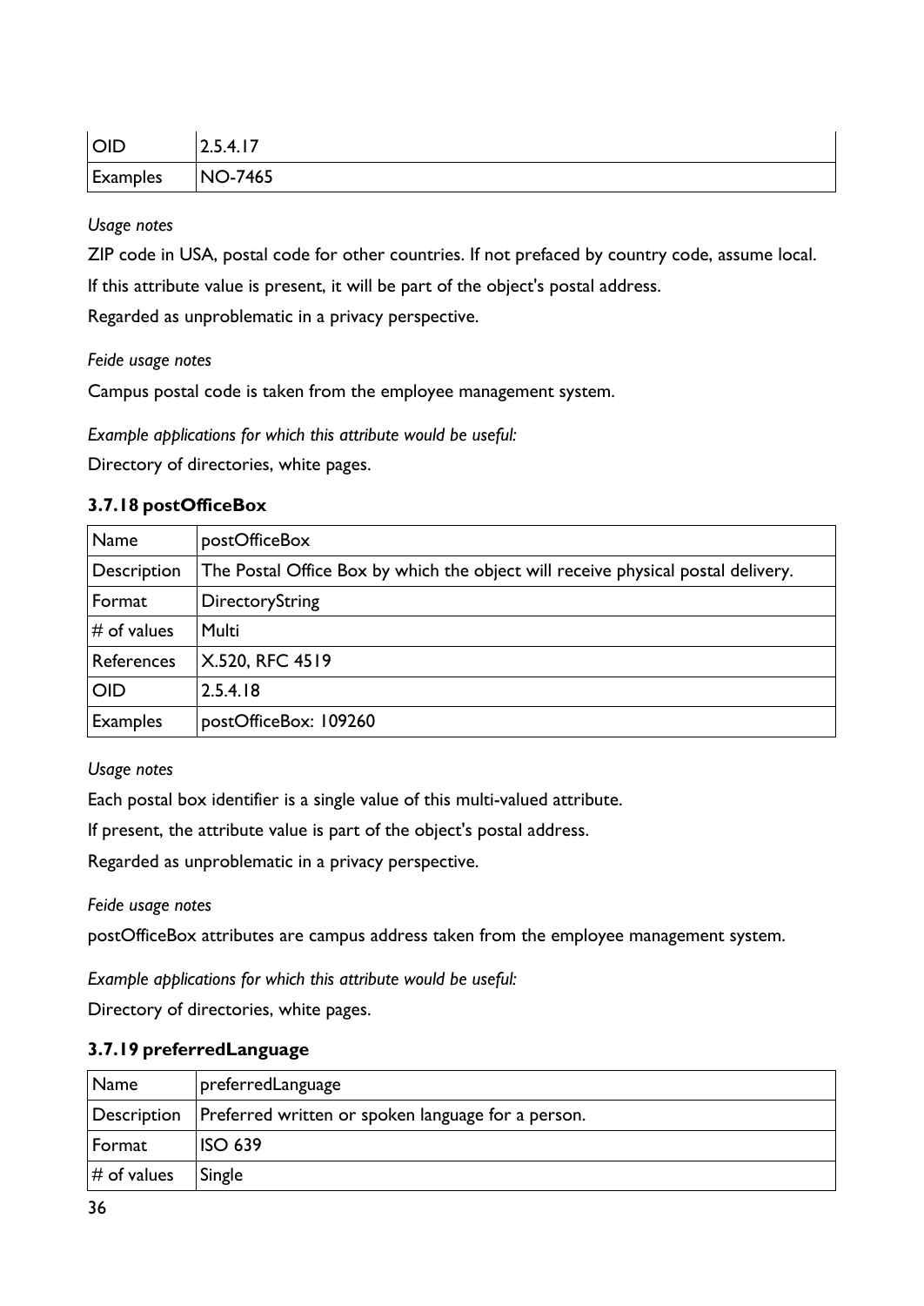| OID | 2.5.4.17 |
|---|---|
| Examples | NO-7465 |

*Usage notes*

ZIP code in USA, postal code for other countries. If not prefaced by country code, assume local.

If this attribute value is present, it will be part of the object's postal address.

Regarded as unproblematic in a privacy perspective.

*Feide usage notes*

Campus postal code is taken from the employee management system.

*Example applications for which this attribute would be useful:*

Directory of directories, white pages.

### 3.7.18 postOfficeBox

| Name | postOfficeBox |
|---|---|
| Description | The Postal Office Box by which the object will receive physical postal delivery. |
| Format | DirectoryString |
| # of values | Multi |
| References | X.520, RFC 4519 |
| OID | 2.5.4.18 |
| Examples | postOfficeBox: 109260 |

*Usage notes*

Each postal box identifier is a single value of this multi-valued attribute.

If present, the attribute value is part of the object's postal address.

Regarded as unproblematic in a privacy perspective.

*Feide usage notes*

postOfficeBox attributes are campus address taken from the employee management system.

*Example applications for which this attribute would be useful:*

Directory of directories, white pages.

### 3.7.19 preferredLanguage

| Name | preferredLanguage |
|---|---|
| Description | Preferred written or spoken language for a person. |
| Format | ISO 639 |
| # of values | Single |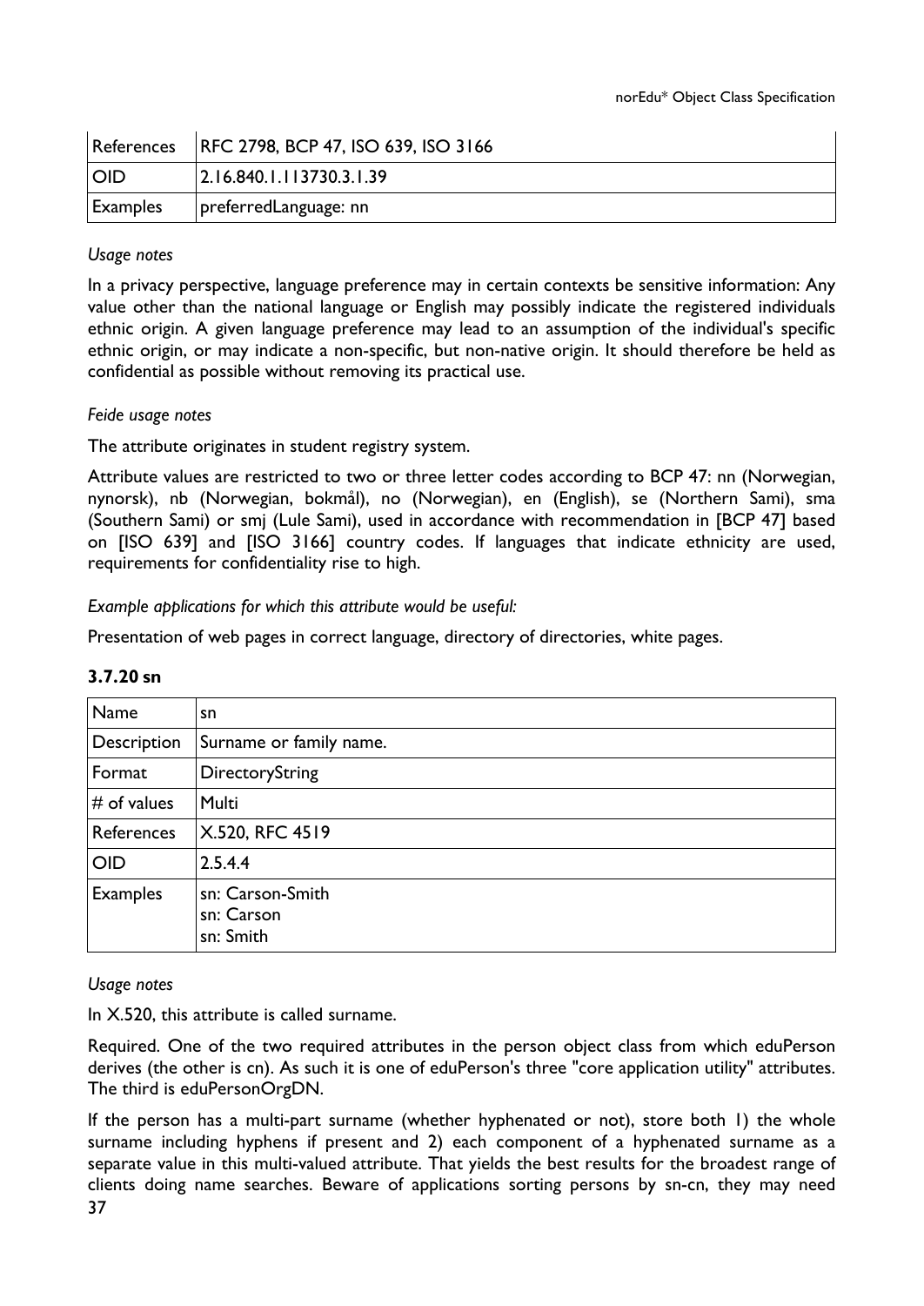| References | RFC 2798, BCP 47, ISO 639, ISO 3166 |
|---|---|
| OID | 2.16.840.1.113730.3.1.39 |
| Examples | preferredLanguage: nn |

*Usage notes*

In a privacy perspective, language preference may in certain contexts be sensitive information: Any value other than the national language or English may possibly indicate the registered individuals ethnic origin. A given language preference may lead to an assumption of the individual's specific ethnic origin, or may indicate a non-specific, but non-native origin. It should therefore be held as confidential as possible without removing its practical use.

*Feide usage notes*

The attribute originates in student registry system.

Attribute values are restricted to two or three letter codes according to BCP 47: nn (Norwegian, nynorsk), nb (Norwegian, bokmål), no (Norwegian), en (English), se (Northern Sami), sma (Southern Sami) or smj (Lule Sami), used in accordance with recommendation in [BCP 47] based on [ISO 639] and [ISO 3166] country codes. If languages that indicate ethnicity are used, requirements for confidentiality rise to high.

*Example applications for which this attribute would be useful:*

Presentation of web pages in correct language, directory of directories, white pages.

### 3.7.20 sn

| Name | sn |
|---|---|
| Description | Surname or family name. |
| Format | DirectoryString |
| # of values | Multi |
| References | X.520, RFC 4519 |
| OID | 2.5.4.4 |
| Examples | sn: Carson-Smith<br>sn: Carson<br>sn: Smith |

*Usage notes*

In X.520, this attribute is called surname.

Required. One of the two required attributes in the person object class from which eduPerson derives (the other is cn). As such it is one of eduPerson's three "core application utility" attributes. The third is eduPersonOrgDN.

If the person has a multi-part surname (whether hyphenated or not), store both 1) the whole surname including hyphens if present and 2) each component of a hyphenated surname as a separate value in this multi-valued attribute. That yields the best results for the broadest range of clients doing name searches. Beware of applications sorting persons by sn-cn, they may need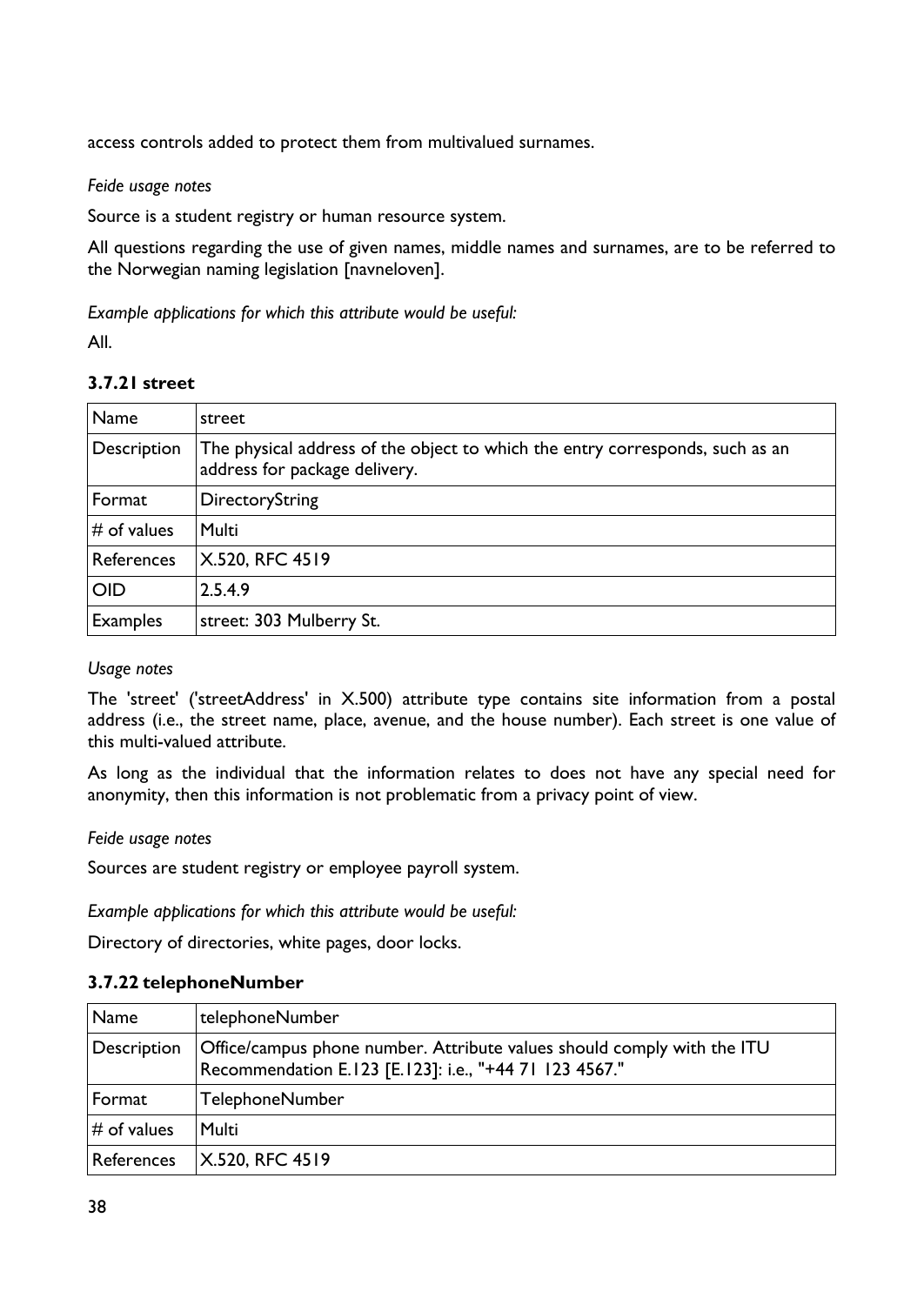access controls added to protect them from multivalued surnames.

*Feide usage notes*

Source is a student registry or human resource system.

All questions regarding the use of given names, middle names and surnames, are to be referred to the Norwegian naming legislation [navneloven].

*Example applications for which this attribute would be useful:*

All.

### 3.7.21 street

| Name | street |
|---|---|
| Description | The physical address of the object to which the entry corresponds, such as an address for package delivery. |
| Format | DirectoryString |
| # of values | Multi |
| References | X.520, RFC 4519 |
| OID | 2.5.4.9 |
| Examples | street: 303 Mulberry St. |

*Usage notes*

The 'street' ('streetAddress' in X.500) attribute type contains site information from a postal address (i.e., the street name, place, avenue, and the house number). Each street is one value of this multi-valued attribute.

As long as the individual that the information relates to does not have any special need for anonymity, then this information is not problematic from a privacy point of view.

*Feide usage notes*

Sources are student registry or employee payroll system.

*Example applications for which this attribute would be useful:*

Directory of directories, white pages, door locks.

### 3.7.22 telephoneNumber

| Name | telephoneNumber |
|---|---|
| Description | Office/campus phone number. Attribute values should comply with the ITU Recommendation E.123 [E.123]: i.e., "+44 71 123 4567." |
| Format | TelephoneNumber |
| # of values | Multi |
| References | X.520, RFC 4519 |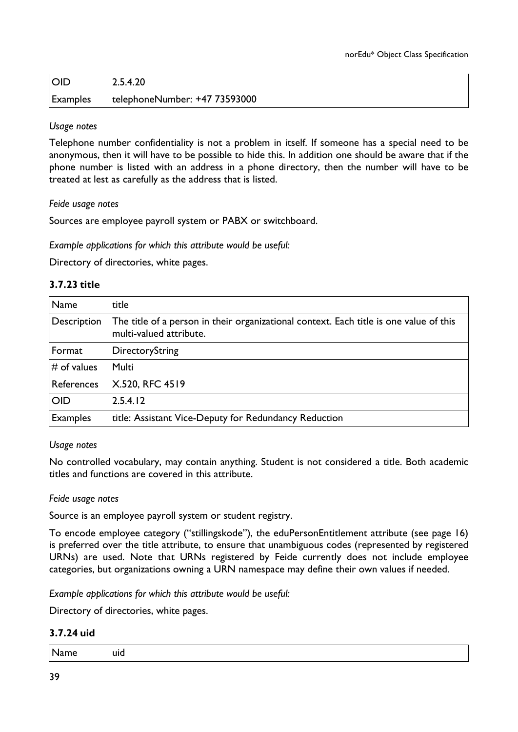| OID | 2.5.4.20 |
|---|---|
| Examples | telephoneNumber: +47 73593000 |

*Usage notes*

Telephone number confidentiality is not a problem in itself. If someone has a special need to be anonymous, then it will have to be possible to hide this. In addition one should be aware that if the phone number is listed with an address in a phone directory, then the number will have to be treated at lest as carefully as the address that is listed.

*Feide usage notes*

Sources are employee payroll system or PABX or switchboard.

*Example applications for which this attribute would be useful:*

Directory of directories, white pages.

### 3.7.23 title

| Name | title |
|---|---|
| Description | The title of a person in their organizational context. Each title is one value of this multi-valued attribute. |
| Format | DirectoryString |
| # of values | Multi |
| References | X.520, RFC 4519 |
| OID | 2.5.4.12 |
| Examples | title: Assistant Vice-Deputy for Redundancy Reduction |

*Usage notes*

No controlled vocabulary, may contain anything. Student is not considered a title. Both academic titles and functions are covered in this attribute.

*Feide usage notes*

Source is an employee payroll system or student registry.

To encode employee category ("stillingskode"), the eduPersonEntitlement attribute (see page 16) is preferred over the title attribute, to ensure that unambiguous codes (represented by registered URNs) are used. Note that URNs registered by Feide currently does not include employee categories, but organizations owning a URN namespace may define their own values if needed.

*Example applications for which this attribute would be useful:*

Directory of directories, white pages.

### 3.7.24 uid

| Name | uid |
|---|---|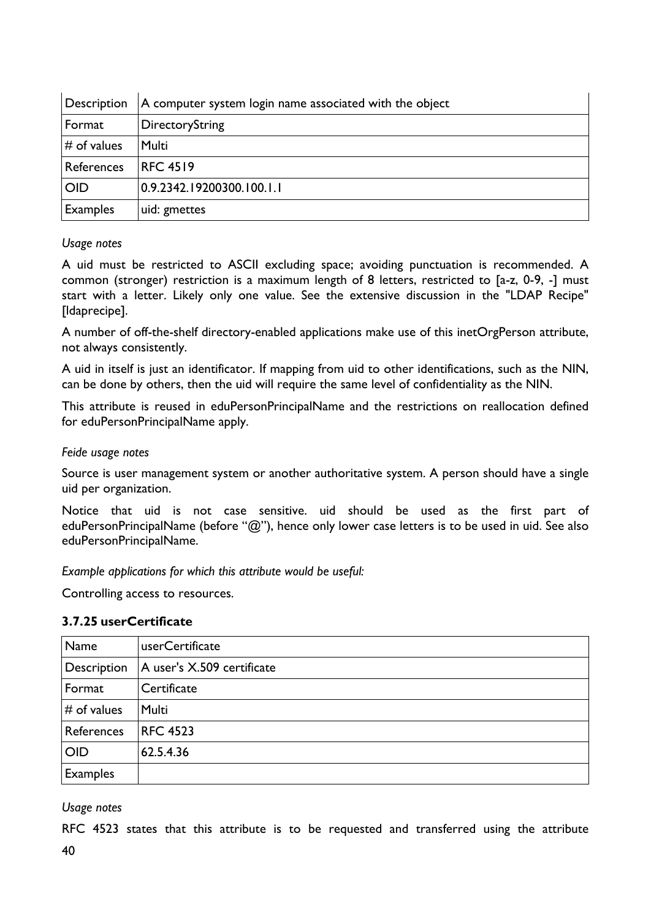| Description | A computer system login name associated with the object |
|---|---|
| Format | DirectoryString |
| # of values | Multi |
| References | RFC 4519 |
| OID | 0.9.2342.19200300.100.1.1 |
| Examples | uid: gmettes |

*Usage notes*

A uid must be restricted to ASCII excluding space; avoiding punctuation is recommended. A common (stronger) restriction is a maximum length of 8 letters, restricted to [a-z, 0-9, -] must start with a letter. Likely only one value. See the extensive discussion in the "LDAP Recipe" [ldaprecipe].

A number of off-the-shelf directory-enabled applications make use of this inetOrgPerson attribute, not always consistently.

A uid in itself is just an identificator. If mapping from uid to other identifications, such as the NIN, can be done by others, then the uid will require the same level of confidentiality as the NIN.

This attribute is reused in eduPersonPrincipalName and the restrictions on reallocation defined for eduPersonPrincipalName apply.

*Feide usage notes*

Source is user management system or another authoritative system. A person should have a single uid per organization.

Notice that uid is not case sensitive. uid should be used as the first part of eduPersonPrincipalName (before "@"), hence only lower case letters is to be used in uid. See also eduPersonPrincipalName.

*Example applications for which this attribute would be useful:*

Controlling access to resources.

### 3.7.25 userCertificate

| Name | userCertificate |
|---|---|
| Description | A user's X.509 certificate |
| Format | Certificate |
| # of values | Multi |
| References | RFC 4523 |
| OID | 62.5.4.36 |
| Examples | |

*Usage notes*

RFC 4523 states that this attribute is to be requested and transferred using the attribute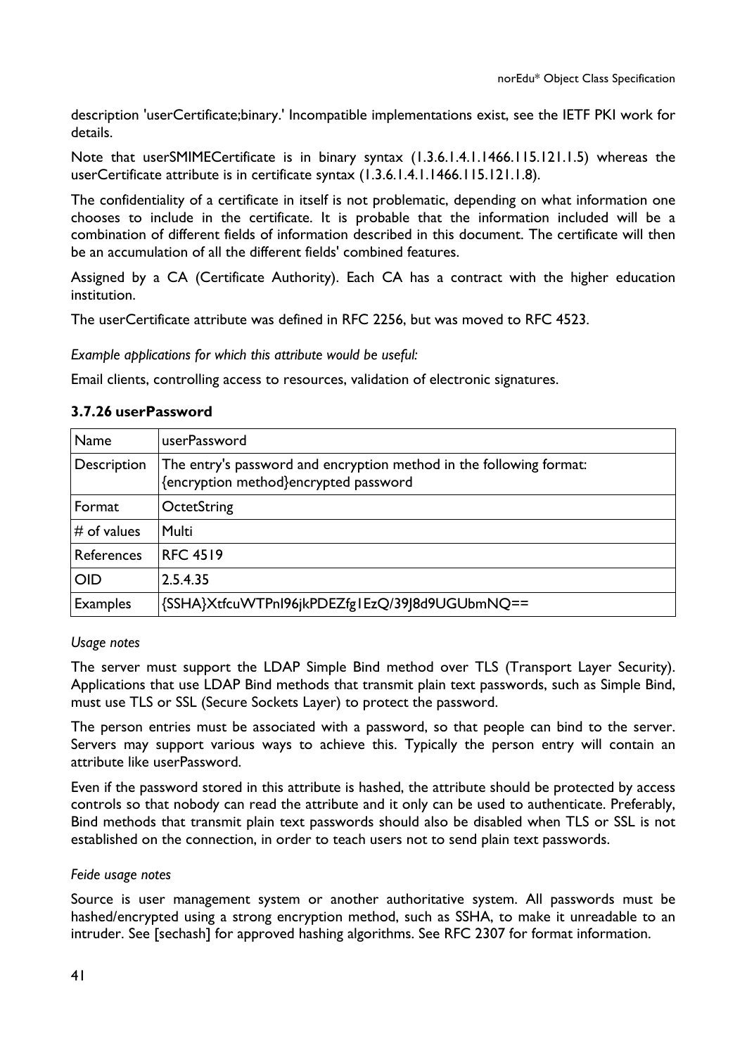description 'userCertificate;binary.' Incompatible implementations exist, see the IETF PKI work for details.

Note that userSMIMECertificate is in binary syntax (1.3.6.1.4.1.1466.115.121.1.5) whereas the userCertificate attribute is in certificate syntax (1.3.6.1.4.1.1466.115.121.1.8).

The confidentiality of a certificate in itself is not problematic, depending on what information one chooses to include in the certificate. It is probable that the information included will be a combination of different fields of information described in this document. The certificate will then be an accumulation of all the different fields' combined features.

Assigned by a CA (Certificate Authority). Each CA has a contract with the higher education institution.

The userCertificate attribute was defined in RFC 2256, but was moved to RFC 4523.

*Example applications for which this attribute would be useful:*

Email clients, controlling access to resources, validation of electronic signatures.

### 3.7.26 userPassword

| Name | userPassword |
|---|---|
| Description | The entry's password and encryption method in the following format: {encryption method}encrypted password |
| Format | OctetString |
| # of values | Multi |
| References | RFC 4519 |
| OID | 2.5.4.35 |
| Examples | {SSHA}XtfcuWTPnl96jkPDEZfg1EzQ/39J8d9UGUbmNQ== |

*Usage notes*

The server must support the LDAP Simple Bind method over TLS (Transport Layer Security). Applications that use LDAP Bind methods that transmit plain text passwords, such as Simple Bind, must use TLS or SSL (Secure Sockets Layer) to protect the password.

The person entries must be associated with a password, so that people can bind to the server. Servers may support various ways to achieve this. Typically the person entry will contain an attribute like userPassword.

Even if the password stored in this attribute is hashed, the attribute should be protected by access controls so that nobody can read the attribute and it only can be used to authenticate. Preferably, Bind methods that transmit plain text passwords should also be disabled when TLS or SSL is not established on the connection, in order to teach users not to send plain text passwords.

*Feide usage notes*

Source is user management system or another authoritative system. All passwords must be hashed/encrypted using a strong encryption method, such as SSHA, to make it unreadable to an intruder. See [sechash] for approved hashing algorithms. See RFC 2307 for format information.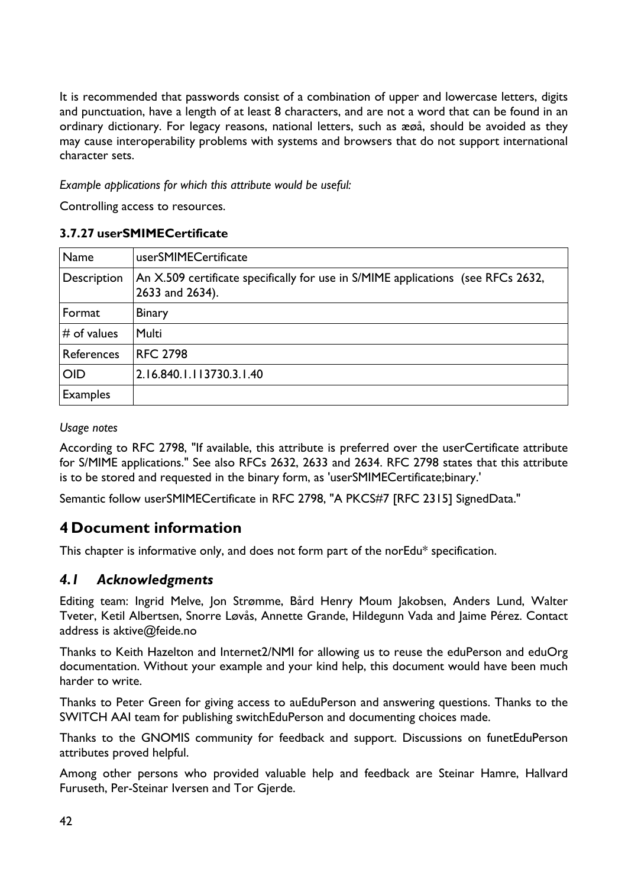It is recommended that passwords consist of a combination of upper and lowercase letters, digits and punctuation, have a length of at least 8 characters, and are not a word that can be found in an ordinary dictionary. For legacy reasons, national letters, such as æøå, should be avoided as they may cause interoperability problems with systems and browsers that do not support international character sets.

*Example applications for which this attribute would be useful:*

Controlling access to resources.

### 3.7.27 userSMIMECertificate

| Name | userSMIMECertificate |
|---|---|
| Description | An X.509 certificate specifically for use in S/MIME applications (see RFCs 2632, 2633 and 2634). |
| Format | Binary |
| # of values | Multi |
| References | RFC 2798 |
| OID | 2.16.840.1.113730.3.1.40 |
| Examples | |

*Usage notes*

According to RFC 2798, "If available, this attribute is preferred over the userCertificate attribute for S/MIME applications." See also RFCs 2632, 2633 and 2634. RFC 2798 states that this attribute is to be stored and requested in the binary form, as 'userSMIMECertificate;binary.'

Semantic follow userSMIMECertificate in RFC 2798, "A PKCS#7 [RFC 2315] SignedData."

# 4 Document information

This chapter is informative only, and does not form part of the norEdu* specification.

## *4.1 Acknowledgments*

Editing team: Ingrid Melve, Jon Strømme, Bård Henry Moum Jakobsen, Anders Lund, Walter Tveter, Ketil Albertsen, Snorre Løvås, Annette Grande, Hildegunn Vada and Jaime Pérez. Contact address is aktive@feide.no

Thanks to Keith Hazelton and Internet2/NMI for allowing us to reuse the eduPerson and eduOrg documentation. Without your example and your kind help, this document would have been much harder to write.

Thanks to Peter Green for giving access to auEduPerson and answering questions. Thanks to the SWITCH AAI team for publishing switchEduPerson and documenting choices made.

Thanks to the GNOMIS community for feedback and support. Discussions on funetEduPerson attributes proved helpful.

Among other persons who provided valuable help and feedback are Steinar Hamre, Hallvard Furuseth, Per-Steinar Iversen and Tor Gjerde.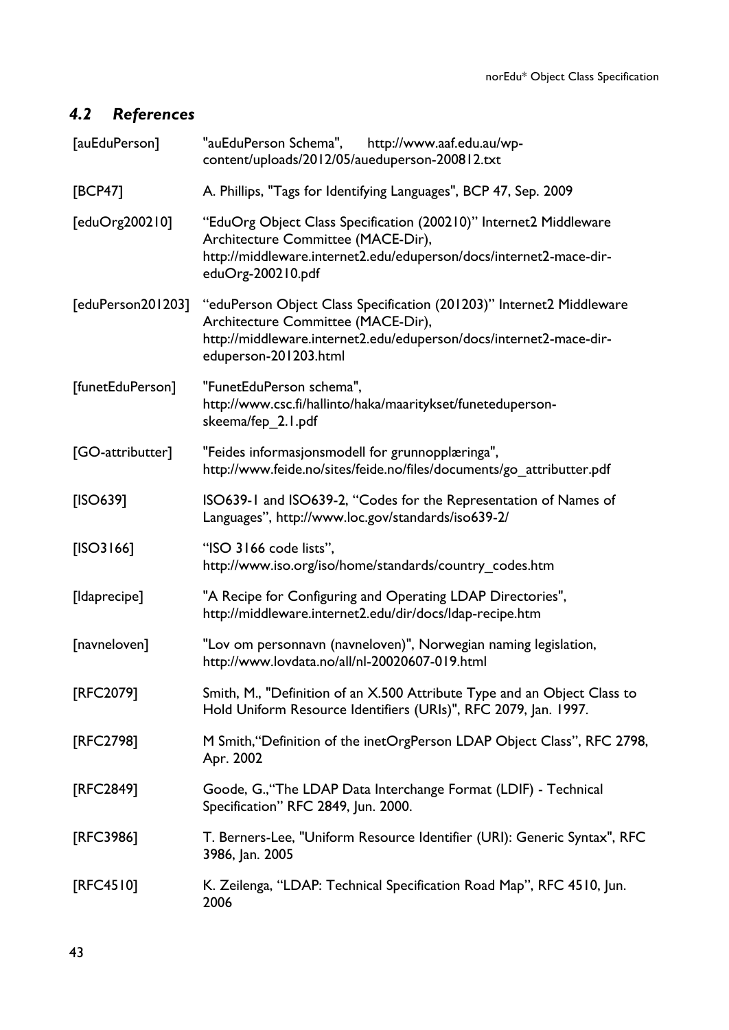## 4.2 References

| | |
|---|---|
| [auEduPerson] | "auEduPerson Schema", http://www.aaf.edu.au/wp-content/uploads/2012/05/aueduperson-200812.txt |
| [BCP47] | A. Phillips, "Tags for Identifying Languages", BCP 47, Sep. 2009 |
| [eduOrg200210] | "EduOrg Object Class Specification (200210)" Internet2 Middleware Architecture Committee (MACE-Dir), http://middleware.internet2.edu/eduperson/docs/internet2-mace-dir-eduOrg-200210.pdf |
| [eduPerson201203] | "eduPerson Object Class Specification (201203)" Internet2 Middleware Architecture Committee (MACE-Dir), http://middleware.internet2.edu/eduperson/docs/internet2-mace-dir-eduperson-201203.html |
| [funetEduPerson] | "FunetEduPerson schema", http://www.csc.fi/hallinto/haka/maaritykset/funeteduperson-skeema/fep_2.1.pdf |
| [GO-attributter] | "Feides informasjonsmodell for grunnopplæringa", http://www.feide.no/sites/feide.no/files/documents/go_attributter.pdf |
| [ISO639] | ISO639-1 and ISO639-2, "Codes for the Representation of Names of Languages", http://www.loc.gov/standards/iso639-2/ |
| [ISO3166] | "ISO 3166 code lists", http://www.iso.org/iso/home/standards/country_codes.htm |
| [ldaprecipe] | "A Recipe for Configuring and Operating LDAP Directories", http://middleware.internet2.edu/dir/docs/ldap-recipe.htm |
| [navneloven] | "Lov om personnavn (navneloven)", Norwegian naming legislation, http://www.lovdata.no/all/nl-20020607-019.html |
| [RFC2079] | Smith, M., "Definition of an X.500 Attribute Type and an Object Class to Hold Uniform Resource Identifiers (URIs)", RFC 2079, Jan. 1997. |
| [RFC2798] | M Smith,"Definition of the inetOrgPerson LDAP Object Class", RFC 2798, Apr. 2002 |
| [RFC2849] | Goode, G.,"The LDAP Data Interchange Format (LDIF) - Technical Specification" RFC 2849, Jun. 2000. |
| [RFC3986] | T. Berners-Lee, "Uniform Resource Identifier (URI): Generic Syntax", RFC 3986, Jan. 2005 |
| [RFC4510] | K. Zeilenga, "LDAP: Technical Specification Road Map", RFC 4510, Jun. 2006 |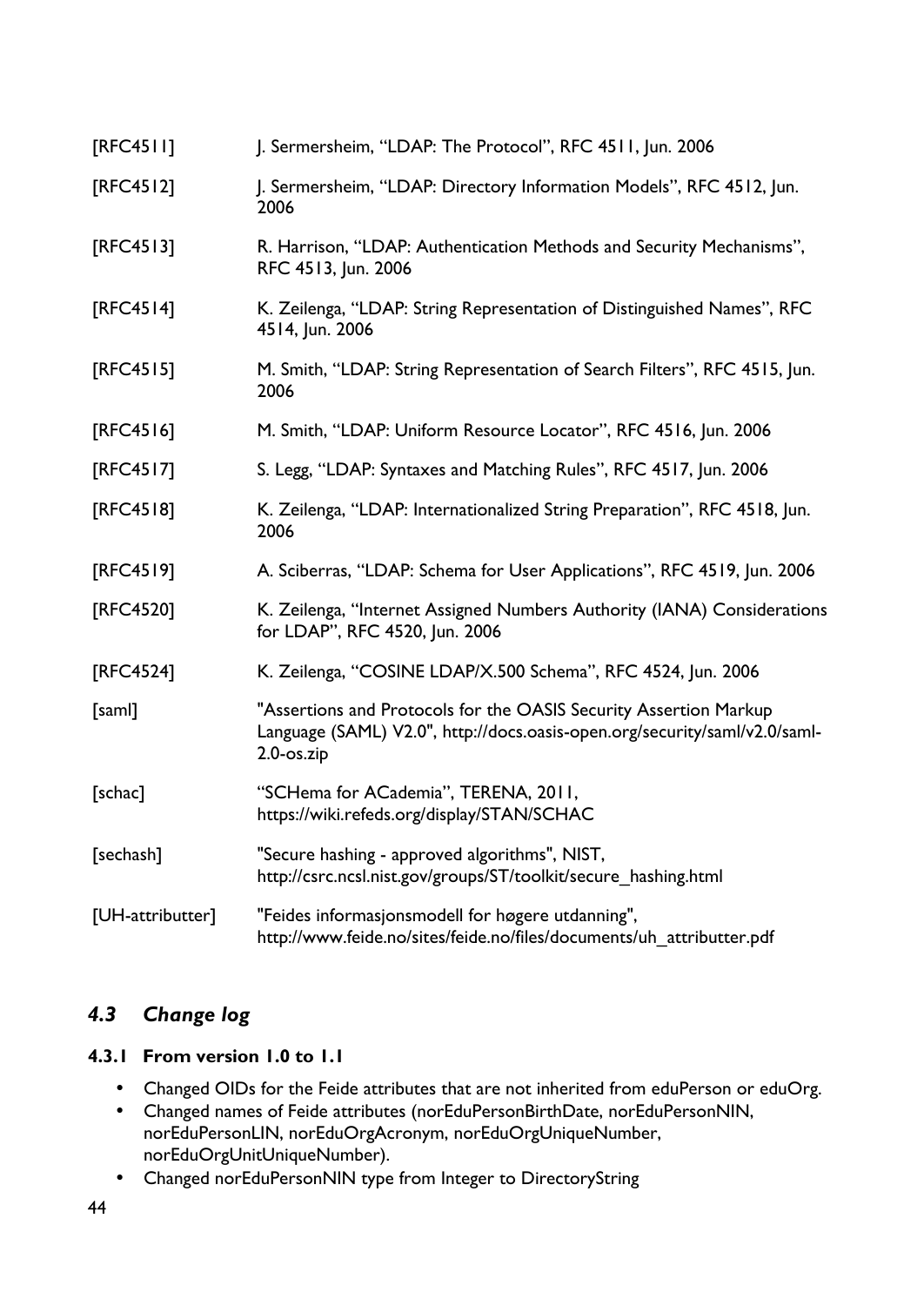[RFC4511] J. Sermersheim, "LDAP: The Protocol", RFC 4511, Jun. 2006

[RFC4512] J. Sermersheim, "LDAP: Directory Information Models", RFC 4512, Jun. 2006

[RFC4513] R. Harrison, "LDAP: Authentication Methods and Security Mechanisms", RFC 4513, Jun. 2006

[RFC4514] K. Zeilenga, "LDAP: String Representation of Distinguished Names", RFC 4514, Jun. 2006

[RFC4515] M. Smith, "LDAP: String Representation of Search Filters", RFC 4515, Jun. 2006

[RFC4516] M. Smith, "LDAP: Uniform Resource Locator", RFC 4516, Jun. 2006

[RFC4517] S. Legg, "LDAP: Syntaxes and Matching Rules", RFC 4517, Jun. 2006

[RFC4518] K. Zeilenga, "LDAP: Internationalized String Preparation", RFC 4518, Jun. 2006

[RFC4519] A. Sciberras, "LDAP: Schema for User Applications", RFC 4519, Jun. 2006

[RFC4520] K. Zeilenga, "Internet Assigned Numbers Authority (IANA) Considerations for LDAP", RFC 4520, Jun. 2006

[RFC4524] K. Zeilenga, "COSINE LDAP/X.500 Schema", RFC 4524, Jun. 2006

[saml] "Assertions and Protocols for the OASIS Security Assertion Markup Language (SAML) V2.0", http://docs.oasis-open.org/security/saml/v2.0/saml-2.0-os.zip

[schac] "SCHema for ACademia", TERENA, 2011, https://wiki.refeds.org/display/STAN/SCHAC

[sechash] "Secure hashing - approved algorithms", NIST, http://csrc.ncsl.nist.gov/groups/ST/toolkit/secure_hashing.html

[UH-attributter] "Feides informasjonsmodell for høgere utdanning", http://www.feide.no/sites/feide.no/files/documents/uh_attributter.pdf

## 4.3 Change log

### 4.3.1 From version 1.0 to 1.1

- Changed OIDs for the Feide attributes that are not inherited from eduPerson or eduOrg.
- Changed names of Feide attributes (norEduPersonBirthDate, norEduPersonNIN, norEduPersonLIN, norEduOrgAcronym, norEduOrgUniqueNumber, norEduOrgUnitUniqueNumber).
- Changed norEduPersonNIN type from Integer to DirectoryString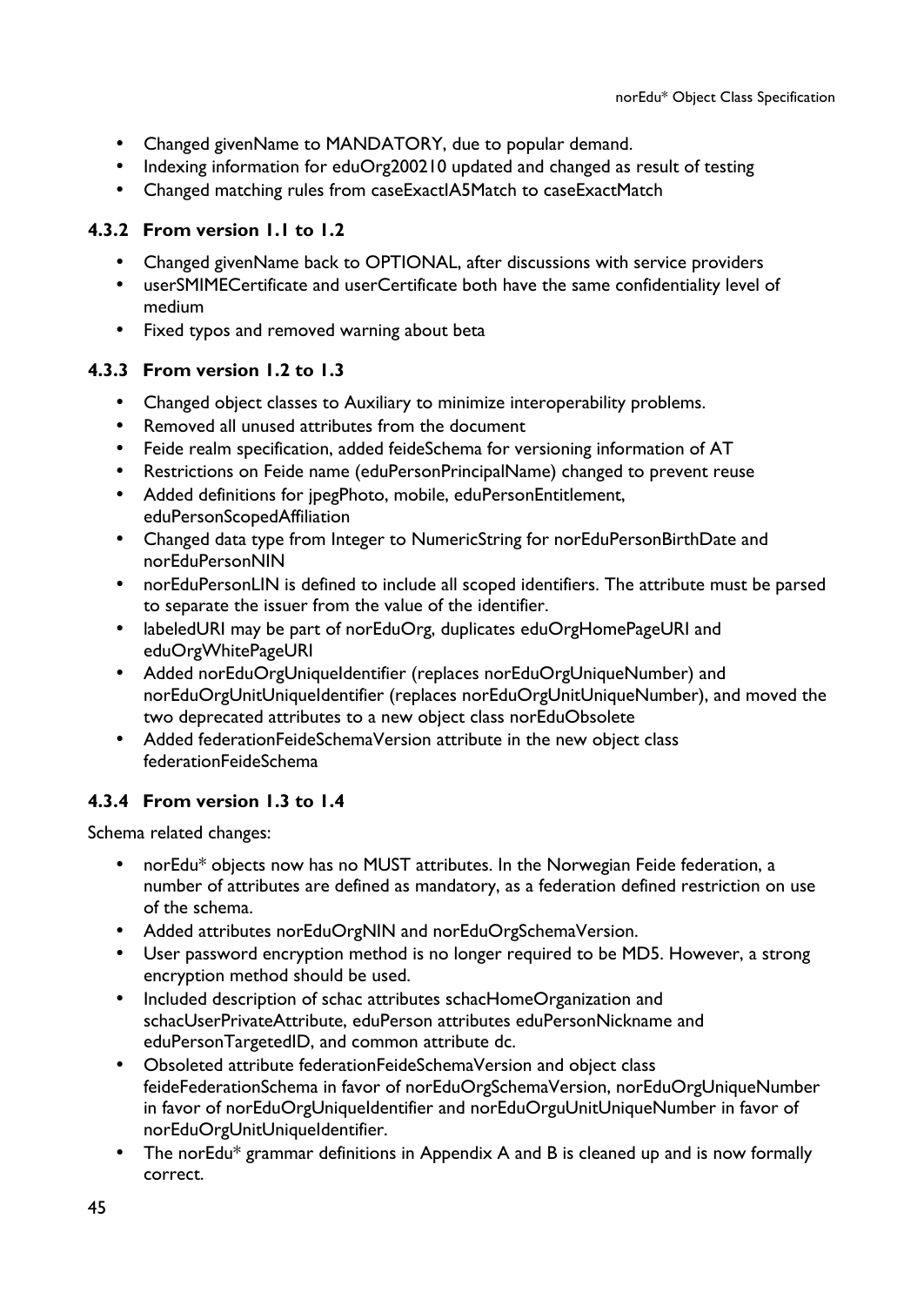- Changed givenName to MANDATORY, due to popular demand.
- Indexing information for eduOrg200210 updated and changed as result of testing
- Changed matching rules from caseExactIA5Match to caseExactMatch

### 4.3.2 From version 1.1 to 1.2

- Changed givenName back to OPTIONAL, after discussions with service providers
- userSMIMECertificate and userCertificate both have the same confidentiality level of medium
- Fixed typos and removed warning about beta

### 4.3.3 From version 1.2 to 1.3

- Changed object classes to Auxiliary to minimize interoperability problems.
- Removed all unused attributes from the document
- Feide realm specification, added feideSchema for versioning information of AT
- Restrictions on Feide name (eduPersonPrincipalName) changed to prevent reuse
- Added definitions for jpegPhoto, mobile, eduPersonEntitlement, eduPersonScopedAffiliation
- Changed data type from Integer to NumericString for norEduPersonBirthDate and norEduPersonNIN
- norEduPersonLIN is defined to include all scoped identifiers. The attribute must be parsed to separate the issuer from the value of the identifier.
- labeledURI may be part of norEduOrg, duplicates eduOrgHomePageURI and eduOrgWhitePageURI
- Added norEduOrgUniqueIdentifier (replaces norEduOrgUniqueNumber) and norEduOrgUnitUniqueIdentifier (replaces norEduOrgUnitUniqueNumber), and moved the two deprecated attributes to a new object class norEduObsolete
- Added federationFeideSchemaVersion attribute in the new object class federationFeideSchema

### 4.3.4 From version 1.3 to 1.4

Schema related changes:

- norEdu* objects now has no MUST attributes. In the Norwegian Feide federation, a number of attributes are defined as mandatory, as a federation defined restriction on use of the schema.
- Added attributes norEduOrgNIN and norEduOrgSchemaVersion.
- User password encryption method is no longer required to be MD5. However, a strong encryption method should be used.
- Included description of schac attributes schacHomeOrganization and schacUserPrivateAttribute, eduPerson attributes eduPersonNickname and eduPersonTargetedID, and common attribute dc.
- Obsoleted attribute federationFeideSchemaVersion and object class feideFederationSchema in favor of norEduOrgSchemaVersion, norEduOrgUniqueNumber in favor of norEduOrgUniqueIdentifier and norEduOrguUnitUniqueNumber in favor of norEduOrgUnitUniqueIdentifier.
- The norEdu* grammar definitions in Appendix A and B is cleaned up and is now formally correct.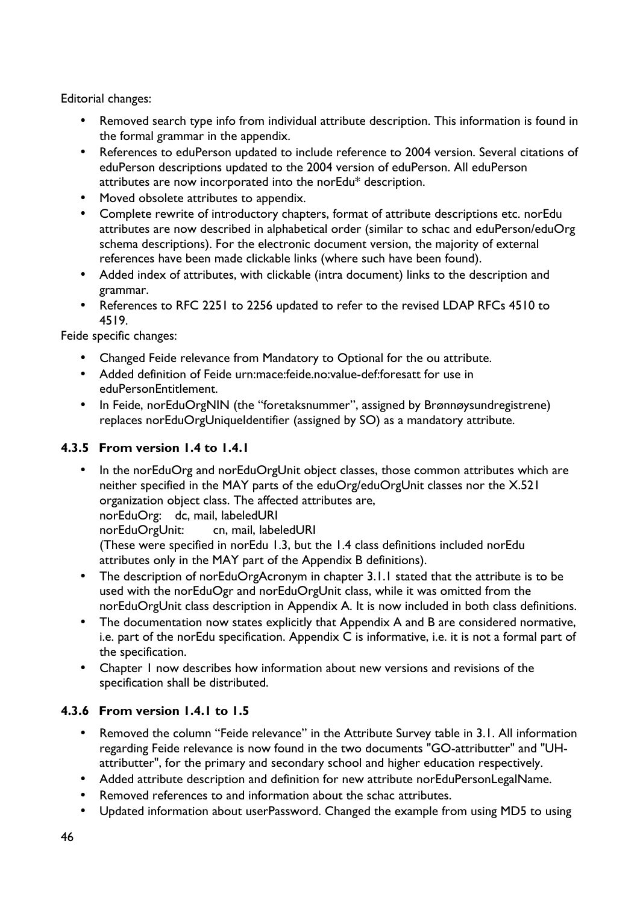Editorial changes:

- Removed search type info from individual attribute description. This information is found in the formal grammar in the appendix.
- References to eduPerson updated to include reference to 2004 version. Several citations of eduPerson descriptions updated to the 2004 version of eduPerson. All eduPerson attributes are now incorporated into the norEdu* description.
- Moved obsolete attributes to appendix.
- Complete rewrite of introductory chapters, format of attribute descriptions etc. norEdu attributes are now described in alphabetical order (similar to schac and eduPerson/eduOrg schema descriptions). For the electronic document version, the majority of external references have been made clickable links (where such have been found).
- Added index of attributes, with clickable (intra document) links to the description and grammar.
- References to RFC 2251 to 2256 updated to refer to the revised LDAP RFCs 4510 to 4519.

Feide specific changes:

- Changed Feide relevance from Mandatory to Optional for the ou attribute.
- Added definition of Feide urn:mace:feide.no:value-def:foresatt for use in eduPersonEntitlement.
- In Feide, norEduOrgNIN (the "foretaksnummer", assigned by Brønnøysundregistrene) replaces norEduOrgUniqueIdentifier (assigned by SO) as a mandatory attribute.

### 4.3.5 From version 1.4 to 1.4.1

- In the norEduOrg and norEduOrgUnit object classes, those common attributes which are neither specified in the MAY parts of the eduOrg/eduOrgUnit classes nor the X.521 organization object class. The affected attributes are,
  norEduOrg: dc, mail, labeledURI
  norEduOrgUnit: cn, mail, labeledURI
  (These were specified in norEdu 1.3, but the 1.4 class definitions included norEdu attributes only in the MAY part of the Appendix B definitions).
- The description of norEduOrgAcronym in chapter 3.1.1 stated that the attribute is to be used with the norEduOgr and norEduOrgUnit class, while it was omitted from the norEduOrgUnit class description in Appendix A. It is now included in both class definitions.
- The documentation now states explicitly that Appendix A and B are considered normative, i.e. part of the norEdu specification. Appendix C is informative, i.e. it is not a formal part of the specification.
- Chapter 1 now describes how information about new versions and revisions of the specification shall be distributed.

### 4.3.6 From version 1.4.1 to 1.5

- Removed the column "Feide relevance" in the Attribute Survey table in 3.1. All information regarding Feide relevance is now found in the two documents "GO-attributter" and "UH-attributter", for the primary and secondary school and higher education respectively.
- Added attribute description and definition for new attribute norEduPersonLegalName.
- Removed references to and information about the schac attributes.
- Updated information about userPassword. Changed the example from using MD5 to using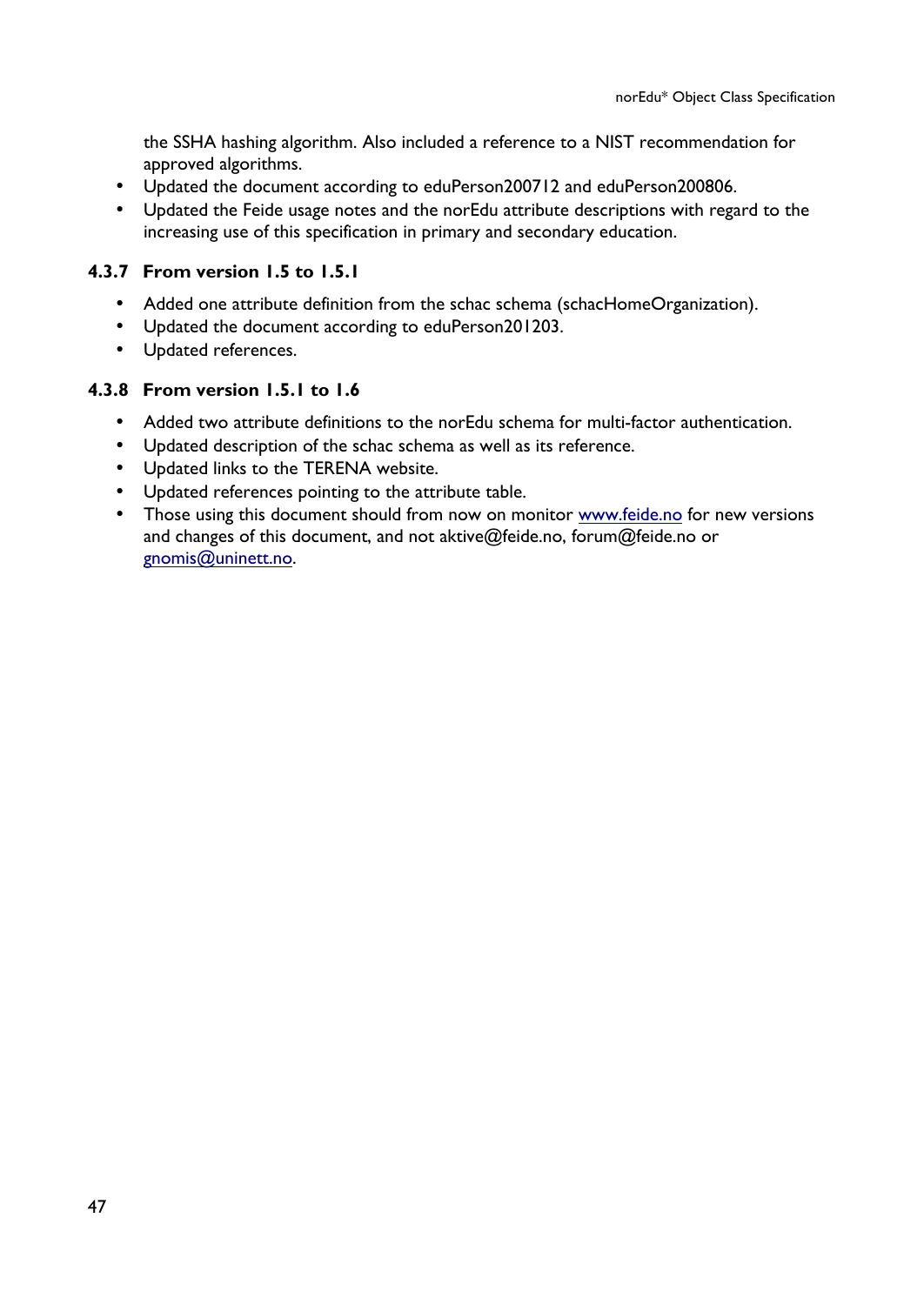the SSHA hashing algorithm. Also included a reference to a NIST recommendation for approved algorithms.

- Updated the document according to eduPerson200712 and eduPerson200806.
- Updated the Feide usage notes and the norEdu attribute descriptions with regard to the increasing use of this specification in primary and secondary education.

### 4.3.7 From version 1.5 to 1.5.1

- Added one attribute definition from the schac schema (schacHomeOrganization).
- Updated the document according to eduPerson201203.
- Updated references.

### 4.3.8 From version 1.5.1 to 1.6

- Added two attribute definitions to the norEdu schema for multi-factor authentication.
- Updated description of the schac schema as well as its reference.
- Updated links to the TERENA website.
- Updated references pointing to the attribute table.
- Those using this document should from now on monitor www.feide.no for new versions and changes of this document, and not aktive@feide.no, forum@feide.no or gnomis@uninett.no.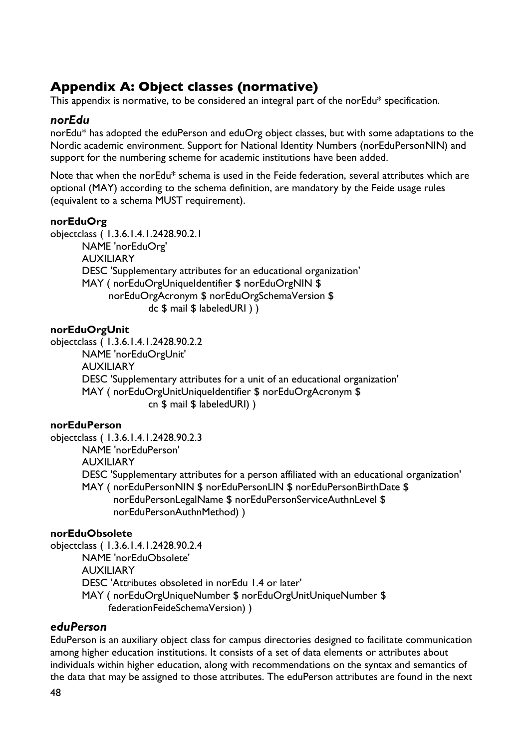# Appendix A: Object classes (normative)

This appendix is normative, to be considered an integral part of the norEdu* specification.

## *norEdu*

norEdu* has adopted the eduPerson and eduOrg object classes, but with some adaptations to the Nordic academic environment. Support for National Identity Numbers (norEduPersonNIN) and support for the numbering scheme for academic institutions have been added.

Note that when the norEdu* schema is used in the Feide federation, several attributes which are optional (MAY) according to the schema definition, are mandatory by the Feide usage rules (equivalent to a schema MUST requirement).

### norEduOrg

```
objectclass ( 1.3.6.1.4.1.2428.90.2.1
        NAME 'norEduOrg'
        AUXILIARY
        DESC 'Supplementary attributes for an educational organization'
        MAY ( norEduOrgUniqueIdentifier $ norEduOrgNIN $
              norEduOrgAcronym $ norEduOrgSchemaVersion $
                    dc $ mail $ labeledURI ) )
```

### norEduOrgUnit

```
objectclass ( 1.3.6.1.4.1.2428.90.2.2
        NAME 'norEduOrgUnit'
        AUXILIARY
        DESC 'Supplementary attributes for a unit of an educational organization'
        MAY ( norEduOrgUnitUniqueIdentifier $ norEduOrgAcronym $
                    cn $ mail $ labeledURI) )
```

### norEduPerson

```
objectclass ( 1.3.6.1.4.1.2428.90.2.3
        NAME 'norEduPerson'
        AUXILIARY
        DESC 'Supplementary attributes for a person affiliated with an educational organization'
        MAY ( norEduPersonNIN $ norEduPersonLIN $ norEduPersonBirthDate $
              norEduPersonLegalName $ norEduPersonServiceAuthnLevel $
              norEduPersonAuthnMethod) )
```

### norEduObsolete

```
objectclass ( 1.3.6.1.4.1.2428.90.2.4
        NAME 'norEduObsolete'
        AUXILIARY
        DESC 'Attributes obsoleted in norEdu 1.4 or later'
        MAY ( norEduOrgUniqueNumber $ norEduOrgUnitUniqueNumber $
              federationFeideSchemaVersion) )
```

## *eduPerson*

EduPerson is an auxiliary object class for campus directories designed to facilitate communication among higher education institutions. It consists of a set of data elements or attributes about individuals within higher education, along with recommendations on the syntax and semantics of the data that may be assigned to those attributes. The eduPerson attributes are found in the next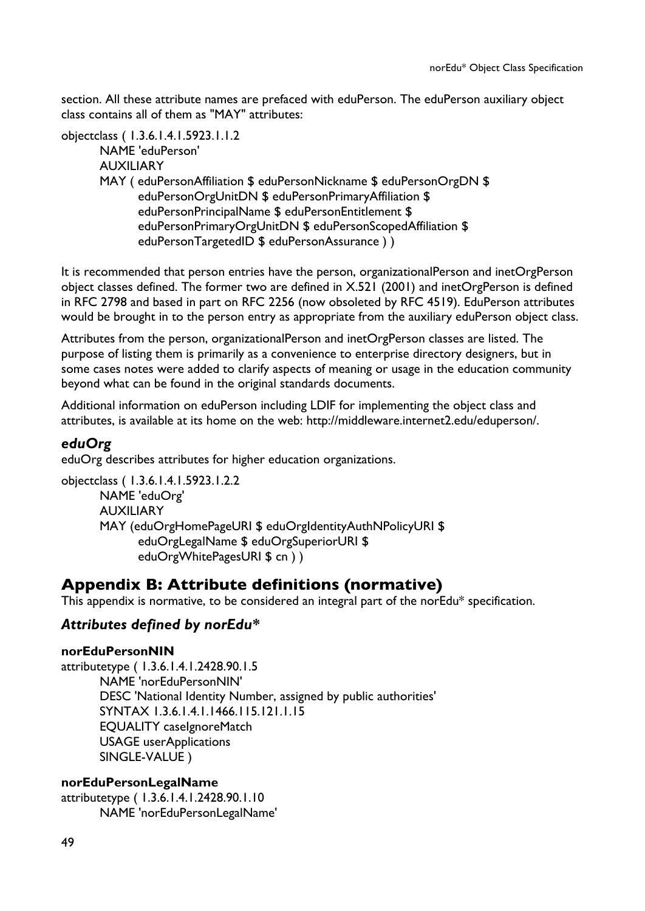section. All these attribute names are prefaced with eduPerson. The eduPerson auxiliary object class contains all of them as "MAY" attributes:

```
objectclass ( 1.3.6.1.4.1.5923.1.1.2
        NAME 'eduPerson'
        AUXILIARY
        MAY ( eduPersonAffiliation $ eduPersonNickname $ eduPersonOrgDN $
              eduPersonOrgUnitDN $ eduPersonPrimaryAffiliation $
              eduPersonPrincipalName $ eduPersonEntitlement $
              eduPersonPrimaryOrgUnitDN $ eduPersonScopedAffiliation $
              eduPersonTargetedID $ eduPersonAssurance ) )
```

It is recommended that person entries have the person, organizationalPerson and inetOrgPerson object classes defined. The former two are defined in X.521 (2001) and inetOrgPerson is defined in RFC 2798 and based in part on RFC 2256 (now obsoleted by RFC 4519). EduPerson attributes would be brought in to the person entry as appropriate from the auxiliary eduPerson object class.

Attributes from the person, organizationalPerson and inetOrgPerson classes are listed. The purpose of listing them is primarily as a convenience to enterprise directory designers, but in some cases notes were added to clarify aspects of meaning or usage in the education community beyond what can be found in the original standards documents.

Additional information on eduPerson including LDIF for implementing the object class and attributes, is available at its home on the web: http://middleware.internet2.edu/eduperson/.

### *eduOrg*

eduOrg describes attributes for higher education organizations.

```
objectclass ( 1.3.6.1.4.1.5923.1.2.2
        NAME 'eduOrg'
        AUXILIARY
        MAY (eduOrgHomePageURI $ eduOrgIdentityAuthNPolicyURI $
              eduOrgLegalName $ eduOrgSuperiorURI $
              eduOrgWhitePagesURI $ cn ) )
```

## Appendix B: Attribute definitions (normative)

This appendix is normative, to be considered an integral part of the norEdu* specification.

### *Attributes defined by norEdu**

#### norEduPersonNIN

```
attributetype ( 1.3.6.1.4.1.2428.90.1.5
        NAME 'norEduPersonNIN'
        DESC 'National Identity Number, assigned by public authorities'
        SYNTAX 1.3.6.1.4.1.1466.115.121.1.15
        EQUALITY caseIgnoreMatch
        USAGE userApplications
        SINGLE-VALUE )
```

#### norEduPersonLegalName

```
attributetype ( 1.3.6.1.4.1.2428.90.1.10
        NAME 'norEduPersonLegalName'
```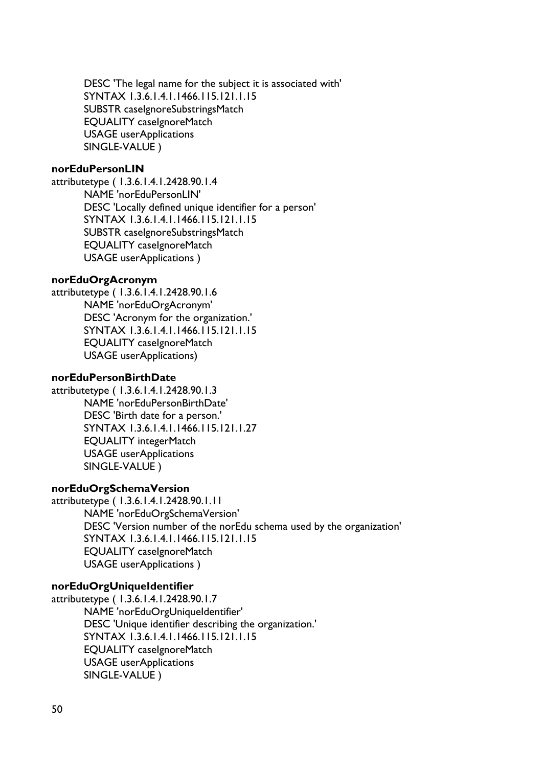```
        DESC 'The legal name for the subject it is associated with'
        SYNTAX 1.3.6.1.4.1.1466.115.121.1.15
        SUBSTR caseIgnoreSubstringsMatch
        EQUALITY caseIgnoreMatch
        USAGE userApplications
        SINGLE-VALUE )
```

**norEduPersonLIN**

```
attributetype ( 1.3.6.1.4.1.2428.90.1.4
        NAME 'norEduPersonLIN'
        DESC 'Locally defined unique identifier for a person'
        SYNTAX 1.3.6.1.4.1.1466.115.121.1.15
        SUBSTR caseIgnoreSubstringsMatch
        EQUALITY caseIgnoreMatch
        USAGE userApplications )
```

**norEduOrgAcronym**

```
attributetype ( 1.3.6.1.4.1.2428.90.1.6
        NAME 'norEduOrgAcronym'
        DESC 'Acronym for the organization.'
        SYNTAX 1.3.6.1.4.1.1466.115.121.1.15
        EQUALITY caseIgnoreMatch
        USAGE userApplications)
```

**norEduPersonBirthDate**

```
attributetype ( 1.3.6.1.4.1.2428.90.1.3
        NAME 'norEduPersonBirthDate'
        DESC 'Birth date for a person.'
        SYNTAX 1.3.6.1.4.1.1466.115.121.1.27
        EQUALITY integerMatch
        USAGE userApplications
        SINGLE-VALUE )
```

**norEduOrgSchemaVersion**

```
attributetype ( 1.3.6.1.4.1.2428.90.1.11
        NAME 'norEduOrgSchemaVersion'
        DESC 'Version number of the norEdu schema used by the organization'
        SYNTAX 1.3.6.1.4.1.1466.115.121.1.15
        EQUALITY caseIgnoreMatch
        USAGE userApplications )
```

**norEduOrgUniqueIdentifier**

```
attributetype ( 1.3.6.1.4.1.2428.90.1.7
        NAME 'norEduOrgUniqueIdentifier'
        DESC 'Unique identifier describing the organization.'
        SYNTAX 1.3.6.1.4.1.1466.115.121.1.15
        EQUALITY caseIgnoreMatch
        USAGE userApplications
        SINGLE-VALUE )
```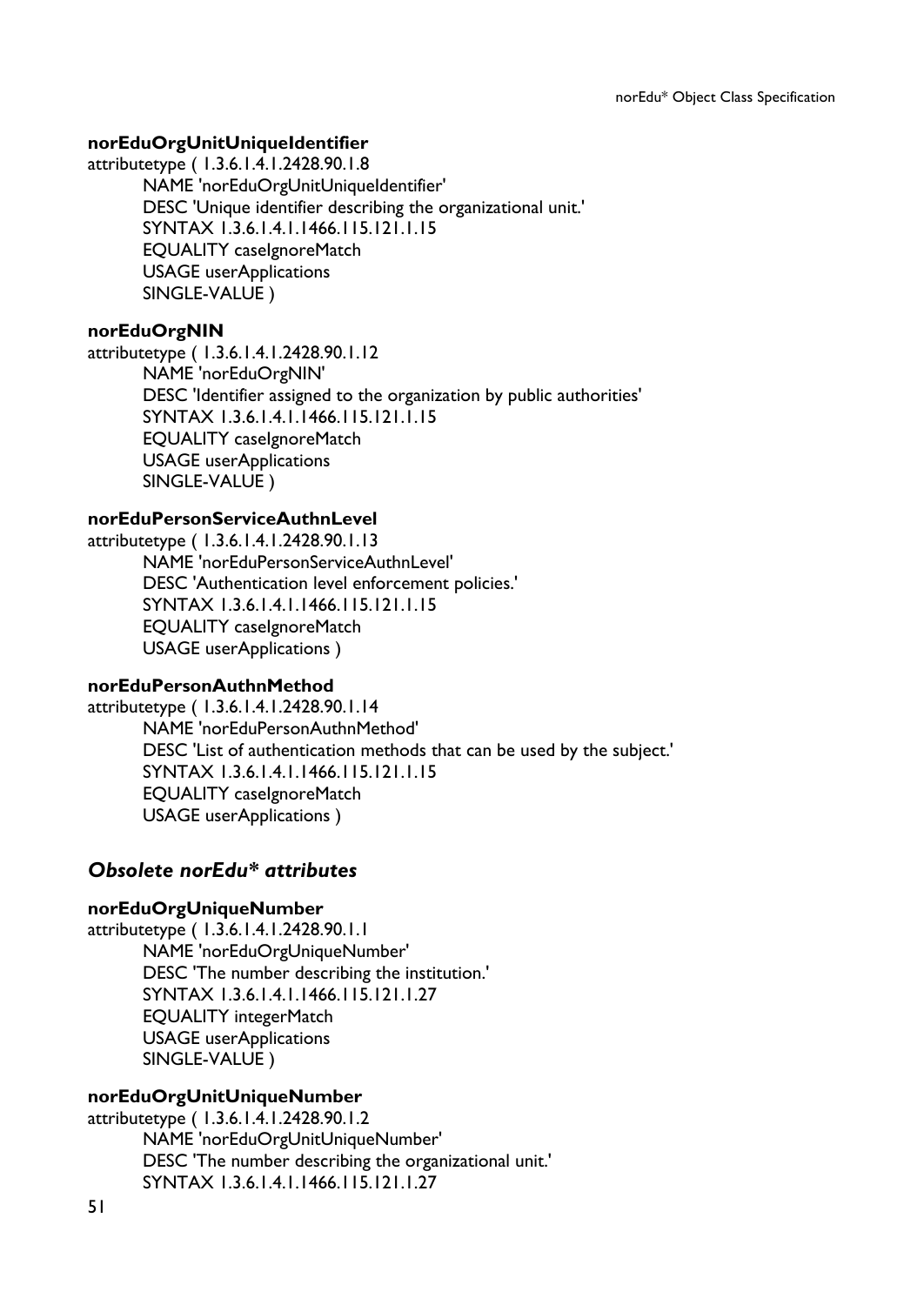**norEduOrgUnitUniqueIdentifier**

```
attributetype ( 1.3.6.1.4.1.2428.90.1.8
        NAME 'norEduOrgUnitUniqueIdentifier'
        DESC 'Unique identifier describing the organizational unit.'
        SYNTAX 1.3.6.1.4.1.1466.115.121.1.15
        EQUALITY caseIgnoreMatch
        USAGE userApplications
        SINGLE-VALUE )
```

**norEduOrgNIN**

```
attributetype ( 1.3.6.1.4.1.2428.90.1.12
        NAME 'norEduOrgNIN'
        DESC 'Identifier assigned to the organization by public authorities'
        SYNTAX 1.3.6.1.4.1.1466.115.121.1.15
        EQUALITY caseIgnoreMatch
        USAGE userApplications
        SINGLE-VALUE )
```

**norEduPersonServiceAuthnLevel**

```
attributetype ( 1.3.6.1.4.1.2428.90.1.13
        NAME 'norEduPersonServiceAuthnLevel'
        DESC 'Authentication level enforcement policies.'
        SYNTAX 1.3.6.1.4.1.1466.115.121.1.15
        EQUALITY caseIgnoreMatch
        USAGE userApplications )
```

**norEduPersonAuthnMethod**

```
attributetype ( 1.3.6.1.4.1.2428.90.1.14
        NAME 'norEduPersonAuthnMethod'
        DESC 'List of authentication methods that can be used by the subject.'
        SYNTAX 1.3.6.1.4.1.1466.115.121.1.15
        EQUALITY caseIgnoreMatch
        USAGE userApplications )
```

### *Obsolete norEdu* attributes*

**norEduOrgUniqueNumber**

```
attributetype ( 1.3.6.1.4.1.2428.90.1.1
        NAME 'norEduOrgUniqueNumber'
        DESC 'The number describing the institution.'
        SYNTAX 1.3.6.1.4.1.1466.115.121.1.27
        EQUALITY integerMatch
        USAGE userApplications
        SINGLE-VALUE )
```

**norEduOrgUnitUniqueNumber**

```
attributetype ( 1.3.6.1.4.1.2428.90.1.2
        NAME 'norEduOrgUnitUniqueNumber'
        DESC 'The number describing the organizational unit.'
        SYNTAX 1.3.6.1.4.1.1466.115.121.1.27
```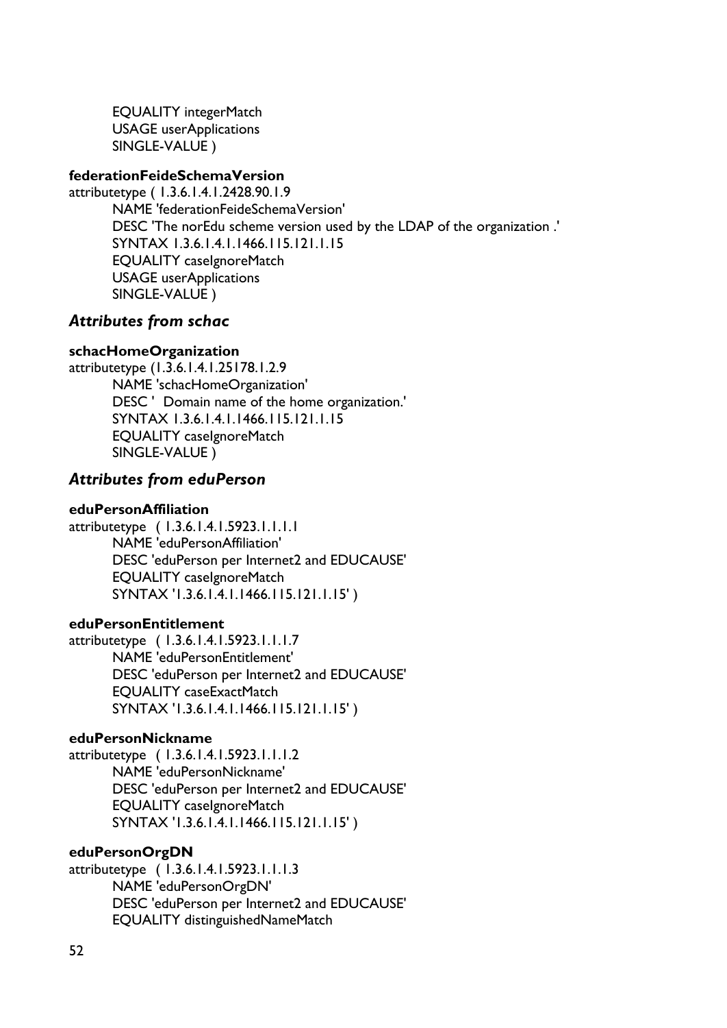```
        EQUALITY integerMatch
        USAGE userApplications
        SINGLE-VALUE )
```

**federationFeideSchemaVersion**

```
attributetype ( 1.3.6.1.4.1.2428.90.1.9
        NAME 'federationFeideSchemaVersion'
        DESC 'The norEdu scheme version used by the LDAP of the organization .'
        SYNTAX 1.3.6.1.4.1.1466.115.121.1.15
        EQUALITY caseIgnoreMatch
        USAGE userApplications
        SINGLE-VALUE )
```

### *Attributes from schac*

**schacHomeOrganization**

```
attributetype (1.3.6.1.4.1.25178.1.2.9
        NAME 'schacHomeOrganization'
        DESC '  Domain name of the home organization.'
        SYNTAX 1.3.6.1.4.1.1466.115.121.1.15
        EQUALITY caseIgnoreMatch
        SINGLE-VALUE )
```

### *Attributes from eduPerson*

**eduPersonAffiliation**

```
attributetype   ( 1.3.6.1.4.1.5923.1.1.1.1
        NAME 'eduPersonAffiliation'
        DESC 'eduPerson per Internet2 and EDUCAUSE'
        EQUALITY caseIgnoreMatch
        SYNTAX '1.3.6.1.4.1.1466.115.121.1.15' )
```

**eduPersonEntitlement**

```
attributetype   ( 1.3.6.1.4.1.5923.1.1.1.7
        NAME 'eduPersonEntitlement'
        DESC 'eduPerson per Internet2 and EDUCAUSE'
        EQUALITY caseExactMatch
        SYNTAX '1.3.6.1.4.1.1466.115.121.1.15' )
```

**eduPersonNickname**

```
attributetype   ( 1.3.6.1.4.1.5923.1.1.1.2
        NAME 'eduPersonNickname'
        DESC 'eduPerson per Internet2 and EDUCAUSE'
        EQUALITY caseIgnoreMatch
        SYNTAX '1.3.6.1.4.1.1466.115.121.1.15' )
```

**eduPersonOrgDN**

```
attributetype   ( 1.3.6.1.4.1.5923.1.1.1.3
        NAME 'eduPersonOrgDN'
        DESC 'eduPerson per Internet2 and EDUCAUSE'
        EQUALITY distinguishedNameMatch
```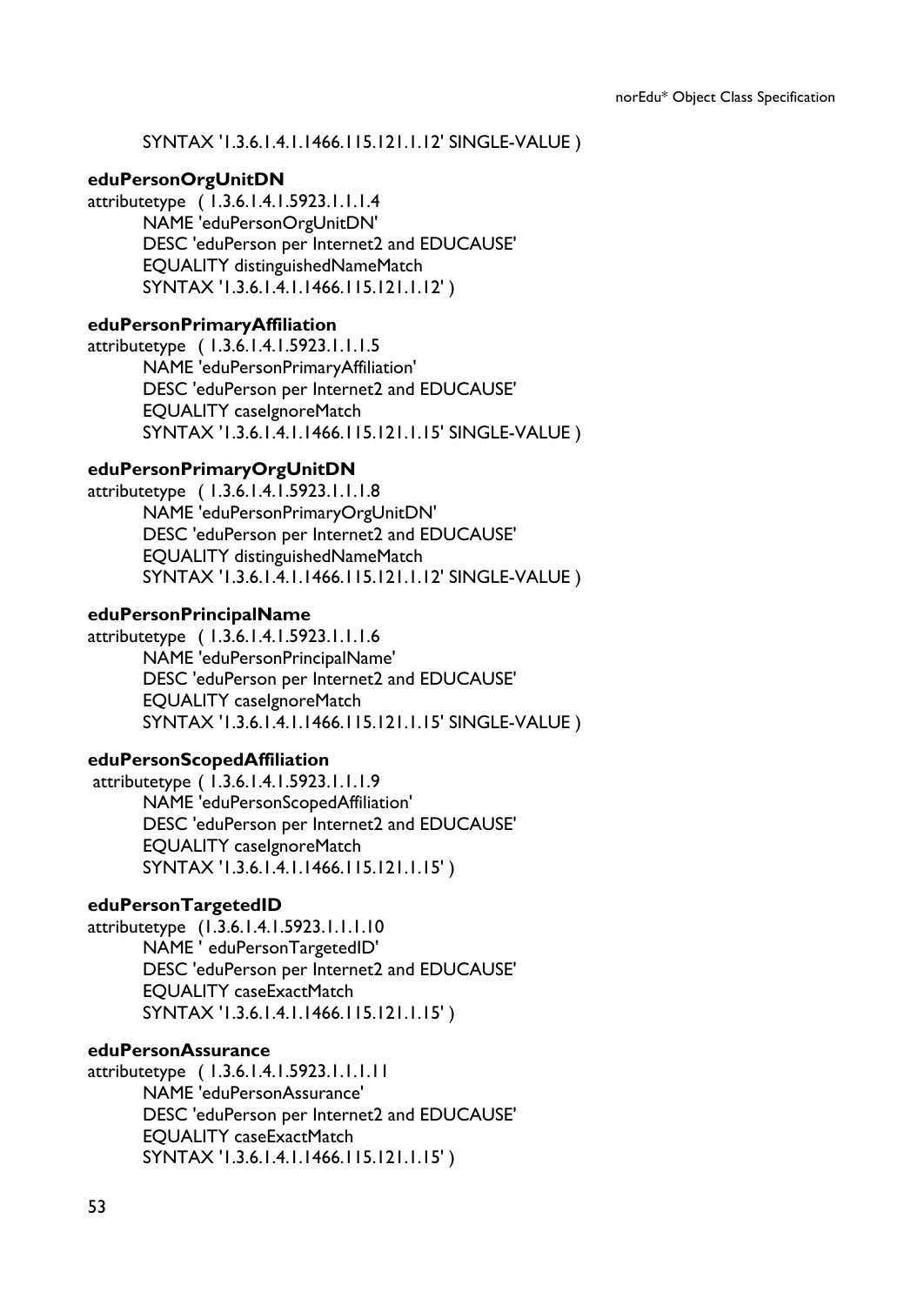```
SYNTAX '1.3.6.1.4.1.1466.115.121.1.12' SINGLE-VALUE )
```

**eduPersonOrgUnitDN**

```
attributetype ( 1.3.6.1.4.1.5923.1.1.1.4
        NAME 'eduPersonOrgUnitDN'
        DESC 'eduPerson per Internet2 and EDUCAUSE'
        EQUALITY distinguishedNameMatch
        SYNTAX '1.3.6.1.4.1.1466.115.121.1.12' )
```

**eduPersonPrimaryAffiliation**

```
attributetype ( 1.3.6.1.4.1.5923.1.1.1.5
        NAME 'eduPersonPrimaryAffiliation'
        DESC 'eduPerson per Internet2 and EDUCAUSE'
        EQUALITY caseIgnoreMatch
        SYNTAX '1.3.6.1.4.1.1466.115.121.1.15' SINGLE-VALUE )
```

**eduPersonPrimaryOrgUnitDN**

```
attributetype ( 1.3.6.1.4.1.5923.1.1.1.8
        NAME 'eduPersonPrimaryOrgUnitDN'
        DESC 'eduPerson per Internet2 and EDUCAUSE'
        EQUALITY distinguishedNameMatch
        SYNTAX '1.3.6.1.4.1.1466.115.121.1.12' SINGLE-VALUE )
```

**eduPersonPrincipalName**

```
attributetype ( 1.3.6.1.4.1.5923.1.1.1.6
        NAME 'eduPersonPrincipalName'
        DESC 'eduPerson per Internet2 and EDUCAUSE'
        EQUALITY caseIgnoreMatch
        SYNTAX '1.3.6.1.4.1.1466.115.121.1.15' SINGLE-VALUE )
```

**eduPersonScopedAffiliation**

```
attributetype ( 1.3.6.1.4.1.5923.1.1.1.9
        NAME 'eduPersonScopedAffiliation'
        DESC 'eduPerson per Internet2 and EDUCAUSE'
        EQUALITY caseIgnoreMatch
        SYNTAX '1.3.6.1.4.1.1466.115.121.1.15' )
```

**eduPersonTargetedID**

```
attributetype (1.3.6.1.4.1.5923.1.1.1.10
        NAME ' eduPersonTargetedID'
        DESC 'eduPerson per Internet2 and EDUCAUSE'
        EQUALITY caseExactMatch
        SYNTAX '1.3.6.1.4.1.1466.115.121.1.15' )
```

**eduPersonAssurance**

```
attributetype ( 1.3.6.1.4.1.5923.1.1.1.11
        NAME 'eduPersonAssurance'
        DESC 'eduPerson per Internet2 and EDUCAUSE'
        EQUALITY caseExactMatch
        SYNTAX '1.3.6.1.4.1.1466.115.121.1.15' )
```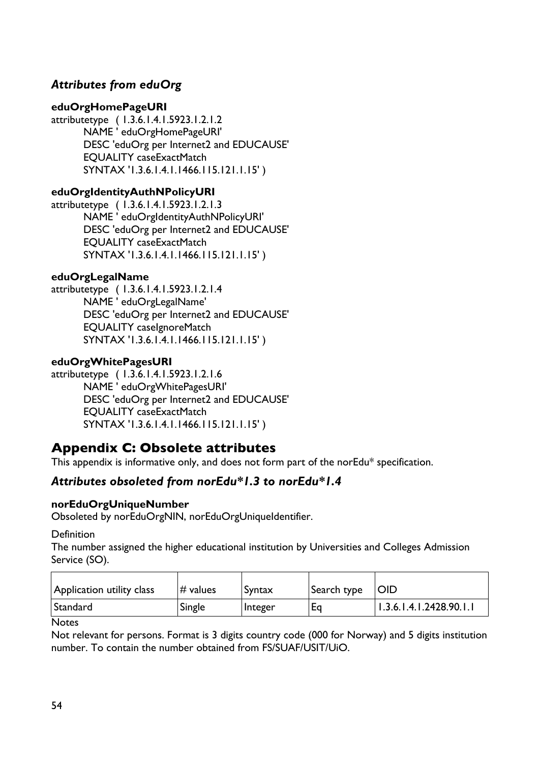### *Attributes from eduOrg*

**eduOrgHomePageURI**

```
attributetype   ( 1.3.6.1.4.1.5923.1.2.1.2
        NAME ' eduOrgHomePageURI'
        DESC 'eduOrg per Internet2 and EDUCAUSE'
        EQUALITY caseExactMatch
        SYNTAX '1.3.6.1.4.1.1466.115.121.1.15' )
```

**eduOrgIdentityAuthNPolicyURI**

```
attributetype   ( 1.3.6.1.4.1.5923.1.2.1.3
        NAME ' eduOrgIdentityAuthNPolicyURI'
        DESC 'eduOrg per Internet2 and EDUCAUSE'
        EQUALITY caseExactMatch
        SYNTAX '1.3.6.1.4.1.1466.115.121.1.15' )
```

**eduOrgLegalName**

```
attributetype   ( 1.3.6.1.4.1.5923.1.2.1.4
        NAME ' eduOrgLegalName'
        DESC 'eduOrg per Internet2 and EDUCAUSE'
        EQUALITY caseIgnoreMatch
        SYNTAX '1.3.6.1.4.1.1466.115.121.1.15' )
```

**eduOrgWhitePagesURI**

```
attributetype   ( 1.3.6.1.4.1.5923.1.2.1.6
        NAME ' eduOrgWhitePagesURI'
        DESC 'eduOrg per Internet2 and EDUCAUSE'
        EQUALITY caseExactMatch
        SYNTAX '1.3.6.1.4.1.1466.115.121.1.15' )
```

## Appendix C: Obsolete attributes

This appendix is informative only, and does not form part of the norEdu* specification.

### *Attributes obsoleted from norEdu*1.3 to norEdu*1.4*

**norEduOrgUniqueNumber**

Obsoleted by norEduOrgNIN, norEduOrgUniqueIdentifier.

Definition

The number assigned the higher educational institution by Universities and Colleges Admission Service (SO).

| Application utility class | # values | Syntax | Search type | OID |
|---|---|---|---|---|
| Standard | Single | Integer | Eq | 1.3.6.1.4.1.2428.90.1.1 |

Notes

Not relevant for persons. Format is 3 digits country code (000 for Norway) and 5 digits institution number. To contain the number obtained from FS/SUAF/USIT/UiO.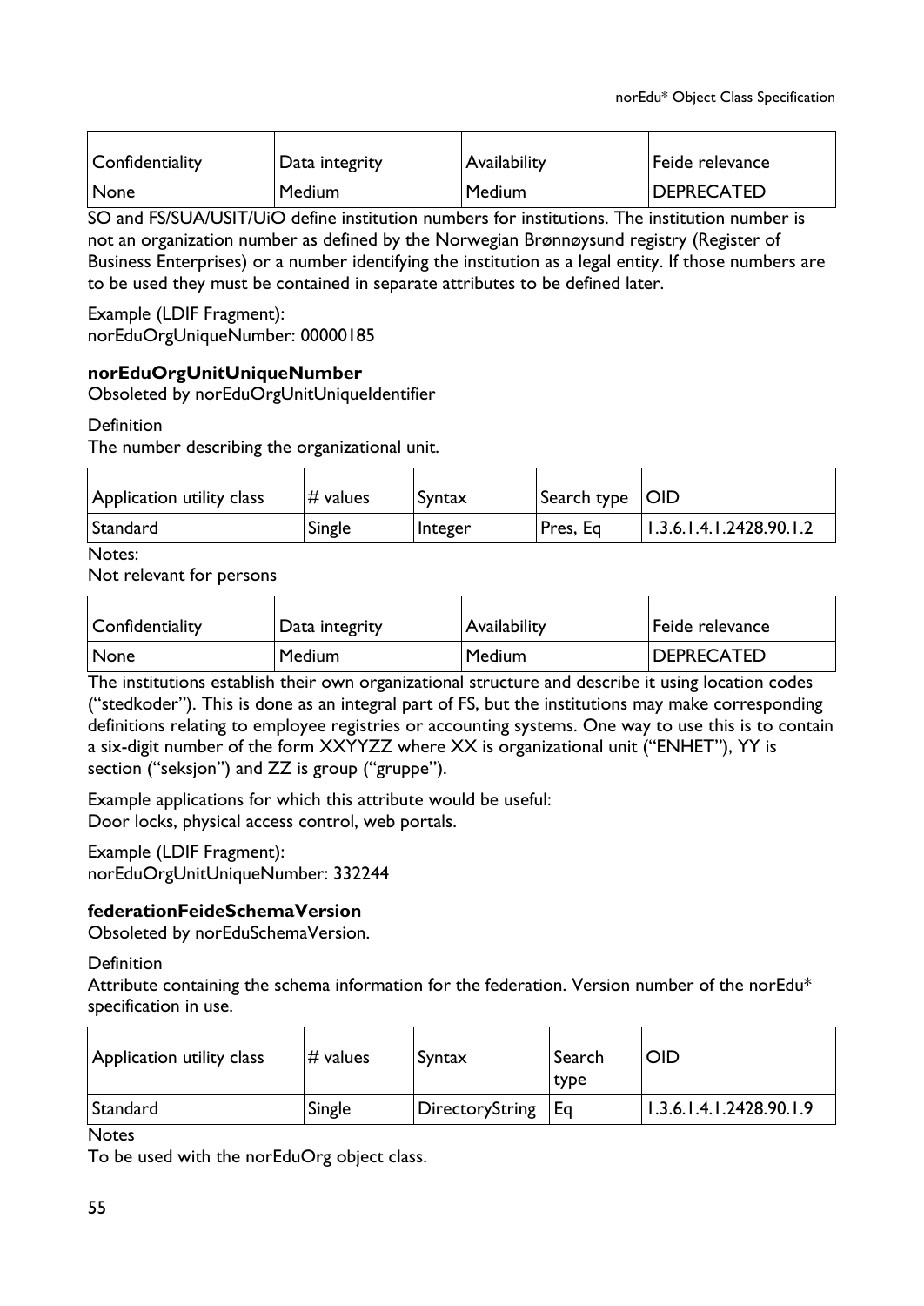| Confidentiality | Data integrity | Availability | Feide relevance |
|---|---|---|---|
| None | Medium | Medium | DEPRECATED |

SO and FS/SUA/USIT/UiO define institution numbers for institutions. The institution number is not an organization number as defined by the Norwegian Brønnøysund registry (Register of Business Enterprises) or a number identifying the institution as a legal entity. If those numbers are to be used they must be contained in separate attributes to be defined later.

Example (LDIF Fragment):
norEduOrgUniqueNumber: 00000185

**norEduOrgUnitUniqueNumber**

Obsoleted by norEduOrgUnitUniqueIdentifier

Definition

The number describing the organizational unit.

| Application utility class | # values | Syntax | Search type | OID |
|---|---|---|---|---|
| Standard | Single | Integer | Pres, Eq | 1.3.6.1.4.1.2428.90.1.2 |

Notes:

Not relevant for persons

| Confidentiality | Data integrity | Availability | Feide relevance |
|---|---|---|---|
| None | Medium | Medium | DEPRECATED |

The institutions establish their own organizational structure and describe it using location codes ("stedkoder"). This is done as an integral part of FS, but the institutions may make corresponding definitions relating to employee registries or accounting systems. One way to use this is to contain a six-digit number of the form XXYYZZ where XX is organizational unit ("ENHET"), YY is section ("seksjon") and ZZ is group ("gruppe").

Example applications for which this attribute would be useful:
Door locks, physical access control, web portals.

Example (LDIF Fragment):
norEduOrgUnitUniqueNumber: 332244

**federationFeideSchemaVersion**

Obsoleted by norEduSchemaVersion.

Definition

Attribute containing the schema information for the federation. Version number of the norEdu* specification in use.

| Application utility class | # values | Syntax | Search type | OID |
|---|---|---|---|---|
| Standard | Single | DirectoryString | Eq | 1.3.6.1.4.1.2428.90.1.9 |

Notes

To be used with the norEduOrg object class.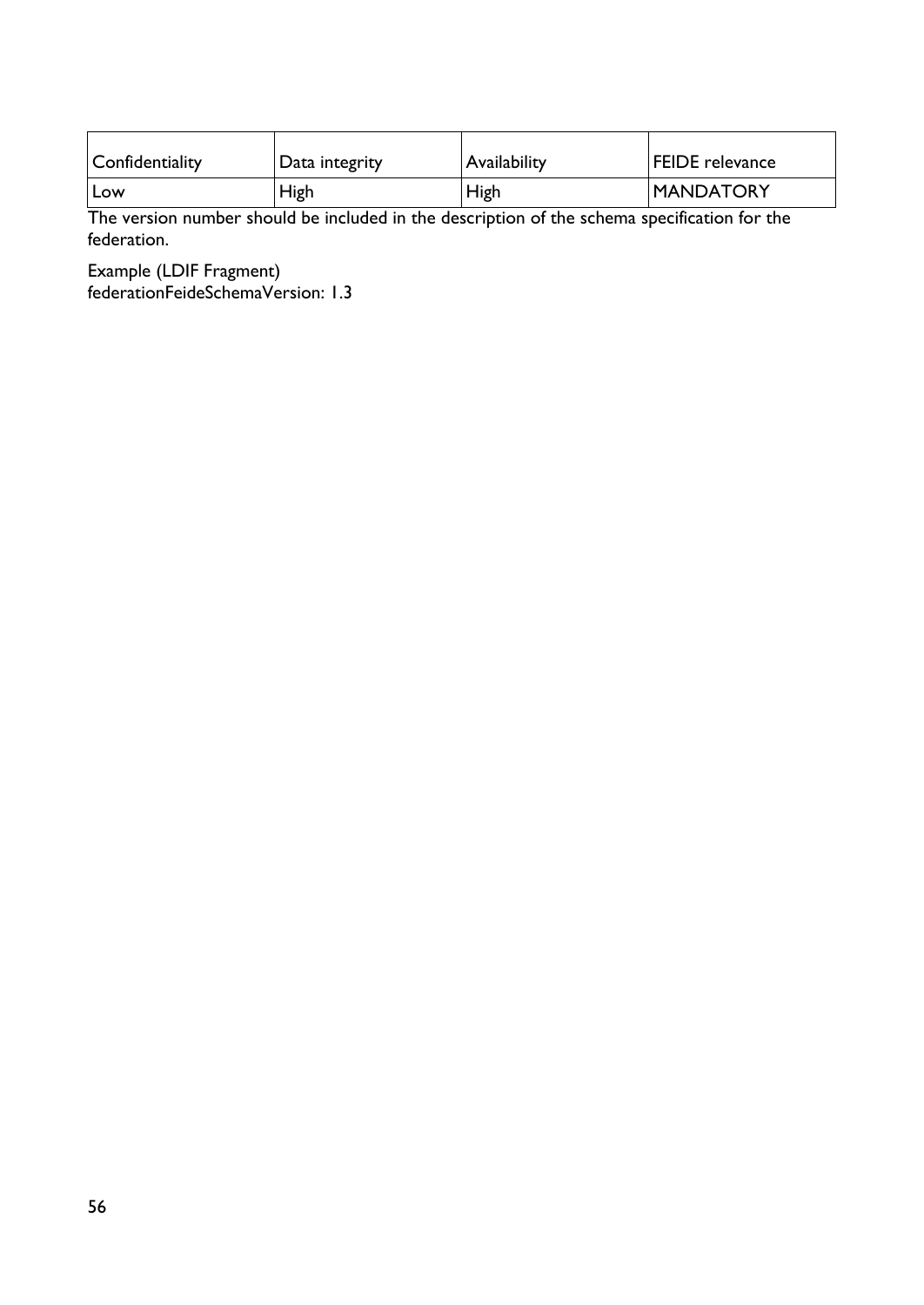| Confidentiality | Data integrity | Availability | FEIDE relevance |
|---|---|---|---|
| Low | High | High | MANDATORY |

The version number should be included in the description of the schema specification for the federation.

Example (LDIF Fragment)
federationFeideSchemaVersion: 1.3